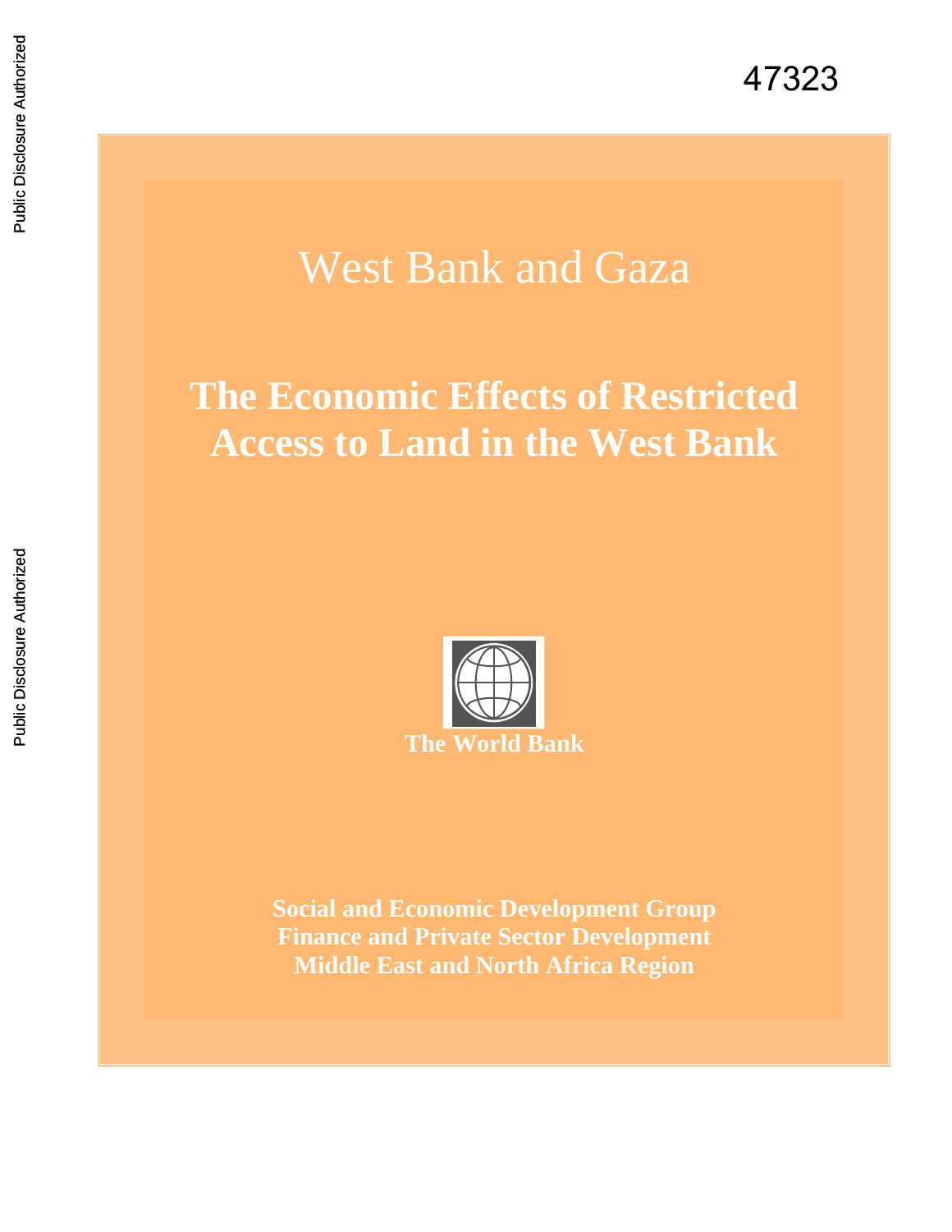47323

# West Bank and Gaza

## The Economic Effects of Restricted Access to Land in the West Bank

**The World Bank**

**Social and Economic Development Group**
**Finance and Private Sector Development**
**Middle East and North Africa Region**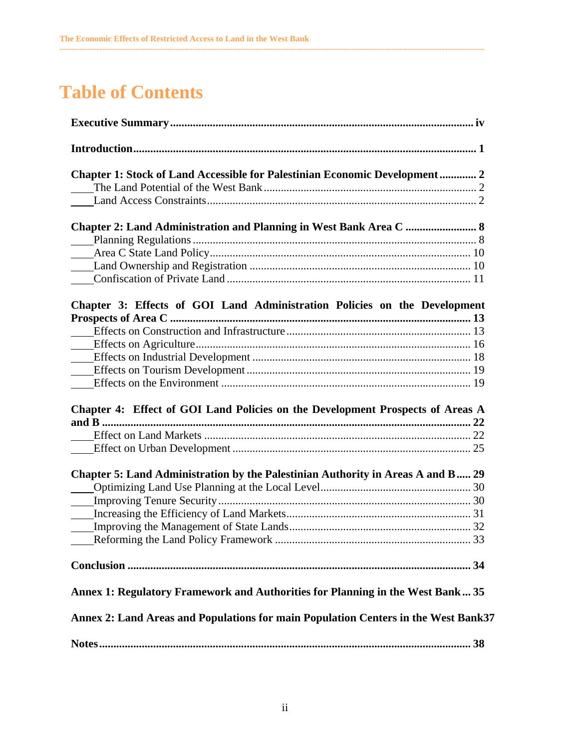# Table of Contents

**Executive Summary** ........ iv

**Introduction** ........ 1

**Chapter 1: Stock of Land Accessible for Palestinian Economic Development** ........ 2
- The Land Potential of the West Bank ........ 2
- Land Access Constraints ........ 2

**Chapter 2: Land Administration and Planning in West Bank Area C** ........ 8
- Planning Regulations ........ 8
- Area C State Land Policy ........ 10
- Land Ownership and Registration ........ 10
- Confiscation of Private Land ........ 11

**Chapter 3: Effects of GOI Land Administration Policies on the Development Prospects of Area C** ........ 13
- Effects on Construction and Infrastructure ........ 13
- Effects on Agriculture ........ 16
- Effects on Industrial Development ........ 18
- Effects on Tourism Development ........ 19
- Effects on the Environment ........ 19

**Chapter 4: Effect of GOI Land Policies on the Development Prospects of Areas A and B** ........ 22
- Effect on Land Markets ........ 22
- Effect on Urban Development ........ 25

**Chapter 5: Land Administration by the Palestinian Authority in Areas A and B** ........ 29
- Optimizing Land Use Planning at the Local Level ........ 30
- Improving Tenure Security ........ 30
- Increasing the Efficiency of Land Markets ........ 31
- Improving the Management of State Lands ........ 32
- Reforming the Land Policy Framework ........ 33

**Conclusion** ........ 34

**Annex 1: Regulatory Framework and Authorities for Planning in the West Bank** ........ 35

**Annex 2: Land Areas and Populations for main Population Centers in the West Bank** ........ 37

**Notes** ........ 38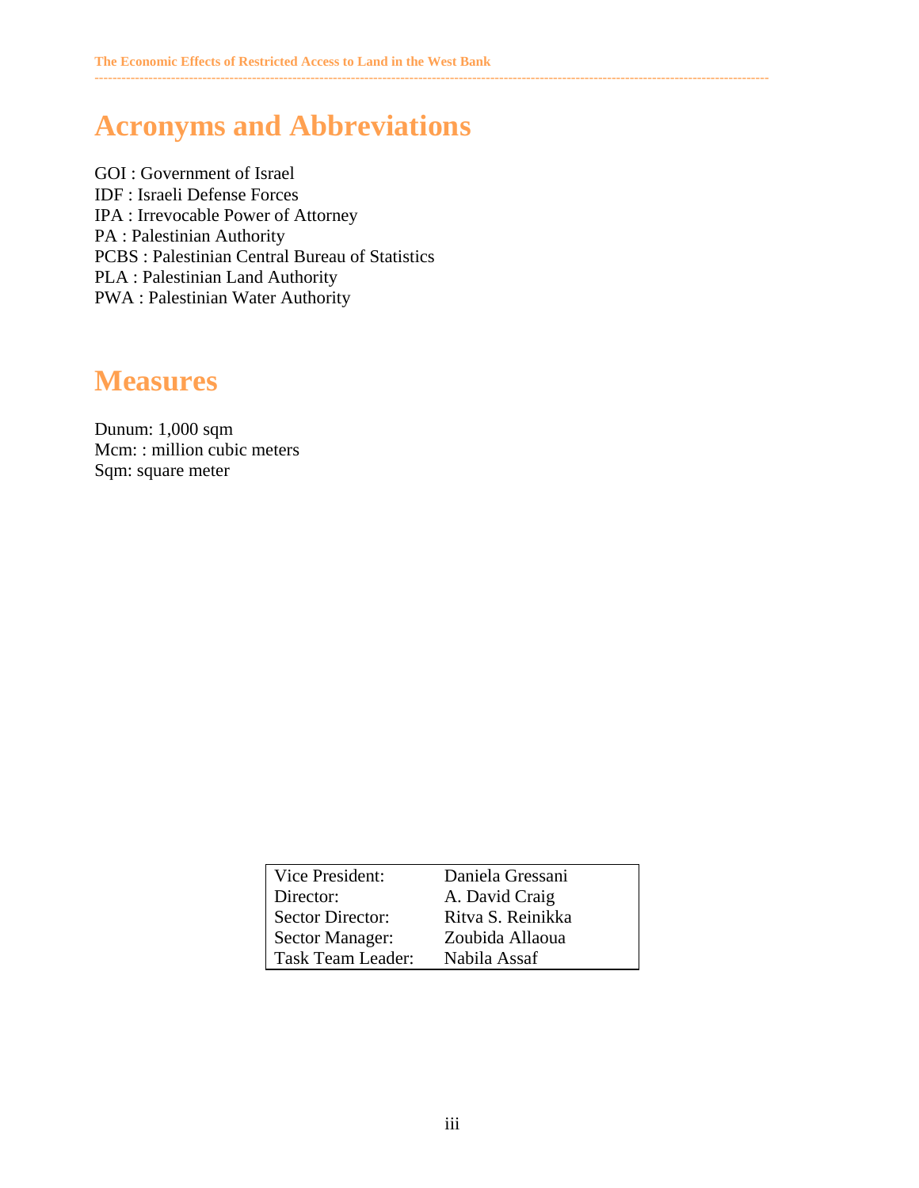# Acronyms and Abbreviations

GOI : Government of Israel
IDF : Israeli Defense Forces
IPA : Irrevocable Power of Attorney
PA : Palestinian Authority
PCBS : Palestinian Central Bureau of Statistics
PLA : Palestinian Land Authority
PWA : Palestinian Water Authority

# Measures

Dunum: 1,000 sqm
Mcm: : million cubic meters
Sqm: square meter

| | |
|---|---|
| Vice President: | Daniela Gressani |
| Director: | A. David Craig |
| Sector Director: | Ritva S. Reinikka |
| Sector Manager: | Zoubida Allaoua |
| Task Team Leader: | Nabila Assaf |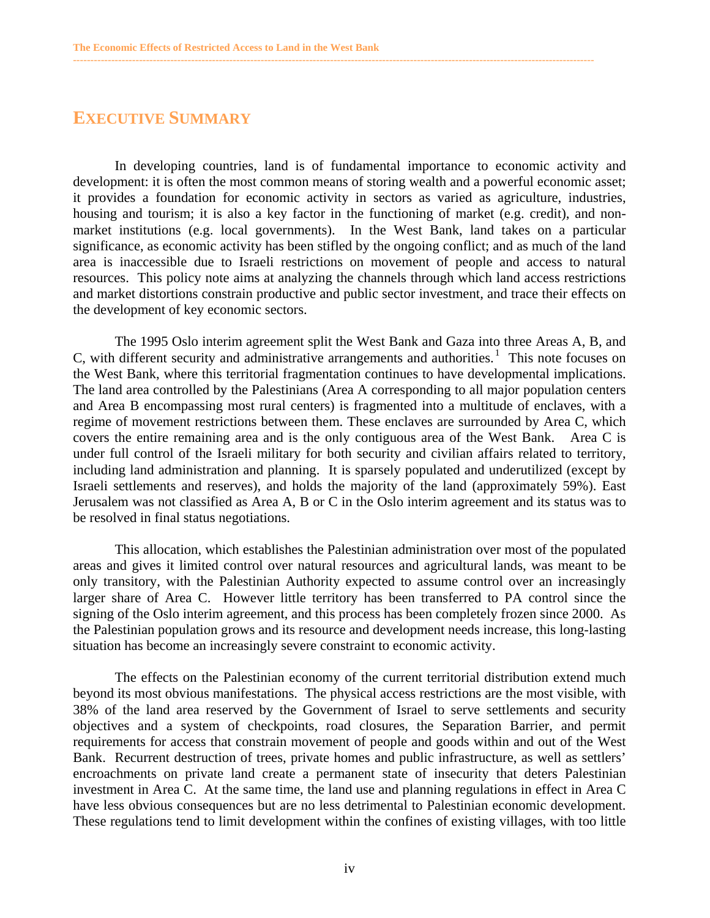# EXECUTIVE SUMMARY

In developing countries, land is of fundamental importance to economic activity and development: it is often the most common means of storing wealth and a powerful economic asset; it provides a foundation for economic activity in sectors as varied as agriculture, industries, housing and tourism; it is also a key factor in the functioning of market (e.g. credit), and non-market institutions (e.g. local governments). In the West Bank, land takes on a particular significance, as economic activity has been stifled by the ongoing conflict; and as much of the land area is inaccessible due to Israeli restrictions on movement of people and access to natural resources. This policy note aims at analyzing the channels through which land access restrictions and market distortions constrain productive and public sector investment, and trace their effects on the development of key economic sectors.

The 1995 Oslo interim agreement split the West Bank and Gaza into three Areas A, B, and C, with different security and administrative arrangements and authorities.[1] This note focuses on the West Bank, where this territorial fragmentation continues to have developmental implications. The land area controlled by the Palestinians (Area A corresponding to all major population centers and Area B encompassing most rural centers) is fragmented into a multitude of enclaves, with a regime of movement restrictions between them. These enclaves are surrounded by Area C, which covers the entire remaining area and is the only contiguous area of the West Bank. Area C is under full control of the Israeli military for both security and civilian affairs related to territory, including land administration and planning. It is sparsely populated and underutilized (except by Israeli settlements and reserves), and holds the majority of the land (approximately 59%). East Jerusalem was not classified as Area A, B or C in the Oslo interim agreement and its status was to be resolved in final status negotiations.

This allocation, which establishes the Palestinian administration over most of the populated areas and gives it limited control over natural resources and agricultural lands, was meant to be only transitory, with the Palestinian Authority expected to assume control over an increasingly larger share of Area C. However little territory has been transferred to PA control since the signing of the Oslo interim agreement, and this process has been completely frozen since 2000. As the Palestinian population grows and its resource and development needs increase, this long-lasting situation has become an increasingly severe constraint to economic activity.

The effects on the Palestinian economy of the current territorial distribution extend much beyond its most obvious manifestations. The physical access restrictions are the most visible, with 38% of the land area reserved by the Government of Israel to serve settlements and security objectives and a system of checkpoints, road closures, the Separation Barrier, and permit requirements for access that constrain movement of people and goods within and out of the West Bank. Recurrent destruction of trees, private homes and public infrastructure, as well as settlers' encroachments on private land create a permanent state of insecurity that deters Palestinian investment in Area C. At the same time, the land use and planning regulations in effect in Area C have less obvious consequences but are no less detrimental to Palestinian economic development. These regulations tend to limit development within the confines of existing villages, with too little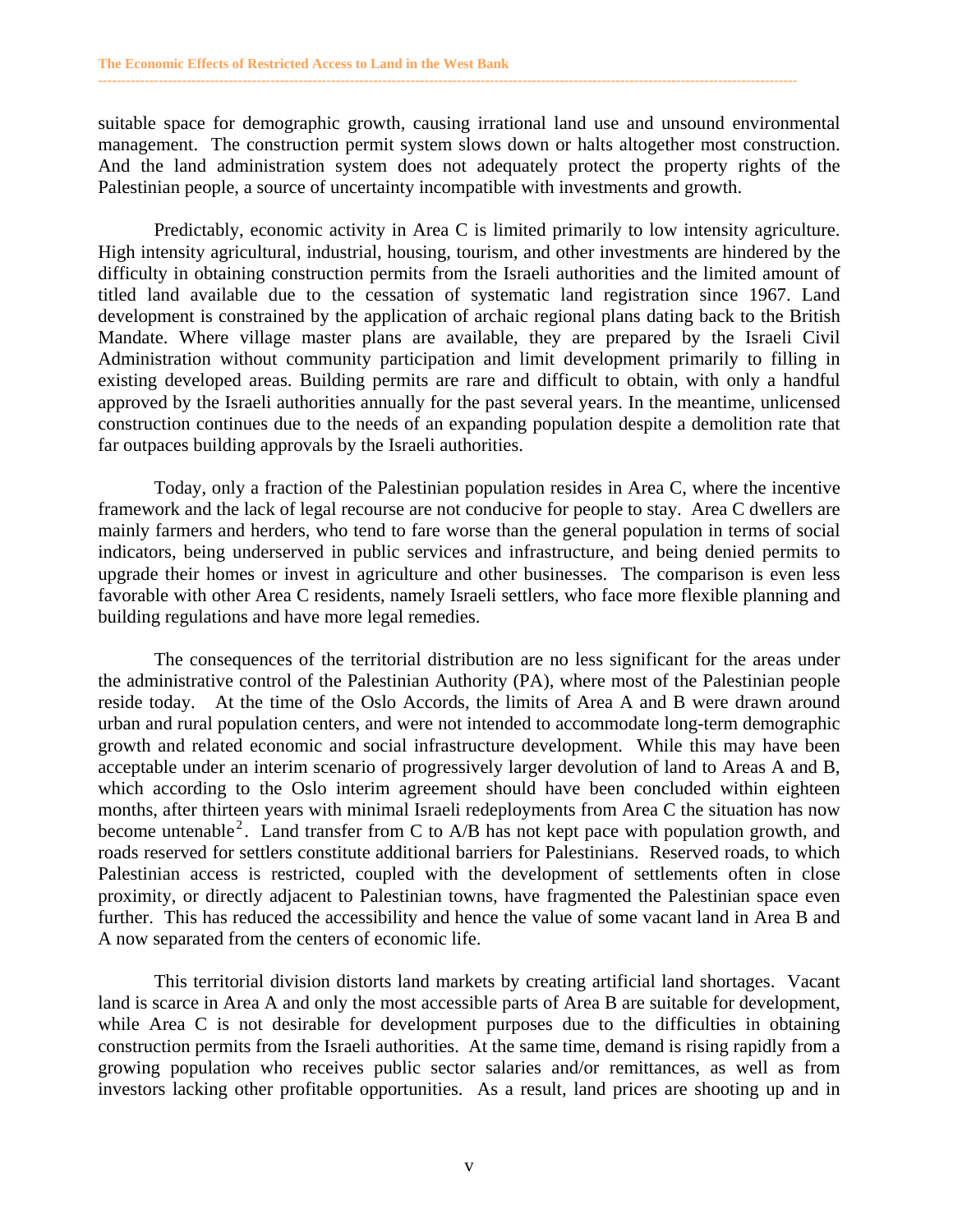suitable space for demographic growth, causing irrational land use and unsound environmental management. The construction permit system slows down or halts altogether most construction. And the land administration system does not adequately protect the property rights of the Palestinian people, a source of uncertainty incompatible with investments and growth.

Predictably, economic activity in Area C is limited primarily to low intensity agriculture. High intensity agricultural, industrial, housing, tourism, and other investments are hindered by the difficulty in obtaining construction permits from the Israeli authorities and the limited amount of titled land available due to the cessation of systematic land registration since 1967. Land development is constrained by the application of archaic regional plans dating back to the British Mandate. Where village master plans are available, they are prepared by the Israeli Civil Administration without community participation and limit development primarily to filling in existing developed areas. Building permits are rare and difficult to obtain, with only a handful approved by the Israeli authorities annually for the past several years. In the meantime, unlicensed construction continues due to the needs of an expanding population despite a demolition rate that far outpaces building approvals by the Israeli authorities.

Today, only a fraction of the Palestinian population resides in Area C, where the incentive framework and the lack of legal recourse are not conducive for people to stay. Area C dwellers are mainly farmers and herders, who tend to fare worse than the general population in terms of social indicators, being underserved in public services and infrastructure, and being denied permits to upgrade their homes or invest in agriculture and other businesses. The comparison is even less favorable with other Area C residents, namely Israeli settlers, who face more flexible planning and building regulations and have more legal remedies.

The consequences of the territorial distribution are no less significant for the areas under the administrative control of the Palestinian Authority (PA), where most of the Palestinian people reside today. At the time of the Oslo Accords, the limits of Area A and B were drawn around urban and rural population centers, and were not intended to accommodate long-term demographic growth and related economic and social infrastructure development. While this may have been acceptable under an interim scenario of progressively larger devolution of land to Areas A and B, which according to the Oslo interim agreement should have been concluded within eighteen months, after thirteen years with minimal Israeli redeployments from Area C the situation has now become untenable[2]. Land transfer from C to A/B has not kept pace with population growth, and roads reserved for settlers constitute additional barriers for Palestinians. Reserved roads, to which Palestinian access is restricted, coupled with the development of settlements often in close proximity, or directly adjacent to Palestinian towns, have fragmented the Palestinian space even further. This has reduced the accessibility and hence the value of some vacant land in Area B and A now separated from the centers of economic life.

This territorial division distorts land markets by creating artificial land shortages. Vacant land is scarce in Area A and only the most accessible parts of Area B are suitable for development, while Area C is not desirable for development purposes due to the difficulties in obtaining construction permits from the Israeli authorities. At the same time, demand is rising rapidly from a growing population who receives public sector salaries and/or remittances, as well as from investors lacking other profitable opportunities. As a result, land prices are shooting up and in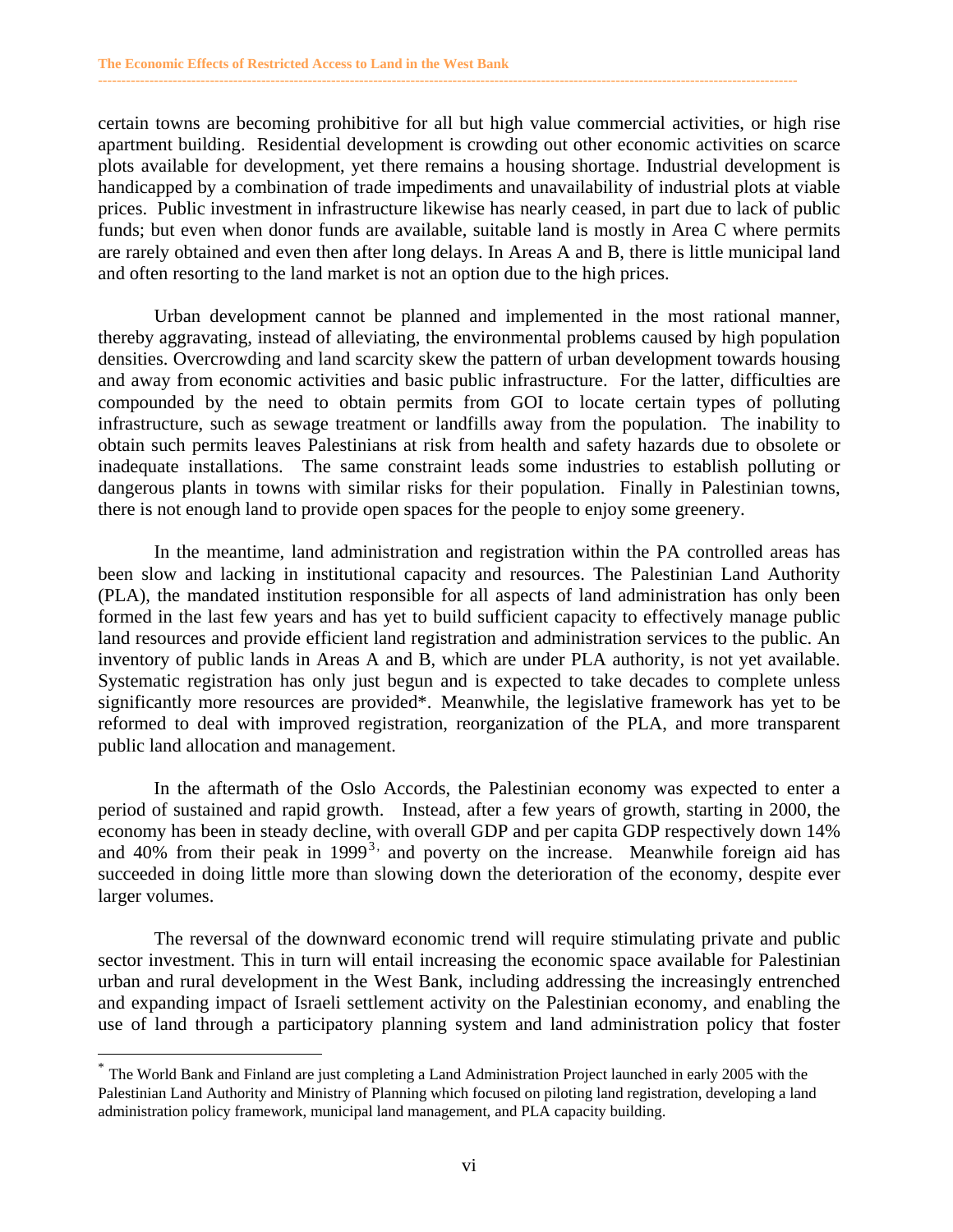certain towns are becoming prohibitive for all but high value commercial activities, or high rise apartment building. Residential development is crowding out other economic activities on scarce plots available for development, yet there remains a housing shortage. Industrial development is handicapped by a combination of trade impediments and unavailability of industrial plots at viable prices. Public investment in infrastructure likewise has nearly ceased, in part due to lack of public funds; but even when donor funds are available, suitable land is mostly in Area C where permits are rarely obtained and even then after long delays. In Areas A and B, there is little municipal land and often resorting to the land market is not an option due to the high prices.

Urban development cannot be planned and implemented in the most rational manner, thereby aggravating, instead of alleviating, the environmental problems caused by high population densities. Overcrowding and land scarcity skew the pattern of urban development towards housing and away from economic activities and basic public infrastructure. For the latter, difficulties are compounded by the need to obtain permits from GOI to locate certain types of polluting infrastructure, such as sewage treatment or landfills away from the population. The inability to obtain such permits leaves Palestinians at risk from health and safety hazards due to obsolete or inadequate installations. The same constraint leads some industries to establish polluting or dangerous plants in towns with similar risks for their population. Finally in Palestinian towns, there is not enough land to provide open spaces for the people to enjoy some greenery.

In the meantime, land administration and registration within the PA controlled areas has been slow and lacking in institutional capacity and resources. The Palestinian Land Authority (PLA), the mandated institution responsible for all aspects of land administration has only been formed in the last few years and has yet to build sufficient capacity to effectively manage public land resources and provide efficient land registration and administration services to the public. An inventory of public lands in Areas A and B, which are under PLA authority, is not yet available. Systematic registration has only just begun and is expected to take decades to complete unless significantly more resources are provided*. Meanwhile, the legislative framework has yet to be reformed to deal with improved registration, reorganization of the PLA, and more transparent public land allocation and management.

In the aftermath of the Oslo Accords, the Palestinian economy was expected to enter a period of sustained and rapid growth. Instead, after a few years of growth, starting in 2000, the economy has been in steady decline, with overall GDP and per capita GDP respectively down 14% and 40% from their peak in 1999[3], and poverty on the increase. Meanwhile foreign aid has succeeded in doing little more than slowing down the deterioration of the economy, despite ever larger volumes.

The reversal of the downward economic trend will require stimulating private and public sector investment. This in turn will entail increasing the economic space available for Palestinian urban and rural development in the West Bank, including addressing the increasingly entrenched and expanding impact of Israeli settlement activity on the Palestinian economy, and enabling the use of land through a participatory planning system and land administration policy that foster

---

* The World Bank and Finland are just completing a Land Administration Project launched in early 2005 with the Palestinian Land Authority and Ministry of Planning which focused on piloting land registration, developing a land administration policy framework, municipal land management, and PLA capacity building.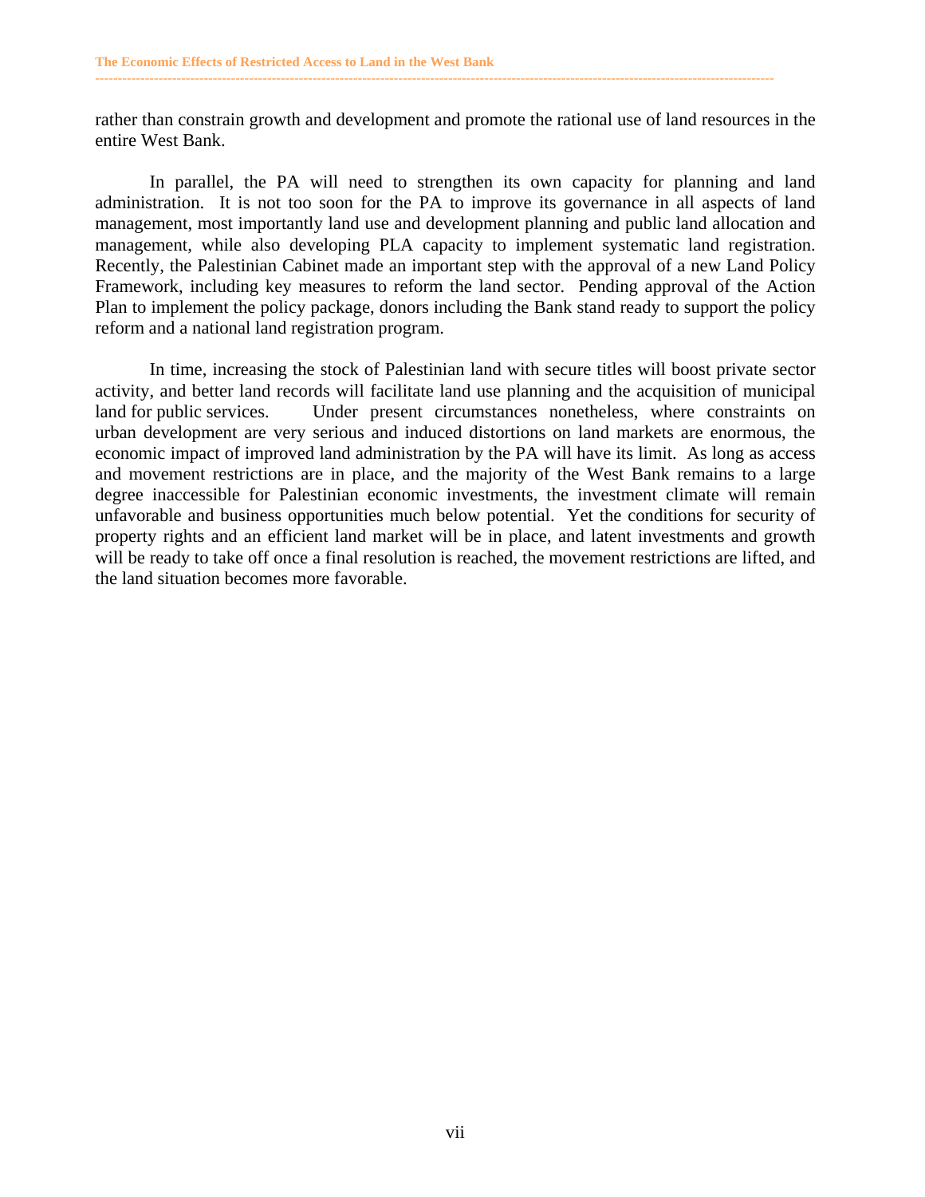rather than constrain growth and development and promote the rational use of land resources in the entire West Bank.

In parallel, the PA will need to strengthen its own capacity for planning and land administration. It is not too soon for the PA to improve its governance in all aspects of land management, most importantly land use and development planning and public land allocation and management, while also developing PLA capacity to implement systematic land registration. Recently, the Palestinian Cabinet made an important step with the approval of a new Land Policy Framework, including key measures to reform the land sector. Pending approval of the Action Plan to implement the policy package, donors including the Bank stand ready to support the policy reform and a national land registration program.

In time, increasing the stock of Palestinian land with secure titles will boost private sector activity, and better land records will facilitate land use planning and the acquisition of municipal land for public services. Under present circumstances nonetheless, where constraints on urban development are very serious and induced distortions on land markets are enormous, the economic impact of improved land administration by the PA will have its limit. As long as access and movement restrictions are in place, and the majority of the West Bank remains to a large degree inaccessible for Palestinian economic investments, the investment climate will remain unfavorable and business opportunities much below potential. Yet the conditions for security of property rights and an efficient land market will be in place, and latent investments and growth will be ready to take off once a final resolution is reached, the movement restrictions are lifted, and the land situation becomes more favorable.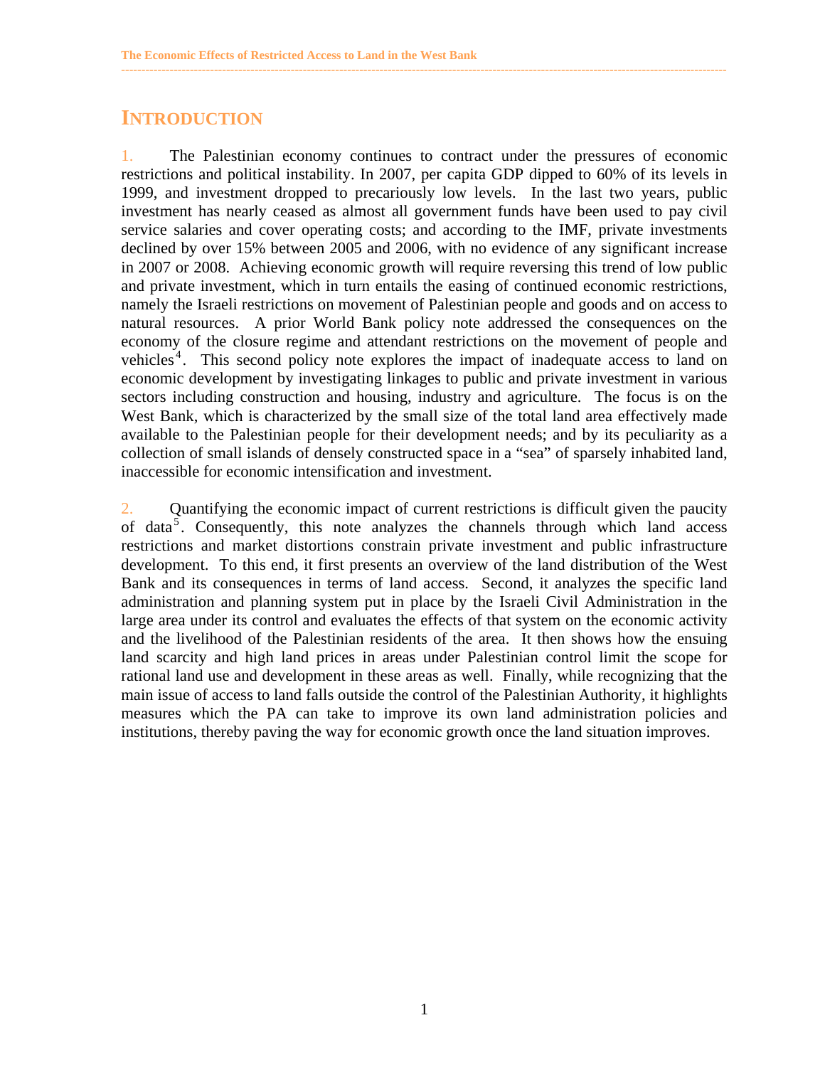# INTRODUCTION

1. The Palestinian economy continues to contract under the pressures of economic restrictions and political instability. In 2007, per capita GDP dipped to 60% of its levels in 1999, and investment dropped to precariously low levels. In the last two years, public investment has nearly ceased as almost all government funds have been used to pay civil service salaries and cover operating costs; and according to the IMF, private investments declined by over 15% between 2005 and 2006, with no evidence of any significant increase in 2007 or 2008. Achieving economic growth will require reversing this trend of low public and private investment, which in turn entails the easing of continued economic restrictions, namely the Israeli restrictions on movement of Palestinian people and goods and on access to natural resources. A prior World Bank policy note addressed the consequences on the economy of the closure regime and attendant restrictions on the movement of people and vehicles[4]. This second policy note explores the impact of inadequate access to land on economic development by investigating linkages to public and private investment in various sectors including construction and housing, industry and agriculture. The focus is on the West Bank, which is characterized by the small size of the total land area effectively made available to the Palestinian people for their development needs; and by its peculiarity as a collection of small islands of densely constructed space in a "sea" of sparsely inhabited land, inaccessible for economic intensification and investment.

2. Quantifying the economic impact of current restrictions is difficult given the paucity of data[5]. Consequently, this note analyzes the channels through which land access restrictions and market distortions constrain private investment and public infrastructure development. To this end, it first presents an overview of the land distribution of the West Bank and its consequences in terms of land access. Second, it analyzes the specific land administration and planning system put in place by the Israeli Civil Administration in the large area under its control and evaluates the effects of that system on the economic activity and the livelihood of the Palestinian residents of the area. It then shows how the ensuing land scarcity and high land prices in areas under Palestinian control limit the scope for rational land use and development in these areas as well. Finally, while recognizing that the main issue of access to land falls outside the control of the Palestinian Authority, it highlights measures which the PA can take to improve its own land administration policies and institutions, thereby paving the way for economic growth once the land situation improves.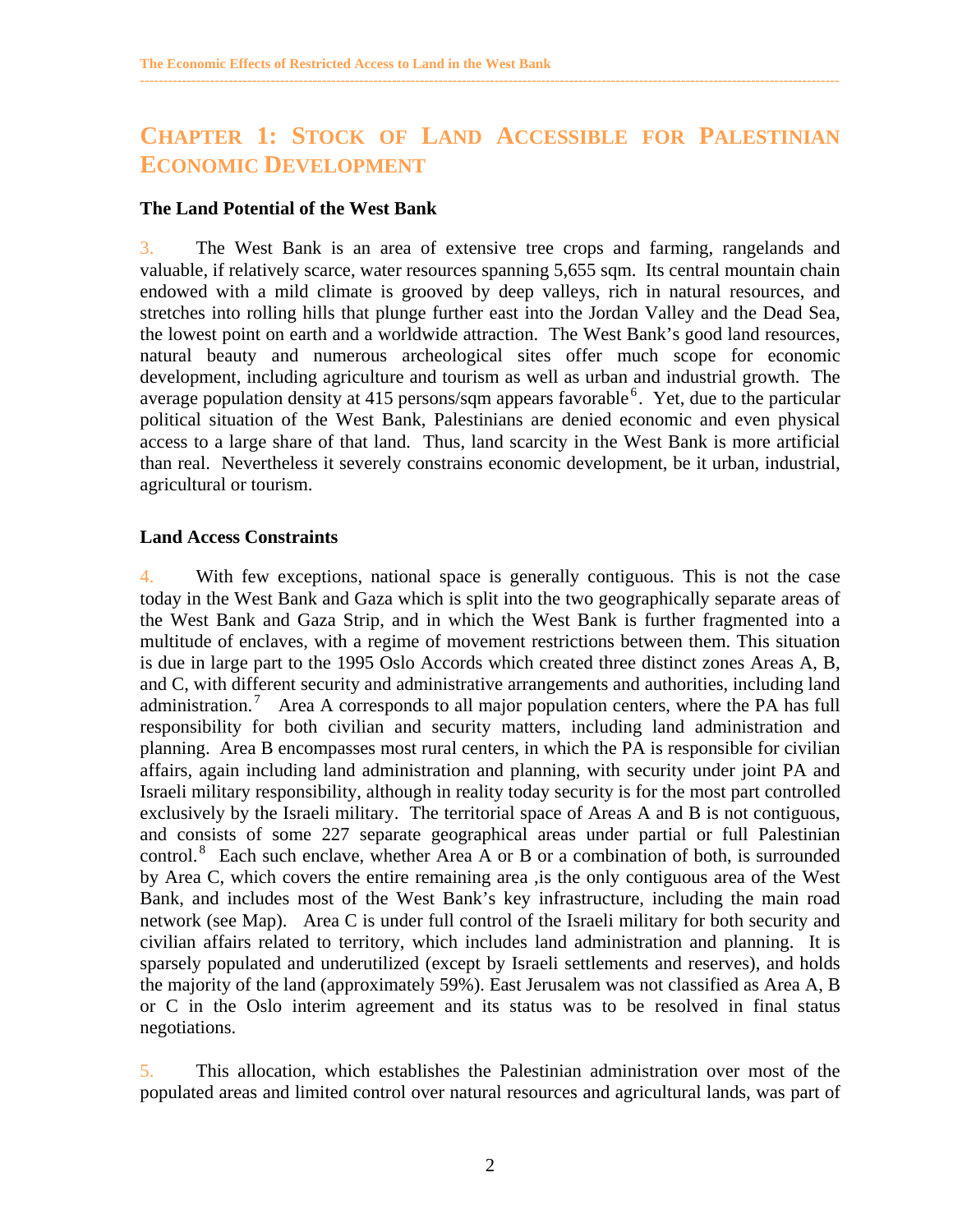# CHAPTER 1: STOCK OF LAND ACCESSIBLE FOR PALESTINIAN ECONOMIC DEVELOPMENT

### The Land Potential of the West Bank

3. The West Bank is an area of extensive tree crops and farming, rangelands and valuable, if relatively scarce, water resources spanning 5,655 sqm. Its central mountain chain endowed with a mild climate is grooved by deep valleys, rich in natural resources, and stretches into rolling hills that plunge further east into the Jordan Valley and the Dead Sea, the lowest point on earth and a worldwide attraction. The West Bank's good land resources, natural beauty and numerous archeological sites offer much scope for economic development, including agriculture and tourism as well as urban and industrial growth. The average population density at 415 persons/sqm appears favorable[6]. Yet, due to the particular political situation of the West Bank, Palestinians are denied economic and even physical access to a large share of that land. Thus, land scarcity in the West Bank is more artificial than real. Nevertheless it severely constrains economic development, be it urban, industrial, agricultural or tourism.

### Land Access Constraints

4. With few exceptions, national space is generally contiguous. This is not the case today in the West Bank and Gaza which is split into the two geographically separate areas of the West Bank and Gaza Strip, and in which the West Bank is further fragmented into a multitude of enclaves, with a regime of movement restrictions between them. This situation is due in large part to the 1995 Oslo Accords which created three distinct zones Areas A, B, and C, with different security and administrative arrangements and authorities, including land administration.[7] Area A corresponds to all major population centers, where the PA has full responsibility for both civilian and security matters, including land administration and planning. Area B encompasses most rural centers, in which the PA is responsible for civilian affairs, again including land administration and planning, with security under joint PA and Israeli military responsibility, although in reality today security is for the most part controlled exclusively by the Israeli military. The territorial space of Areas A and B is not contiguous, and consists of some 227 separate geographical areas under partial or full Palestinian control.[8] Each such enclave, whether Area A or B or a combination of both, is surrounded by Area C, which covers the entire remaining area ,is the only contiguous area of the West Bank, and includes most of the West Bank's key infrastructure, including the main road network (see Map). Area C is under full control of the Israeli military for both security and civilian affairs related to territory, which includes land administration and planning. It is sparsely populated and underutilized (except by Israeli settlements and reserves), and holds the majority of the land (approximately 59%). East Jerusalem was not classified as Area A, B or C in the Oslo interim agreement and its status was to be resolved in final status negotiations.

5. This allocation, which establishes the Palestinian administration over most of the populated areas and limited control over natural resources and agricultural lands, was part of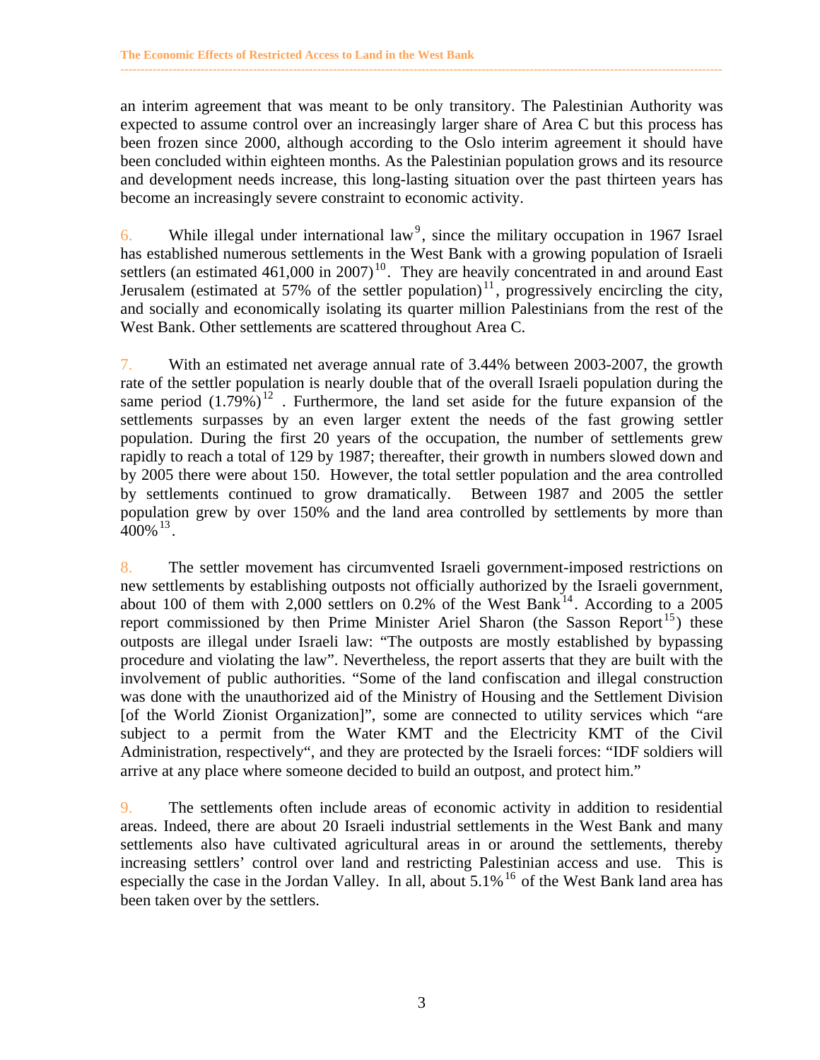an interim agreement that was meant to be only transitory. The Palestinian Authority was expected to assume control over an increasingly larger share of Area C but this process has been frozen since 2000, although according to the Oslo interim agreement it should have been concluded within eighteen months. As the Palestinian population grows and its resource and development needs increase, this long-lasting situation over the past thirteen years has become an increasingly severe constraint to economic activity.

6. While illegal under international law[9], since the military occupation in 1967 Israel has established numerous settlements in the West Bank with a growing population of Israeli settlers (an estimated 461,000 in 2007)[10]. They are heavily concentrated in and around East Jerusalem (estimated at 57% of the settler population)[11], progressively encircling the city, and socially and economically isolating its quarter million Palestinians from the rest of the West Bank. Other settlements are scattered throughout Area C.

7. With an estimated net average annual rate of 3.44% between 2003-2007, the growth rate of the settler population is nearly double that of the overall Israeli population during the same period (1.79%)[12] . Furthermore, the land set aside for the future expansion of the settlements surpasses by an even larger extent the needs of the fast growing settler population. During the first 20 years of the occupation, the number of settlements grew rapidly to reach a total of 129 by 1987; thereafter, their growth in numbers slowed down and by 2005 there were about 150. However, the total settler population and the area controlled by settlements continued to grow dramatically. Between 1987 and 2005 the settler population grew by over 150% and the land area controlled by settlements by more than 400%[13].

8. The settler movement has circumvented Israeli government-imposed restrictions on new settlements by establishing outposts not officially authorized by the Israeli government, about 100 of them with 2,000 settlers on 0.2% of the West Bank[14]. According to a 2005 report commissioned by then Prime Minister Ariel Sharon (the Sasson Report[15]) these outposts are illegal under Israeli law: "The outposts are mostly established by bypassing procedure and violating the law". Nevertheless, the report asserts that they are built with the involvement of public authorities. "Some of the land confiscation and illegal construction was done with the unauthorized aid of the Ministry of Housing and the Settlement Division [of the World Zionist Organization]", some are connected to utility services which "are subject to a permit from the Water KMT and the Electricity KMT of the Civil Administration, respectively", and they are protected by the Israeli forces: "IDF soldiers will arrive at any place where someone decided to build an outpost, and protect him."

9. The settlements often include areas of economic activity in addition to residential areas. Indeed, there are about 20 Israeli industrial settlements in the West Bank and many settlements also have cultivated agricultural areas in or around the settlements, thereby increasing settlers' control over land and restricting Palestinian access and use. This is especially the case in the Jordan Valley. In all, about 5.1%[16] of the West Bank land area has been taken over by the settlers.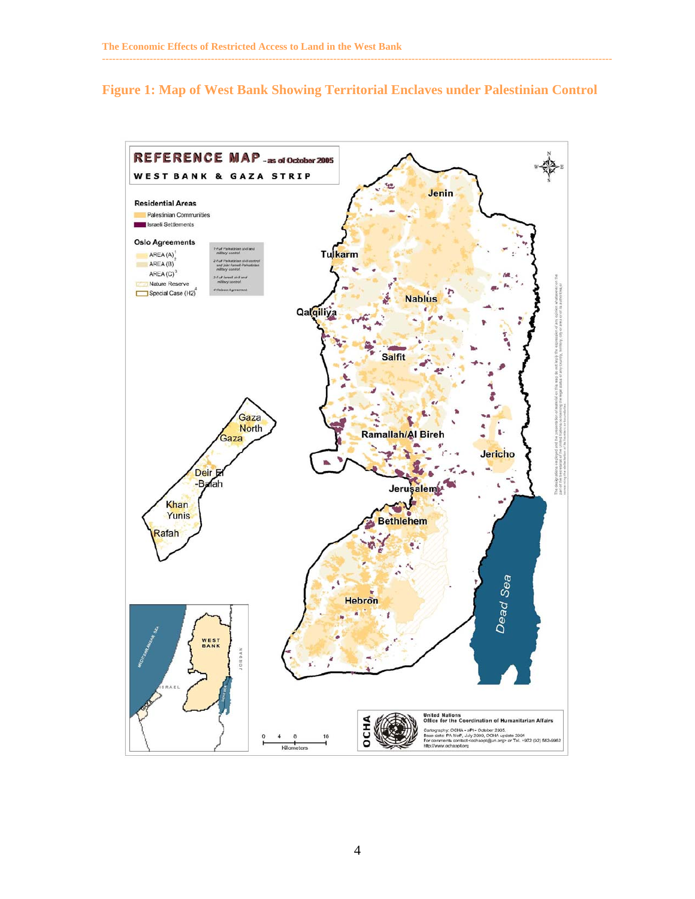## Figure 1: Map of West Bank Showing Territorial Enclaves under Palestinian Control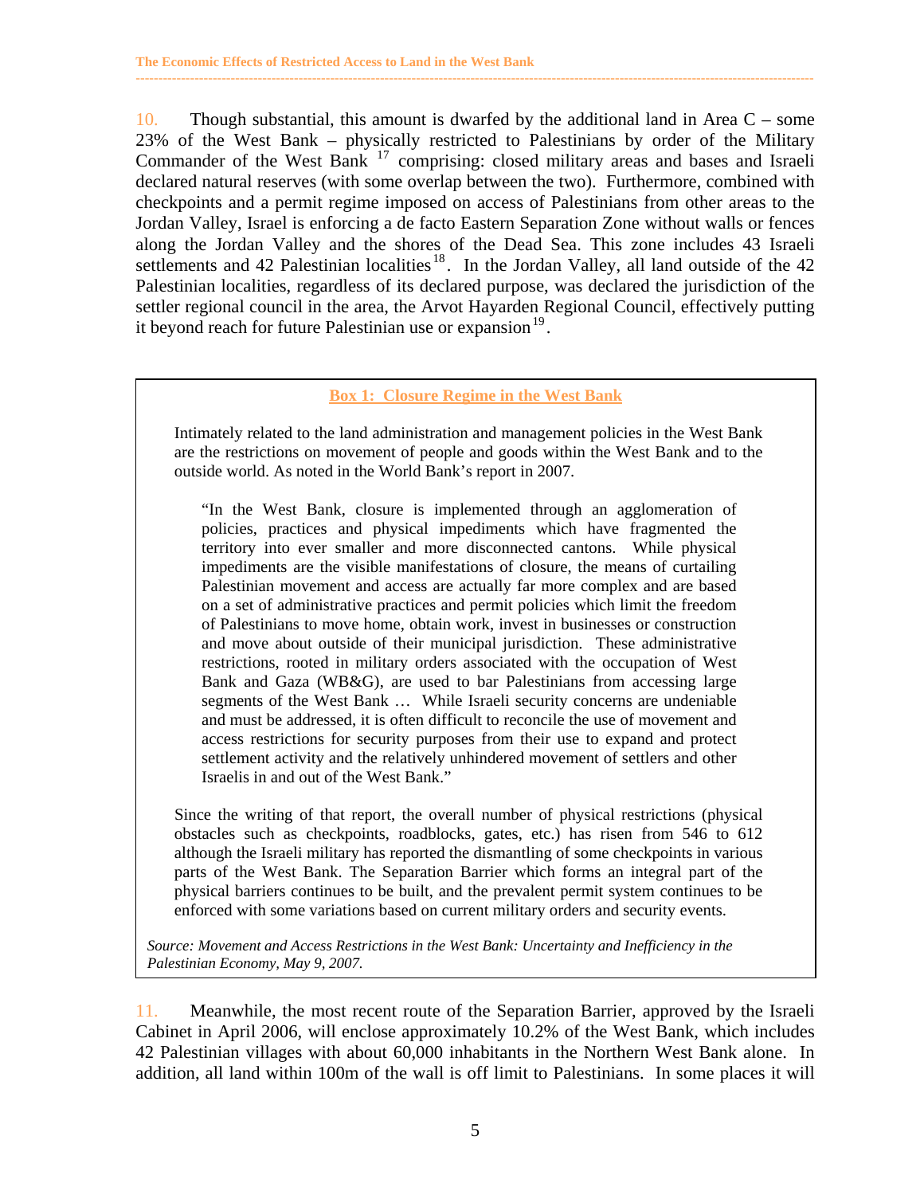10. Though substantial, this amount is dwarfed by the additional land in Area C – some 23% of the West Bank – physically restricted to Palestinians by order of the Military Commander of the West Bank [17] comprising: closed military areas and bases and Israeli declared natural reserves (with some overlap between the two). Furthermore, combined with checkpoints and a permit regime imposed on access of Palestinians from other areas to the Jordan Valley, Israel is enforcing a de facto Eastern Separation Zone without walls or fences along the Jordan Valley and the shores of the Dead Sea. This zone includes 43 Israeli settlements and 42 Palestinian localities [18]. In the Jordan Valley, all land outside of the 42 Palestinian localities, regardless of its declared purpose, was declared the jurisdiction of the settler regional council in the area, the Arvot Hayarden Regional Council, effectively putting it beyond reach for future Palestinian use or expansion [19].

> **Box 1: Closure Regime in the West Bank**
>
> Intimately related to the land administration and management policies in the West Bank are the restrictions on movement of people and goods within the West Bank and to the outside world. As noted in the World Bank's report in 2007.
>
> "In the West Bank, closure is implemented through an agglomeration of policies, practices and physical impediments which have fragmented the territory into ever smaller and more disconnected cantons. While physical impediments are the visible manifestations of closure, the means of curtailing Palestinian movement and access are actually far more complex and are based on a set of administrative practices and permit policies which limit the freedom of Palestinians to move home, obtain work, invest in businesses or construction and move about outside of their municipal jurisdiction. These administrative restrictions, rooted in military orders associated with the occupation of West Bank and Gaza (WB&G), are used to bar Palestinians from accessing large segments of the West Bank … While Israeli security concerns are undeniable and must be addressed, it is often difficult to reconcile the use of movement and access restrictions for security purposes from their use to expand and protect settlement activity and the relatively unhindered movement of settlers and other Israelis in and out of the West Bank."
>
> Since the writing of that report, the overall number of physical restrictions (physical obstacles such as checkpoints, roadblocks, gates, etc.) has risen from 546 to 612 although the Israeli military has reported the dismantling of some checkpoints in various parts of the West Bank. The Separation Barrier which forms an integral part of the physical barriers continues to be built, and the prevalent permit system continues to be enforced with some variations based on current military orders and security events.
>
> *Source: Movement and Access Restrictions in the West Bank: Uncertainty and Inefficiency in the Palestinian Economy, May 9, 2007.*

11. Meanwhile, the most recent route of the Separation Barrier, approved by the Israeli Cabinet in April 2006, will enclose approximately 10.2% of the West Bank, which includes 42 Palestinian villages with about 60,000 inhabitants in the Northern West Bank alone. In addition, all land within 100m of the wall is off limit to Palestinians. In some places it will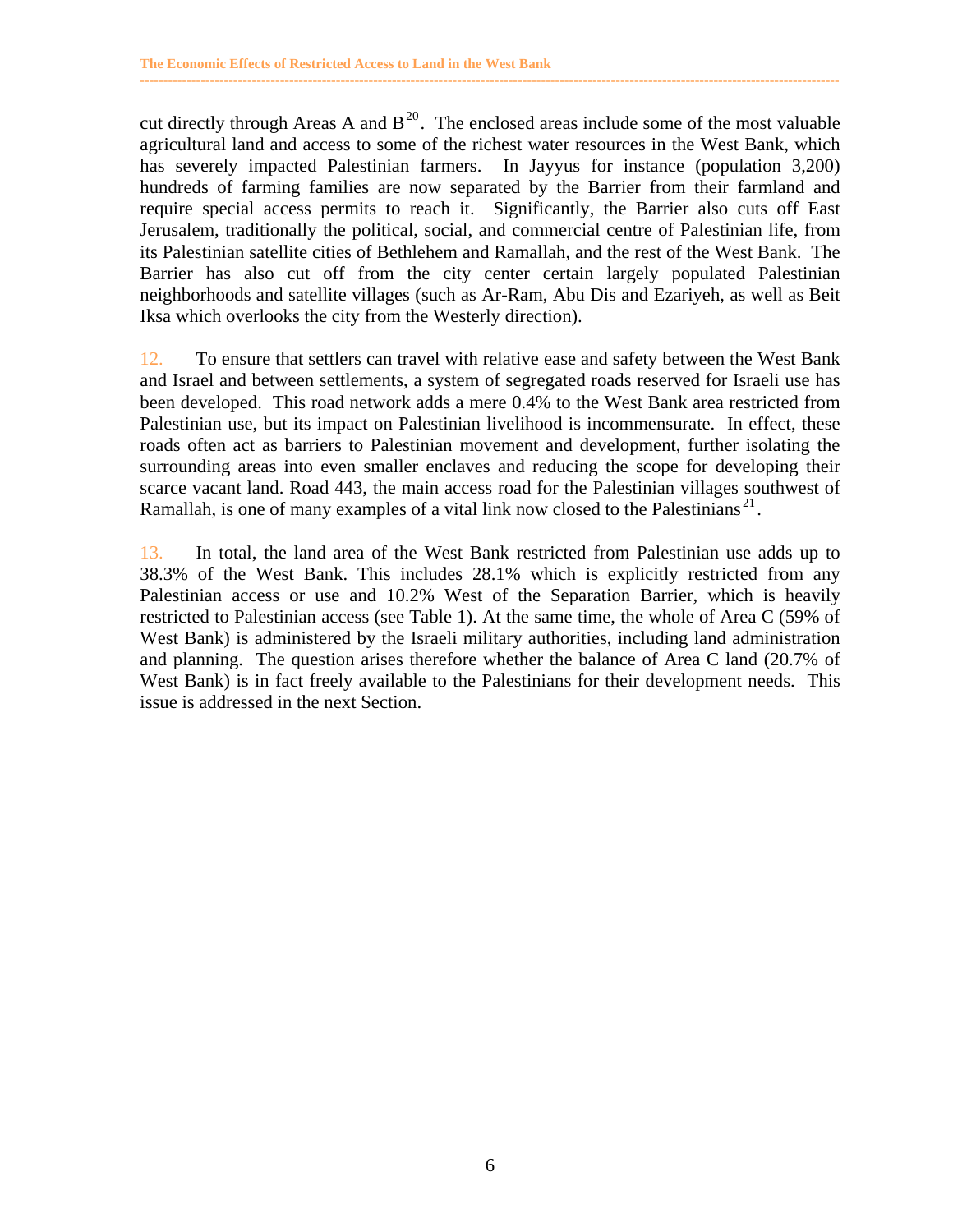cut directly through Areas A and B[20]. The enclosed areas include some of the most valuable agricultural land and access to some of the richest water resources in the West Bank, which has severely impacted Palestinian farmers. In Jayyus for instance (population 3,200) hundreds of farming families are now separated by the Barrier from their farmland and require special access permits to reach it. Significantly, the Barrier also cuts off East Jerusalem, traditionally the political, social, and commercial centre of Palestinian life, from its Palestinian satellite cities of Bethlehem and Ramallah, and the rest of the West Bank. The Barrier has also cut off from the city center certain largely populated Palestinian neighborhoods and satellite villages (such as Ar-Ram, Abu Dis and Ezariyeh, as well as Beit Iksa which overlooks the city from the Westerly direction).

12. To ensure that settlers can travel with relative ease and safety between the West Bank and Israel and between settlements, a system of segregated roads reserved for Israeli use has been developed. This road network adds a mere 0.4% to the West Bank area restricted from Palestinian use, but its impact on Palestinian livelihood is incommensurate. In effect, these roads often act as barriers to Palestinian movement and development, further isolating the surrounding areas into even smaller enclaves and reducing the scope for developing their scarce vacant land. Road 443, the main access road for the Palestinian villages southwest of Ramallah, is one of many examples of a vital link now closed to the Palestinians[21].

13. In total, the land area of the West Bank restricted from Palestinian use adds up to 38.3% of the West Bank. This includes 28.1% which is explicitly restricted from any Palestinian access or use and 10.2% West of the Separation Barrier, which is heavily restricted to Palestinian access (see Table 1). At the same time, the whole of Area C (59% of West Bank) is administered by the Israeli military authorities, including land administration and planning. The question arises therefore whether the balance of Area C land (20.7% of West Bank) is in fact freely available to the Palestinians for their development needs. This issue is addressed in the next Section.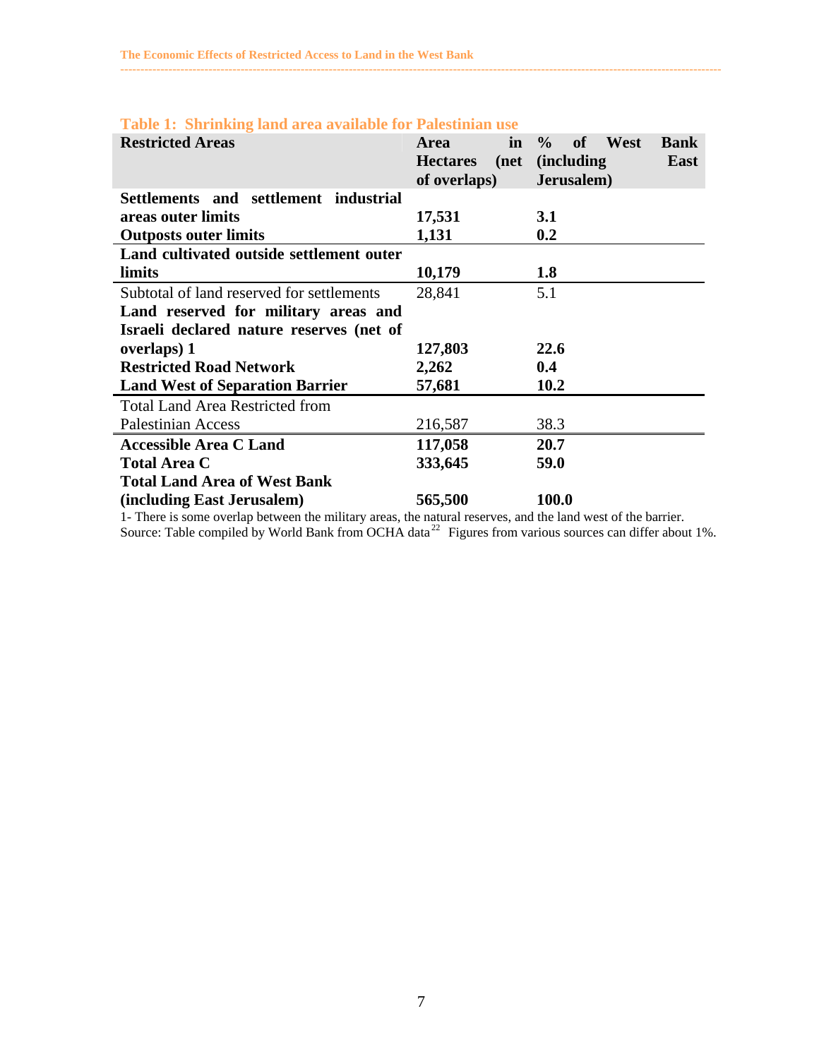**Table 1: Shrinking land area available for Palestinian use**

| Restricted Areas | Area in Hectares (net of overlaps) | % of West Bank (including East Jerusalem) |
|---|---|---|
| **Settlements and settlement industrial areas outer limits** | **17,531** | **3.1** |
| **Outposts outer limits** | **1,131** | **0.2** |
| **Land cultivated outside settlement outer limits** | **10,179** | **1.8** |
| Subtotal of land reserved for settlements | 28,841 | 5.1 |
| **Land reserved for military areas and Israeli declared nature reserves (net of overlaps) 1** | **127,803** | **22.6** |
| **Restricted Road Network** | **2,262** | **0.4** |
| **Land West of Separation Barrier** | **57,681** | **10.2** |
| Total Land Area Restricted from Palestinian Access | 216,587 | 38.3 |
| **Accessible Area C Land** | **117,058** | **20.7** |
| **Total Area C** | **333,645** | **59.0** |
| **Total Land Area of West Bank (including East Jerusalem)** | **565,500** | **100.0** |

1- There is some overlap between the military areas, the natural reserves, and the land west of the barrier.
Source: Table compiled by World Bank from OCHA data[22] Figures from various sources can differ about 1%.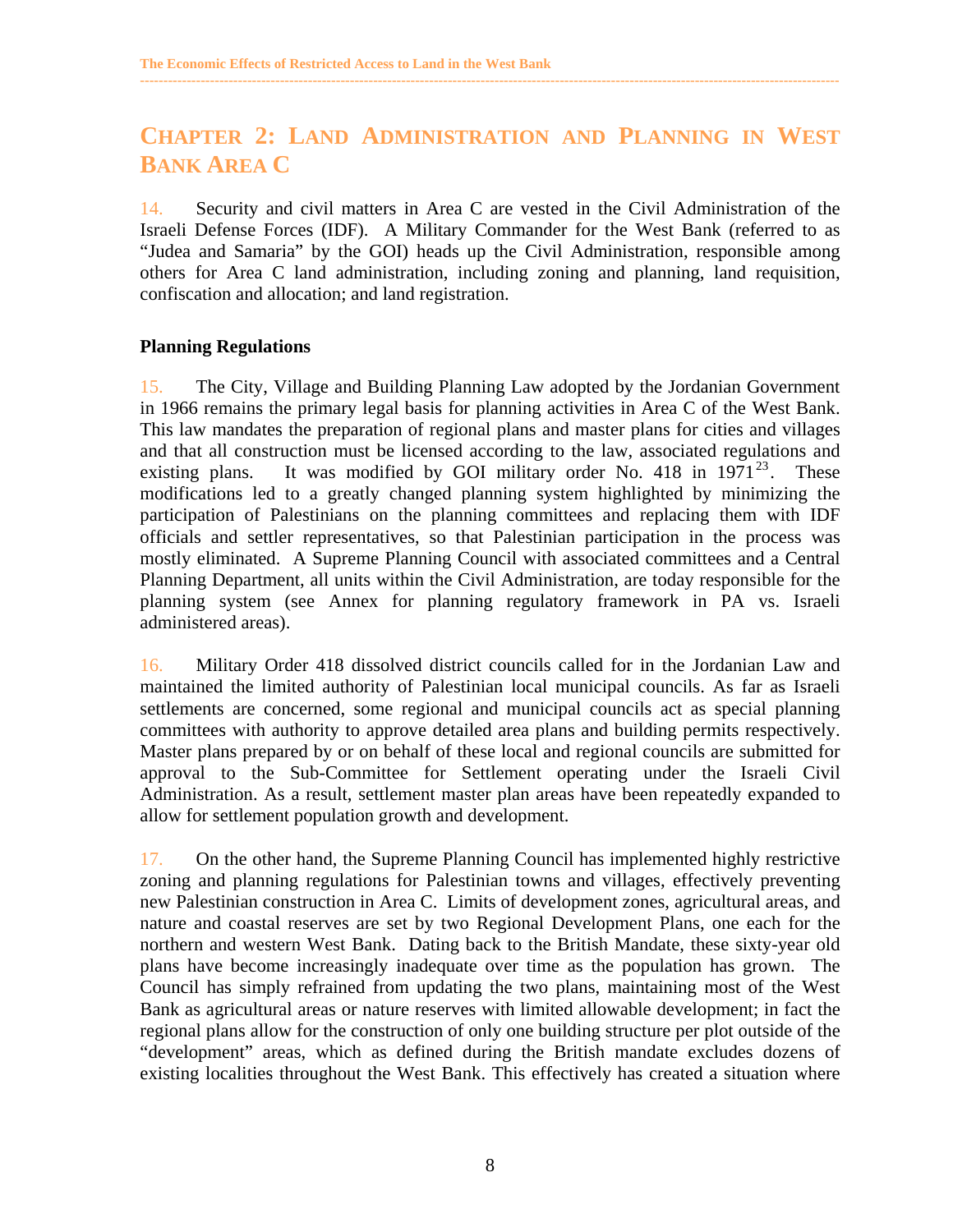# CHAPTER 2: LAND ADMINISTRATION AND PLANNING IN WEST BANK AREA C

14. Security and civil matters in Area C are vested in the Civil Administration of the Israeli Defense Forces (IDF). A Military Commander for the West Bank (referred to as "Judea and Samaria" by the GOI) heads up the Civil Administration, responsible among others for Area C land administration, including zoning and planning, land requisition, confiscation and allocation; and land registration.

**Planning Regulations**

15. The City, Village and Building Planning Law adopted by the Jordanian Government in 1966 remains the primary legal basis for planning activities in Area C of the West Bank. This law mandates the preparation of regional plans and master plans for cities and villages and that all construction must be licensed according to the law, associated regulations and existing plans. It was modified by GOI military order No. 418 in 1971[23]. These modifications led to a greatly changed planning system highlighted by minimizing the participation of Palestinians on the planning committees and replacing them with IDF officials and settler representatives, so that Palestinian participation in the process was mostly eliminated. A Supreme Planning Council with associated committees and a Central Planning Department, all units within the Civil Administration, are today responsible for the planning system (see Annex for planning regulatory framework in PA vs. Israeli administered areas).

16. Military Order 418 dissolved district councils called for in the Jordanian Law and maintained the limited authority of Palestinian local municipal councils. As far as Israeli settlements are concerned, some regional and municipal councils act as special planning committees with authority to approve detailed area plans and building permits respectively. Master plans prepared by or on behalf of these local and regional councils are submitted for approval to the Sub-Committee for Settlement operating under the Israeli Civil Administration. As a result, settlement master plan areas have been repeatedly expanded to allow for settlement population growth and development.

17. On the other hand, the Supreme Planning Council has implemented highly restrictive zoning and planning regulations for Palestinian towns and villages, effectively preventing new Palestinian construction in Area C. Limits of development zones, agricultural areas, and nature and coastal reserves are set by two Regional Development Plans, one each for the northern and western West Bank. Dating back to the British Mandate, these sixty-year old plans have become increasingly inadequate over time as the population has grown. The Council has simply refrained from updating the two plans, maintaining most of the West Bank as agricultural areas or nature reserves with limited allowable development; in fact the regional plans allow for the construction of only one building structure per plot outside of the "development" areas, which as defined during the British mandate excludes dozens of existing localities throughout the West Bank. This effectively has created a situation where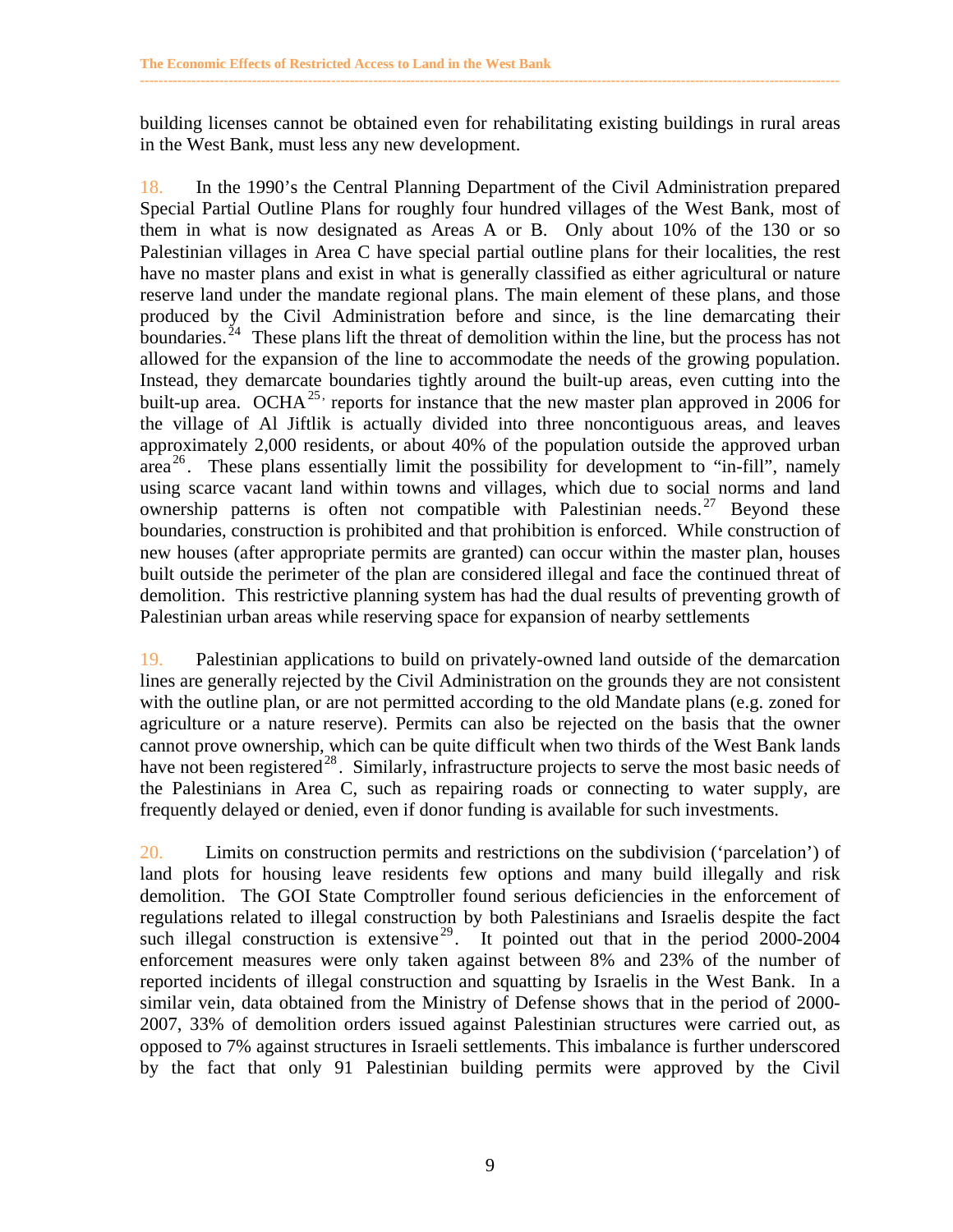building licenses cannot be obtained even for rehabilitating existing buildings in rural areas in the West Bank, must less any new development.

18. In the 1990's the Central Planning Department of the Civil Administration prepared Special Partial Outline Plans for roughly four hundred villages of the West Bank, most of them in what is now designated as Areas A or B. Only about 10% of the 130 or so Palestinian villages in Area C have special partial outline plans for their localities, the rest have no master plans and exist in what is generally classified as either agricultural or nature reserve land under the mandate regional plans. The main element of these plans, and those produced by the Civil Administration before and since, is the line demarcating their boundaries.[24] These plans lift the threat of demolition within the line, but the process has not allowed for the expansion of the line to accommodate the needs of the growing population. Instead, they demarcate boundaries tightly around the built-up areas, even cutting into the built-up area. OCHA[25,] reports for instance that the new master plan approved in 2006 for the village of Al Jiftlik is actually divided into three noncontiguous areas, and leaves approximately 2,000 residents, or about 40% of the population outside the approved urban area[26]. These plans essentially limit the possibility for development to "in-fill", namely using scarce vacant land within towns and villages, which due to social norms and land ownership patterns is often not compatible with Palestinian needs.[27] Beyond these boundaries, construction is prohibited and that prohibition is enforced. While construction of new houses (after appropriate permits are granted) can occur within the master plan, houses built outside the perimeter of the plan are considered illegal and face the continued threat of demolition. This restrictive planning system has had the dual results of preventing growth of Palestinian urban areas while reserving space for expansion of nearby settlements

19. Palestinian applications to build on privately-owned land outside of the demarcation lines are generally rejected by the Civil Administration on the grounds they are not consistent with the outline plan, or are not permitted according to the old Mandate plans (e.g. zoned for agriculture or a nature reserve). Permits can also be rejected on the basis that the owner cannot prove ownership, which can be quite difficult when two thirds of the West Bank lands have not been registered[28]. Similarly, infrastructure projects to serve the most basic needs of the Palestinians in Area C, such as repairing roads or connecting to water supply, are frequently delayed or denied, even if donor funding is available for such investments.

20. Limits on construction permits and restrictions on the subdivision ('parcelation') of land plots for housing leave residents few options and many build illegally and risk demolition. The GOI State Comptroller found serious deficiencies in the enforcement of regulations related to illegal construction by both Palestinians and Israelis despite the fact such illegal construction is extensive[29]. It pointed out that in the period 2000-2004 enforcement measures were only taken against between 8% and 23% of the number of reported incidents of illegal construction and squatting by Israelis in the West Bank. In a similar vein, data obtained from the Ministry of Defense shows that in the period of 2000-2007, 33% of demolition orders issued against Palestinian structures were carried out, as opposed to 7% against structures in Israeli settlements. This imbalance is further underscored by the fact that only 91 Palestinian building permits were approved by the Civil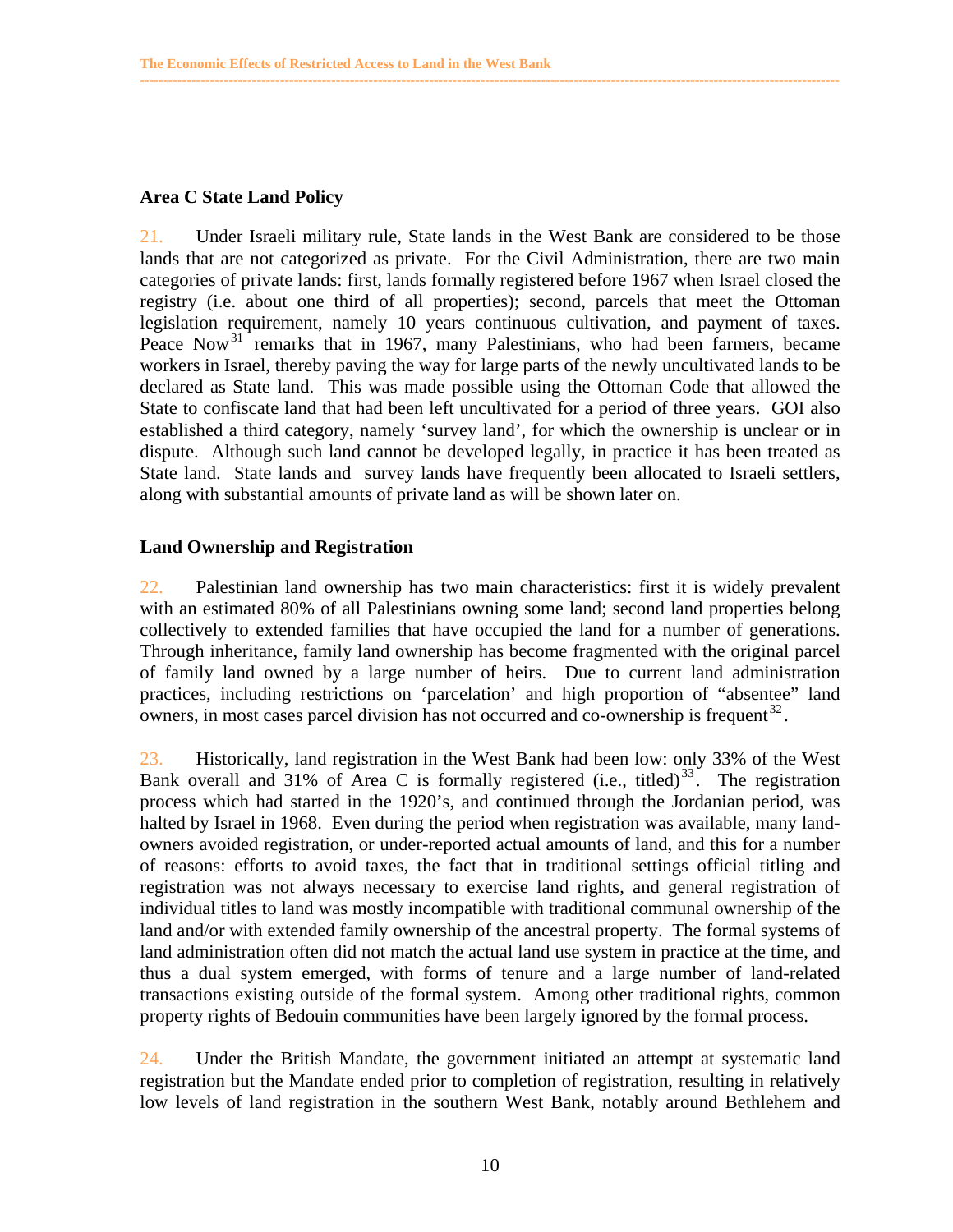### Area C State Land Policy

21. Under Israeli military rule, State lands in the West Bank are considered to be those lands that are not categorized as private. For the Civil Administration, there are two main categories of private lands: first, lands formally registered before 1967 when Israel closed the registry (i.e. about one third of all properties); second, parcels that meet the Ottoman legislation requirement, namely 10 years continuous cultivation, and payment of taxes. Peace Now[31] remarks that in 1967, many Palestinians, who had been farmers, became workers in Israel, thereby paving the way for large parts of the newly uncultivated lands to be declared as State land. This was made possible using the Ottoman Code that allowed the State to confiscate land that had been left uncultivated for a period of three years. GOI also established a third category, namely 'survey land', for which the ownership is unclear or in dispute. Although such land cannot be developed legally, in practice it has been treated as State land. State lands and survey lands have frequently been allocated to Israeli settlers, along with substantial amounts of private land as will be shown later on.

### Land Ownership and Registration

22. Palestinian land ownership has two main characteristics: first it is widely prevalent with an estimated 80% of all Palestinians owning some land; second land properties belong collectively to extended families that have occupied the land for a number of generations. Through inheritance, family land ownership has become fragmented with the original parcel of family land owned by a large number of heirs. Due to current land administration practices, including restrictions on 'parcelation' and high proportion of "absentee" land owners, in most cases parcel division has not occurred and co-ownership is frequent[32].

23. Historically, land registration in the West Bank had been low: only 33% of the West Bank overall and 31% of Area C is formally registered (i.e., titled)[33]. The registration process which had started in the 1920's, and continued through the Jordanian period, was halted by Israel in 1968. Even during the period when registration was available, many land-owners avoided registration, or under-reported actual amounts of land, and this for a number of reasons: efforts to avoid taxes, the fact that in traditional settings official titling and registration was not always necessary to exercise land rights, and general registration of individual titles to land was mostly incompatible with traditional communal ownership of the land and/or with extended family ownership of the ancestral property. The formal systems of land administration often did not match the actual land use system in practice at the time, and thus a dual system emerged, with forms of tenure and a large number of land-related transactions existing outside of the formal system. Among other traditional rights, common property rights of Bedouin communities have been largely ignored by the formal process.

24. Under the British Mandate, the government initiated an attempt at systematic land registration but the Mandate ended prior to completion of registration, resulting in relatively low levels of land registration in the southern West Bank, notably around Bethlehem and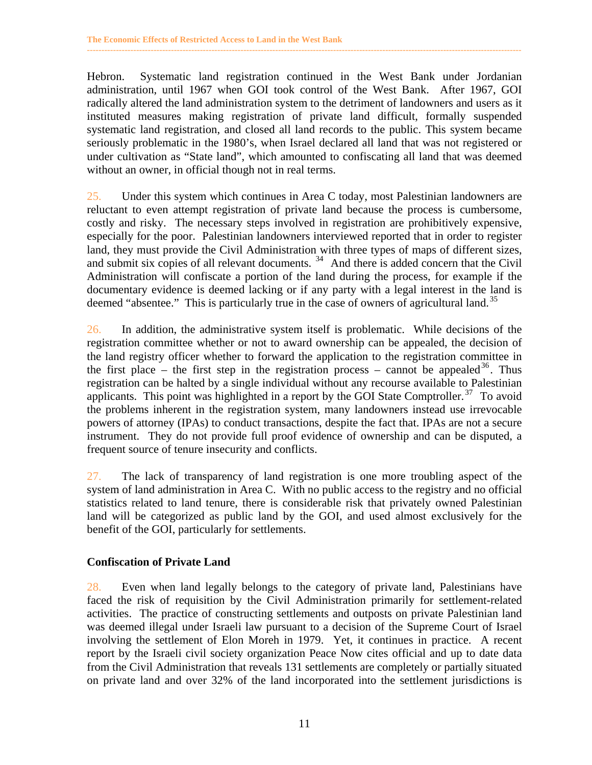Hebron. Systematic land registration continued in the West Bank under Jordanian administration, until 1967 when GOI took control of the West Bank. After 1967, GOI radically altered the land administration system to the detriment of landowners and users as it instituted measures making registration of private land difficult, formally suspended systematic land registration, and closed all land records to the public. This system became seriously problematic in the 1980's, when Israel declared all land that was not registered or under cultivation as "State land", which amounted to confiscating all land that was deemed without an owner, in official though not in real terms.

25. Under this system which continues in Area C today, most Palestinian landowners are reluctant to even attempt registration of private land because the process is cumbersome, costly and risky. The necessary steps involved in registration are prohibitively expensive, especially for the poor. Palestinian landowners interviewed reported that in order to register land, they must provide the Civil Administration with three types of maps of different sizes, and submit six copies of all relevant documents. [34] And there is added concern that the Civil Administration will confiscate a portion of the land during the process, for example if the documentary evidence is deemed lacking or if any party with a legal interest in the land is deemed "absentee." This is particularly true in the case of owners of agricultural land. [35]

26. In addition, the administrative system itself is problematic. While decisions of the registration committee whether or not to award ownership can be appealed, the decision of the land registry officer whether to forward the application to the registration committee in the first place – the first step in the registration process – cannot be appealed[36]. Thus registration can be halted by a single individual without any recourse available to Palestinian applicants. This point was highlighted in a report by the GOI State Comptroller. [37] To avoid the problems inherent in the registration system, many landowners instead use irrevocable powers of attorney (IPAs) to conduct transactions, despite the fact that. IPAs are not a secure instrument. They do not provide full proof evidence of ownership and can be disputed, a frequent source of tenure insecurity and conflicts.

27. The lack of transparency of land registration is one more troubling aspect of the system of land administration in Area C. With no public access to the registry and no official statistics related to land tenure, there is considerable risk that privately owned Palestinian land will be categorized as public land by the GOI, and used almost exclusively for the benefit of the GOI, particularly for settlements.

**Confiscation of Private Land**

28. Even when land legally belongs to the category of private land, Palestinians have faced the risk of requisition by the Civil Administration primarily for settlement-related activities. The practice of constructing settlements and outposts on private Palestinian land was deemed illegal under Israeli law pursuant to a decision of the Supreme Court of Israel involving the settlement of Elon Moreh in 1979. Yet, it continues in practice. A recent report by the Israeli civil society organization Peace Now cites official and up to date data from the Civil Administration that reveals 131 settlements are completely or partially situated on private land and over 32% of the land incorporated into the settlement jurisdictions is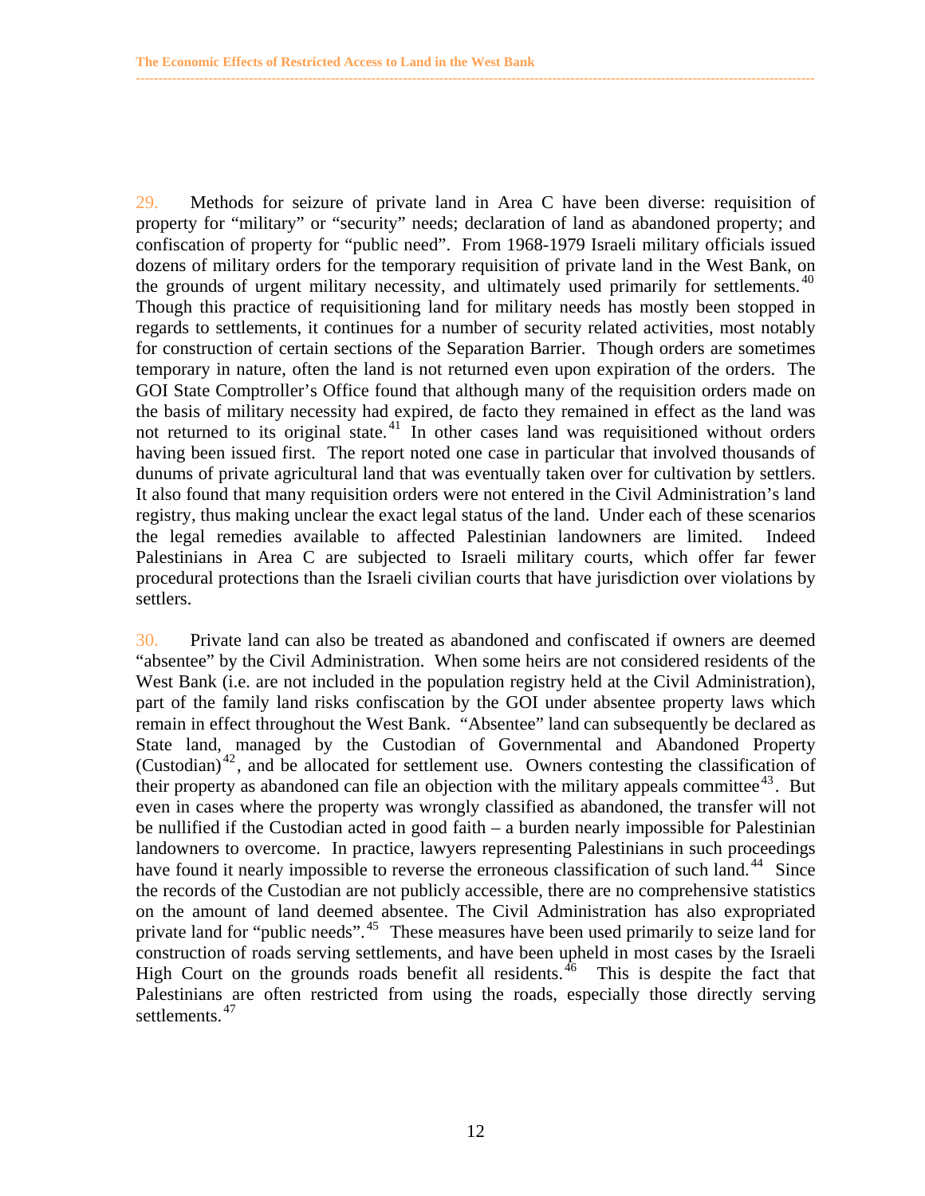29. Methods for seizure of private land in Area C have been diverse: requisition of property for "military" or "security" needs; declaration of land as abandoned property; and confiscation of property for "public need". From 1968-1979 Israeli military officials issued dozens of military orders for the temporary requisition of private land in the West Bank, on the grounds of urgent military necessity, and ultimately used primarily for settlements.[40] Though this practice of requisitioning land for military needs has mostly been stopped in regards to settlements, it continues for a number of security related activities, most notably for construction of certain sections of the Separation Barrier. Though orders are sometimes temporary in nature, often the land is not returned even upon expiration of the orders. The GOI State Comptroller's Office found that although many of the requisition orders made on the basis of military necessity had expired, de facto they remained in effect as the land was not returned to its original state.[41] In other cases land was requisitioned without orders having been issued first. The report noted one case in particular that involved thousands of dunums of private agricultural land that was eventually taken over for cultivation by settlers. It also found that many requisition orders were not entered in the Civil Administration's land registry, thus making unclear the exact legal status of the land. Under each of these scenarios the legal remedies available to affected Palestinian landowners are limited. Indeed Palestinians in Area C are subjected to Israeli military courts, which offer far fewer procedural protections than the Israeli civilian courts that have jurisdiction over violations by settlers.

30. Private land can also be treated as abandoned and confiscated if owners are deemed "absentee" by the Civil Administration. When some heirs are not considered residents of the West Bank (i.e. are not included in the population registry held at the Civil Administration), part of the family land risks confiscation by the GOI under absentee property laws which remain in effect throughout the West Bank. "Absentee" land can subsequently be declared as State land, managed by the Custodian of Governmental and Abandoned Property (Custodian)[42], and be allocated for settlement use. Owners contesting the classification of their property as abandoned can file an objection with the military appeals committee[43]. But even in cases where the property was wrongly classified as abandoned, the transfer will not be nullified if the Custodian acted in good faith – a burden nearly impossible for Palestinian landowners to overcome. In practice, lawyers representing Palestinians in such proceedings have found it nearly impossible to reverse the erroneous classification of such land.[44] Since the records of the Custodian are not publicly accessible, there are no comprehensive statistics on the amount of land deemed absentee. The Civil Administration has also expropriated private land for "public needs".[45] These measures have been used primarily to seize land for construction of roads serving settlements, and have been upheld in most cases by the Israeli High Court on the grounds roads benefit all residents.[46] This is despite the fact that Palestinians are often restricted from using the roads, especially those directly serving settlements.[47]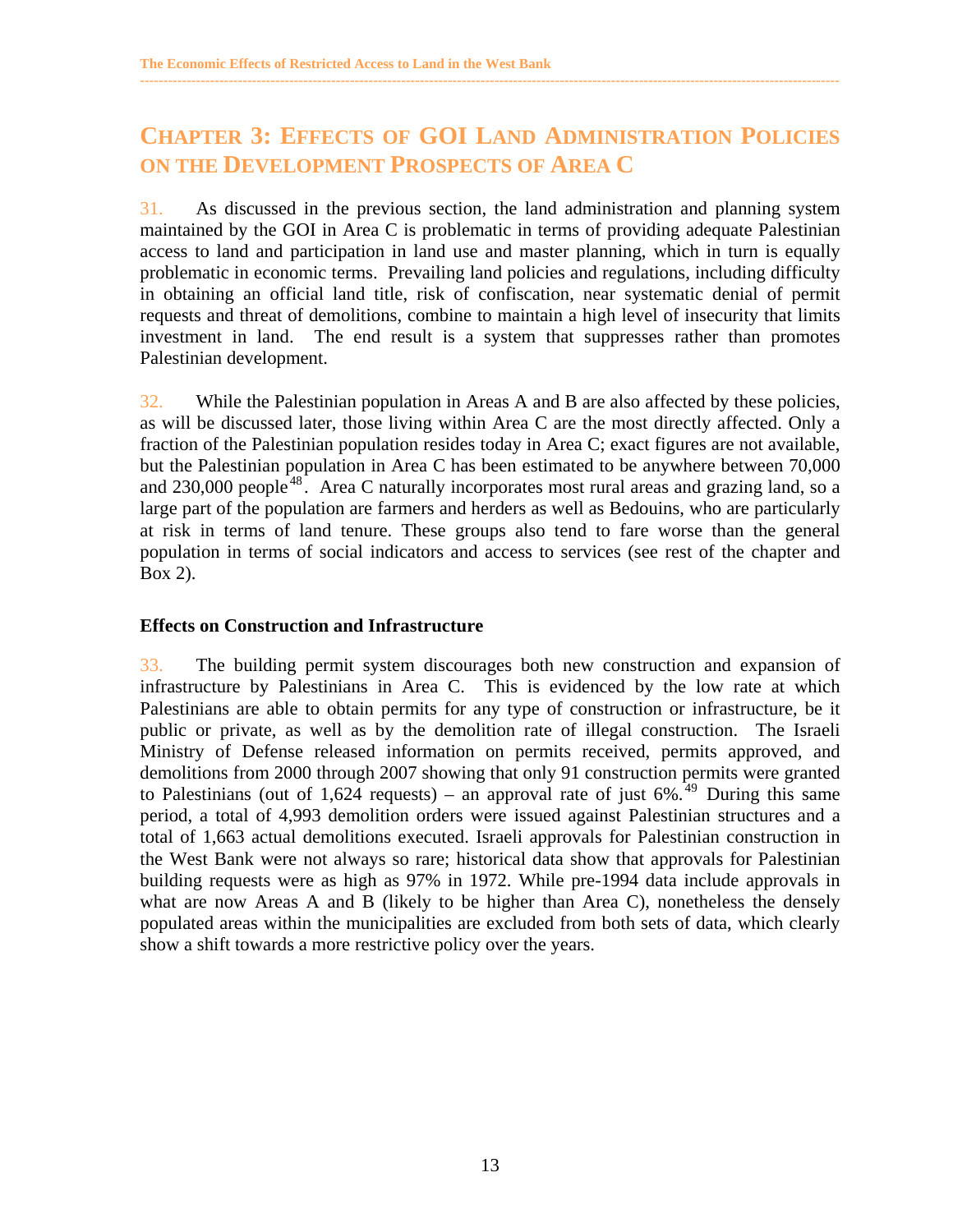# CHAPTER 3: EFFECTS OF GOI LAND ADMINISTRATION POLICIES ON THE DEVELOPMENT PROSPECTS OF AREA C

31. As discussed in the previous section, the land administration and planning system maintained by the GOI in Area C is problematic in terms of providing adequate Palestinian access to land and participation in land use and master planning, which in turn is equally problematic in economic terms. Prevailing land policies and regulations, including difficulty in obtaining an official land title, risk of confiscation, near systematic denial of permit requests and threat of demolitions, combine to maintain a high level of insecurity that limits investment in land. The end result is a system that suppresses rather than promotes Palestinian development.

32. While the Palestinian population in Areas A and B are also affected by these policies, as will be discussed later, those living within Area C are the most directly affected. Only a fraction of the Palestinian population resides today in Area C; exact figures are not available, but the Palestinian population in Area C has been estimated to be anywhere between 70,000 and 230,000 people[48]. Area C naturally incorporates most rural areas and grazing land, so a large part of the population are farmers and herders as well as Bedouins, who are particularly at risk in terms of land tenure. These groups also tend to fare worse than the general population in terms of social indicators and access to services (see rest of the chapter and Box 2).

### Effects on Construction and Infrastructure

33. The building permit system discourages both new construction and expansion of infrastructure by Palestinians in Area C. This is evidenced by the low rate at which Palestinians are able to obtain permits for any type of construction or infrastructure, be it public or private, as well as by the demolition rate of illegal construction. The Israeli Ministry of Defense released information on permits received, permits approved, and demolitions from 2000 through 2007 showing that only 91 construction permits were granted to Palestinians (out of 1,624 requests) – an approval rate of just 6%.[49] During this same period, a total of 4,993 demolition orders were issued against Palestinian structures and a total of 1,663 actual demolitions executed. Israeli approvals for Palestinian construction in the West Bank were not always so rare; historical data show that approvals for Palestinian building requests were as high as 97% in 1972. While pre-1994 data include approvals in what are now Areas A and B (likely to be higher than Area C), nonetheless the densely populated areas within the municipalities are excluded from both sets of data, which clearly show a shift towards a more restrictive policy over the years.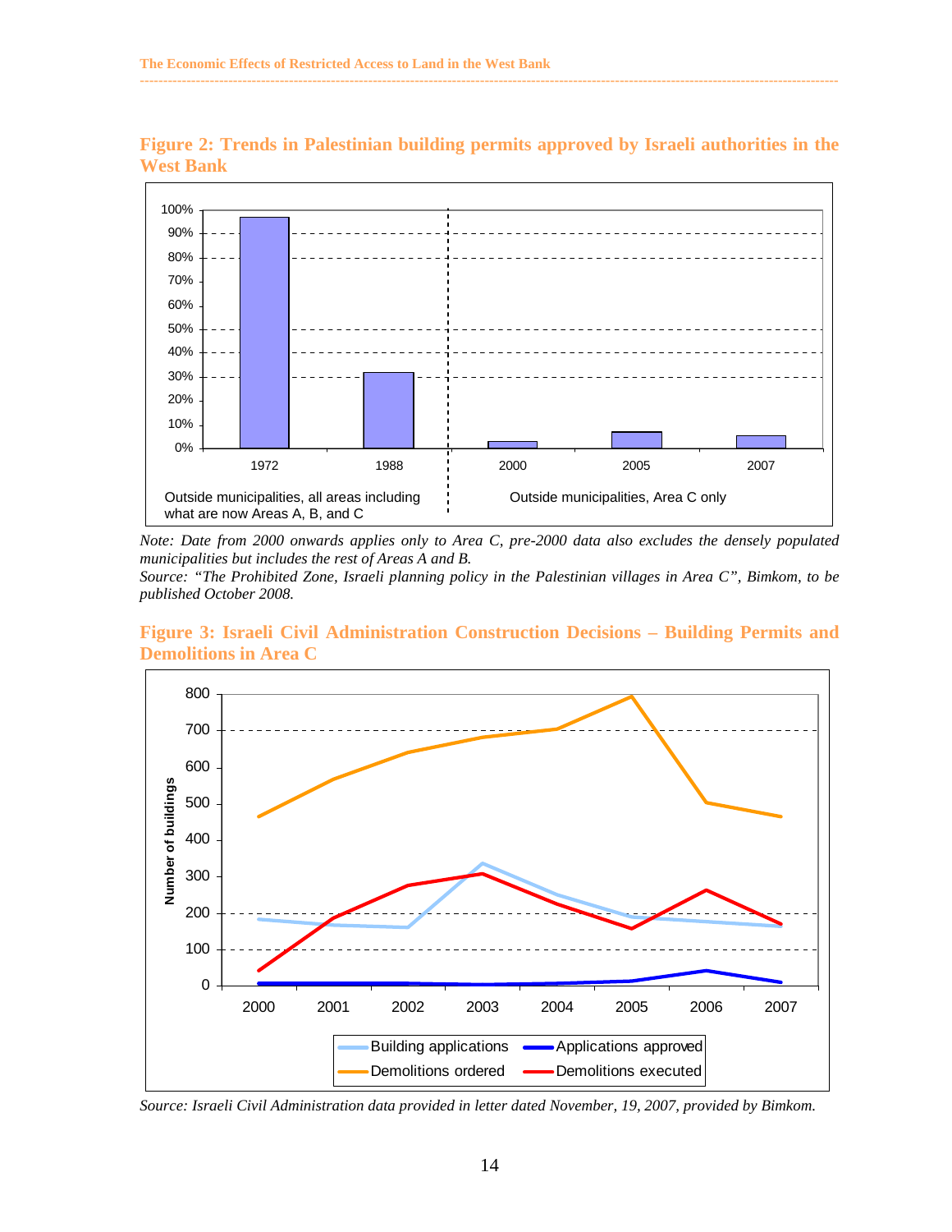**Figure 2: Trends in Palestinian building permits approved by Israeli authorities in the West Bank**

*Note: Date from 2000 onwards applies only to Area C, pre-2000 data also excludes the densely populated municipalities but includes the rest of Areas A and B.*

*Source: "The Prohibited Zone, Israeli planning policy in the Palestinian villages in Area C", Bimkom, to be published October 2008.*

**Figure 3: Israeli Civil Administration Construction Decisions – Building Permits and Demolitions in Area C**

*Source: Israeli Civil Administration data provided in letter dated November, 19, 2007, provided by Bimkom.*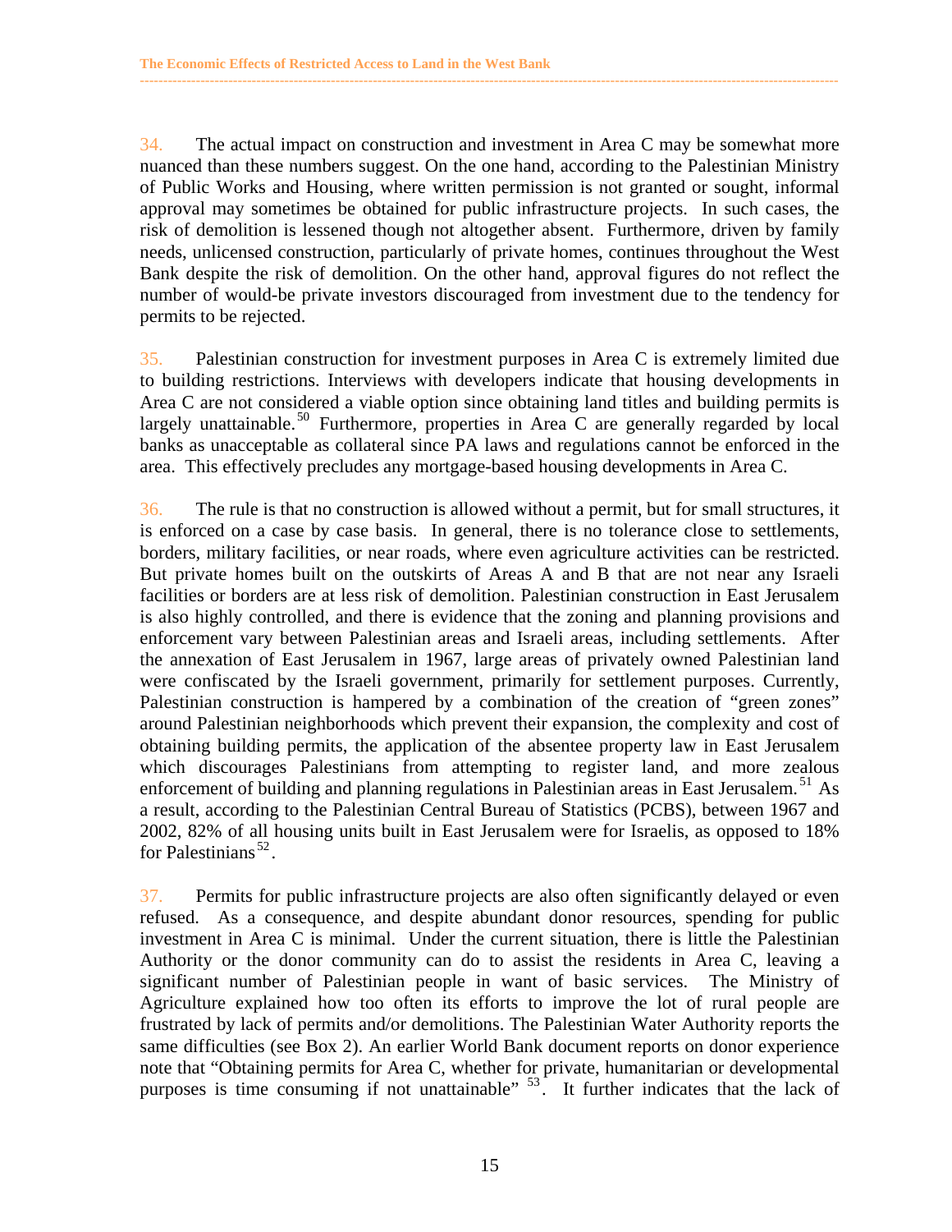34. The actual impact on construction and investment in Area C may be somewhat more nuanced than these numbers suggest. On the one hand, according to the Palestinian Ministry of Public Works and Housing, where written permission is not granted or sought, informal approval may sometimes be obtained for public infrastructure projects. In such cases, the risk of demolition is lessened though not altogether absent. Furthermore, driven by family needs, unlicensed construction, particularly of private homes, continues throughout the West Bank despite the risk of demolition. On the other hand, approval figures do not reflect the number of would-be private investors discouraged from investment due to the tendency for permits to be rejected.

35. Palestinian construction for investment purposes in Area C is extremely limited due to building restrictions. Interviews with developers indicate that housing developments in Area C are not considered a viable option since obtaining land titles and building permits is largely unattainable.[50] Furthermore, properties in Area C are generally regarded by local banks as unacceptable as collateral since PA laws and regulations cannot be enforced in the area. This effectively precludes any mortgage-based housing developments in Area C.

36. The rule is that no construction is allowed without a permit, but for small structures, it is enforced on a case by case basis. In general, there is no tolerance close to settlements, borders, military facilities, or near roads, where even agriculture activities can be restricted. But private homes built on the outskirts of Areas A and B that are not near any Israeli facilities or borders are at less risk of demolition. Palestinian construction in East Jerusalem is also highly controlled, and there is evidence that the zoning and planning provisions and enforcement vary between Palestinian areas and Israeli areas, including settlements. After the annexation of East Jerusalem in 1967, large areas of privately owned Palestinian land were confiscated by the Israeli government, primarily for settlement purposes. Currently, Palestinian construction is hampered by a combination of the creation of "green zones" around Palestinian neighborhoods which prevent their expansion, the complexity and cost of obtaining building permits, the application of the absentee property law in East Jerusalem which discourages Palestinians from attempting to register land, and more zealous enforcement of building and planning regulations in Palestinian areas in East Jerusalem.[51] As a result, according to the Palestinian Central Bureau of Statistics (PCBS), between 1967 and 2002, 82% of all housing units built in East Jerusalem were for Israelis, as opposed to 18% for Palestinians[52].

37. Permits for public infrastructure projects are also often significantly delayed or even refused. As a consequence, and despite abundant donor resources, spending for public investment in Area C is minimal. Under the current situation, there is little the Palestinian Authority or the donor community can do to assist the residents in Area C, leaving a significant number of Palestinian people in want of basic services. The Ministry of Agriculture explained how too often its efforts to improve the lot of rural people are frustrated by lack of permits and/or demolitions. The Palestinian Water Authority reports the same difficulties (see Box 2). An earlier World Bank document reports on donor experience note that "Obtaining permits for Area C, whether for private, humanitarian or developmental purposes is time consuming if not unattainable" [53]. It further indicates that the lack of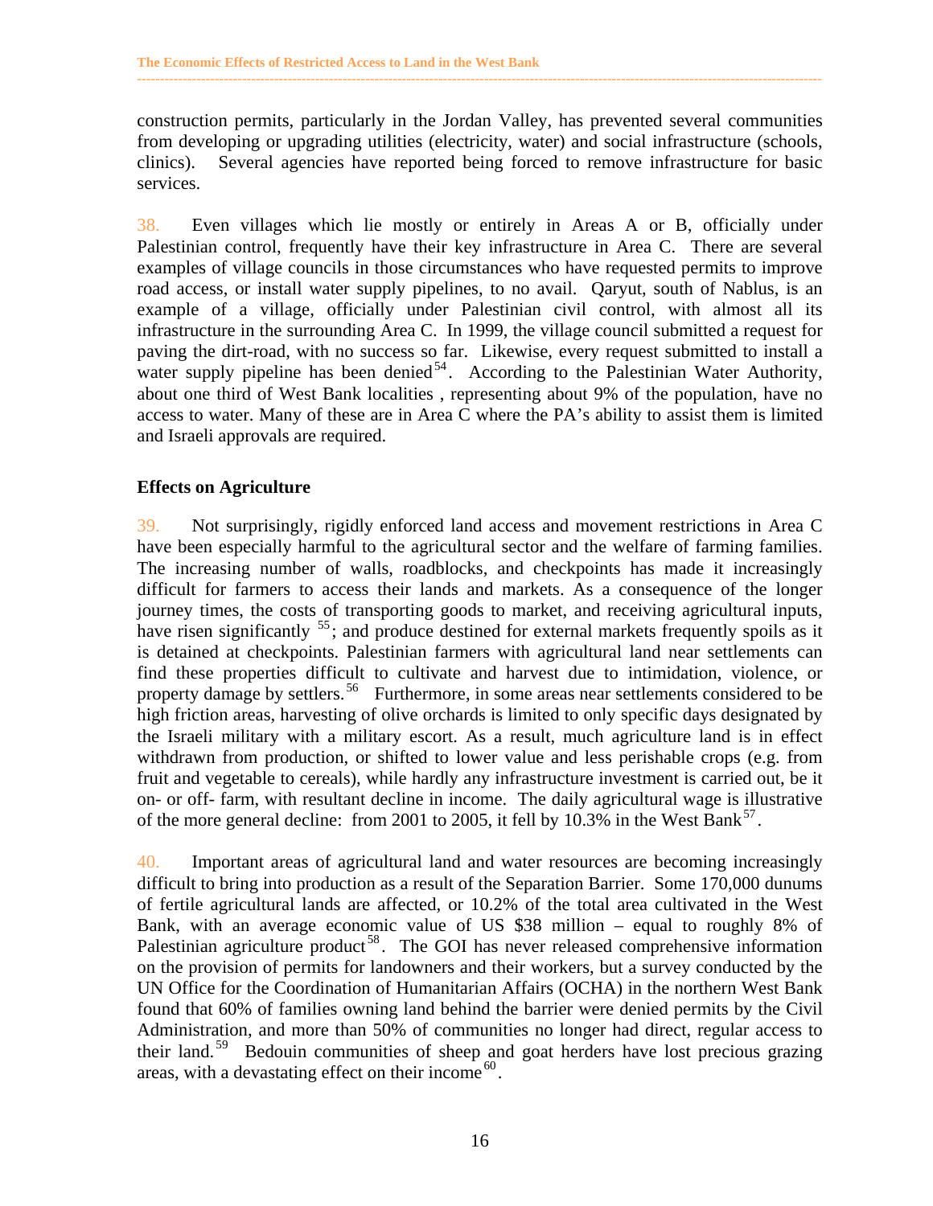construction permits, particularly in the Jordan Valley, has prevented several communities from developing or upgrading utilities (electricity, water) and social infrastructure (schools, clinics). Several agencies have reported being forced to remove infrastructure for basic services.

38. Even villages which lie mostly or entirely in Areas A or B, officially under Palestinian control, frequently have their key infrastructure in Area C. There are several examples of village councils in those circumstances who have requested permits to improve road access, or install water supply pipelines, to no avail. Qaryut, south of Nablus, is an example of a village, officially under Palestinian civil control, with almost all its infrastructure in the surrounding Area C. In 1999, the village council submitted a request for paving the dirt-road, with no success so far. Likewise, every request submitted to install a water supply pipeline has been denied[54]. According to the Palestinian Water Authority, about one third of West Bank localities , representing about 9% of the population, have no access to water. Many of these are in Area C where the PA's ability to assist them is limited and Israeli approvals are required.

**Effects on Agriculture**

39. Not surprisingly, rigidly enforced land access and movement restrictions in Area C have been especially harmful to the agricultural sector and the welfare of farming families. The increasing number of walls, roadblocks, and checkpoints has made it increasingly difficult for farmers to access their lands and markets. As a consequence of the longer journey times, the costs of transporting goods to market, and receiving agricultural inputs, have risen significantly [55]; and produce destined for external markets frequently spoils as it is detained at checkpoints. Palestinian farmers with agricultural land near settlements can find these properties difficult to cultivate and harvest due to intimidation, violence, or property damage by settlers.[56] Furthermore, in some areas near settlements considered to be high friction areas, harvesting of olive orchards is limited to only specific days designated by the Israeli military with a military escort. As a result, much agriculture land is in effect withdrawn from production, or shifted to lower value and less perishable crops (e.g. from fruit and vegetable to cereals), while hardly any infrastructure investment is carried out, be it on- or off- farm, with resultant decline in income. The daily agricultural wage is illustrative of the more general decline: from 2001 to 2005, it fell by 10.3% in the West Bank[57].

40. Important areas of agricultural land and water resources are becoming increasingly difficult to bring into production as a result of the Separation Barrier. Some 170,000 dunums of fertile agricultural lands are affected, or 10.2% of the total area cultivated in the West Bank, with an average economic value of US $38 million – equal to roughly 8% of Palestinian agriculture product[58]. The GOI has never released comprehensive information on the provision of permits for landowners and their workers, but a survey conducted by the UN Office for the Coordination of Humanitarian Affairs (OCHA) in the northern West Bank found that 60% of families owning land behind the barrier were denied permits by the Civil Administration, and more than 50% of communities no longer had direct, regular access to their land.[59] Bedouin communities of sheep and goat herders have lost precious grazing areas, with a devastating effect on their income[60].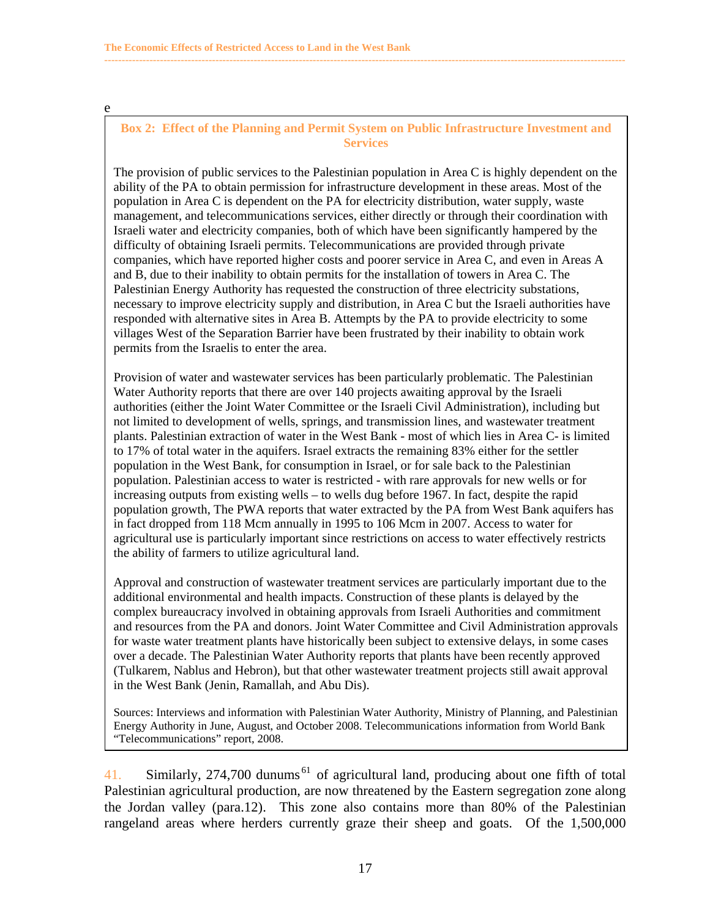e

**Box 2: Effect of the Planning and Permit System on Public Infrastructure Investment and Services**

The provision of public services to the Palestinian population in Area C is highly dependent on the ability of the PA to obtain permission for infrastructure development in these areas. Most of the population in Area C is dependent on the PA for electricity distribution, water supply, waste management, and telecommunications services, either directly or through their coordination with Israeli water and electricity companies, both of which have been significantly hampered by the difficulty of obtaining Israeli permits. Telecommunications are provided through private companies, which have reported higher costs and poorer service in Area C, and even in Areas A and B, due to their inability to obtain permits for the installation of towers in Area C. The Palestinian Energy Authority has requested the construction of three electricity substations, necessary to improve electricity supply and distribution, in Area C but the Israeli authorities have responded with alternative sites in Area B. Attempts by the PA to provide electricity to some villages West of the Separation Barrier have been frustrated by their inability to obtain work permits from the Israelis to enter the area.

Provision of water and wastewater services has been particularly problematic. The Palestinian Water Authority reports that there are over 140 projects awaiting approval by the Israeli authorities (either the Joint Water Committee or the Israeli Civil Administration), including but not limited to development of wells, springs, and transmission lines, and wastewater treatment plants. Palestinian extraction of water in the West Bank - most of which lies in Area C- is limited to 17% of total water in the aquifers. Israel extracts the remaining 83% either for the settler population in the West Bank, for consumption in Israel, or for sale back to the Palestinian population. Palestinian access to water is restricted - with rare approvals for new wells or for increasing outputs from existing wells – to wells dug before 1967. In fact, despite the rapid population growth, The PWA reports that water extracted by the PA from West Bank aquifers has in fact dropped from 118 Mcm annually in 1995 to 106 Mcm in 2007. Access to water for agricultural use is particularly important since restrictions on access to water effectively restricts the ability of farmers to utilize agricultural land.

Approval and construction of wastewater treatment services are particularly important due to the additional environmental and health impacts. Construction of these plants is delayed by the complex bureaucracy involved in obtaining approvals from Israeli Authorities and commitment and resources from the PA and donors. Joint Water Committee and Civil Administration approvals for waste water treatment plants have historically been subject to extensive delays, in some cases over a decade. The Palestinian Water Authority reports that plants have been recently approved (Tulkarem, Nablus and Hebron), but that other wastewater treatment projects still await approval in the West Bank (Jenin, Ramallah, and Abu Dis).

Sources: Interviews and information with Palestinian Water Authority, Ministry of Planning, and Palestinian Energy Authority in June, August, and October 2008. Telecommunications information from World Bank "Telecommunications" report, 2008.

41. Similarly, 274,700 dunums[61] of agricultural land, producing about one fifth of total Palestinian agricultural production, are now threatened by the Eastern segregation zone along the Jordan valley (para.12). This zone also contains more than 80% of the Palestinian rangeland areas where herders currently graze their sheep and goats. Of the 1,500,000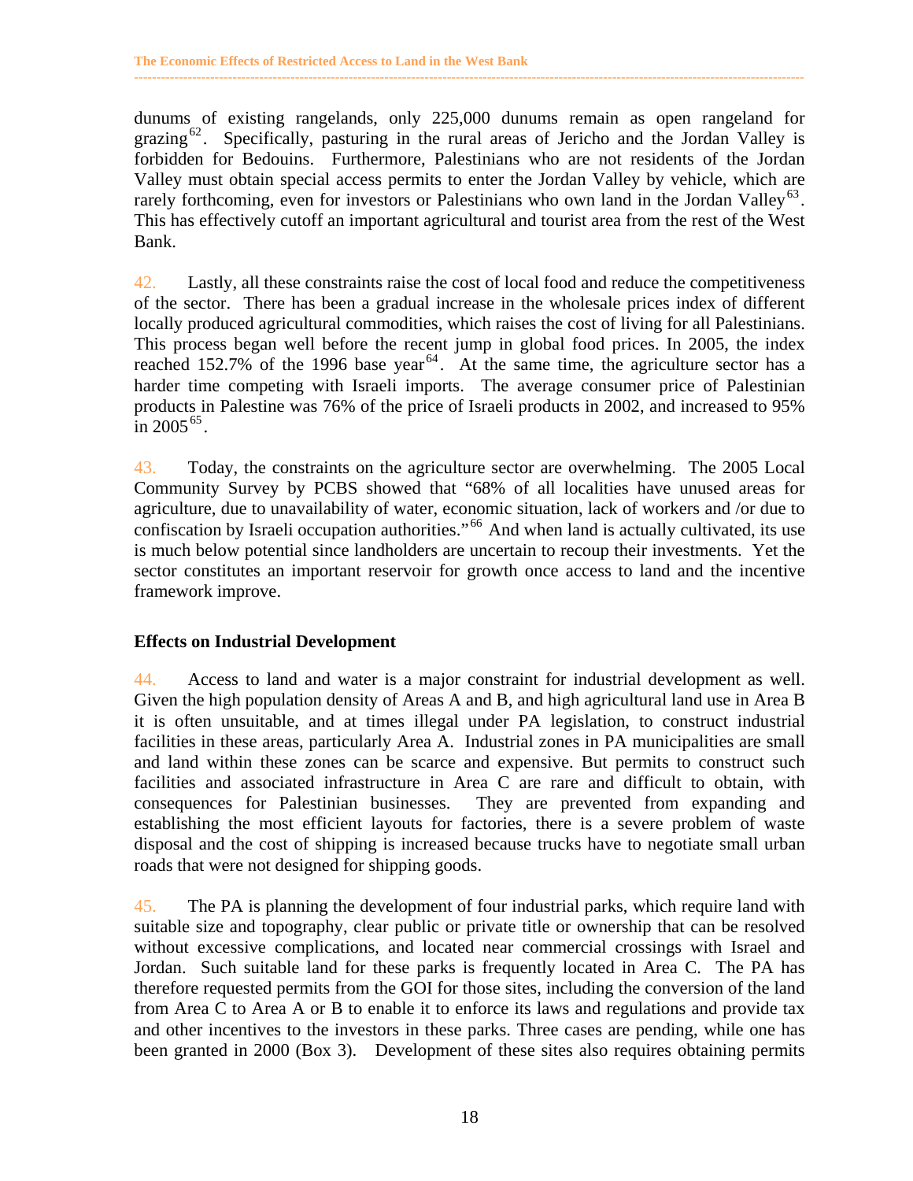dunums of existing rangelands, only 225,000 dunums remain as open rangeland for grazing[62]. Specifically, pasturing in the rural areas of Jericho and the Jordan Valley is forbidden for Bedouins. Furthermore, Palestinians who are not residents of the Jordan Valley must obtain special access permits to enter the Jordan Valley by vehicle, which are rarely forthcoming, even for investors or Palestinians who own land in the Jordan Valley[63]. This has effectively cutoff an important agricultural and tourist area from the rest of the West Bank.

42. Lastly, all these constraints raise the cost of local food and reduce the competitiveness of the sector. There has been a gradual increase in the wholesale prices index of different locally produced agricultural commodities, which raises the cost of living for all Palestinians. This process began well before the recent jump in global food prices. In 2005, the index reached 152.7% of the 1996 base year[64]. At the same time, the agriculture sector has a harder time competing with Israeli imports. The average consumer price of Palestinian products in Palestine was 76% of the price of Israeli products in 2002, and increased to 95% in 2005[65].

43. Today, the constraints on the agriculture sector are overwhelming. The 2005 Local Community Survey by PCBS showed that "68% of all localities have unused areas for agriculture, due to unavailability of water, economic situation, lack of workers and /or due to confiscation by Israeli occupation authorities."[66] And when land is actually cultivated, its use is much below potential since landholders are uncertain to recoup their investments. Yet the sector constitutes an important reservoir for growth once access to land and the incentive framework improve.

**Effects on Industrial Development**

44. Access to land and water is a major constraint for industrial development as well. Given the high population density of Areas A and B, and high agricultural land use in Area B it is often unsuitable, and at times illegal under PA legislation, to construct industrial facilities in these areas, particularly Area A. Industrial zones in PA municipalities are small and land within these zones can be scarce and expensive. But permits to construct such facilities and associated infrastructure in Area C are rare and difficult to obtain, with consequences for Palestinian businesses. They are prevented from expanding and establishing the most efficient layouts for factories, there is a severe problem of waste disposal and the cost of shipping is increased because trucks have to negotiate small urban roads that were not designed for shipping goods.

45. The PA is planning the development of four industrial parks, which require land with suitable size and topography, clear public or private title or ownership that can be resolved without excessive complications, and located near commercial crossings with Israel and Jordan. Such suitable land for these parks is frequently located in Area C. The PA has therefore requested permits from the GOI for those sites, including the conversion of the land from Area C to Area A or B to enable it to enforce its laws and regulations and provide tax and other incentives to the investors in these parks. Three cases are pending, while one has been granted in 2000 (Box 3). Development of these sites also requires obtaining permits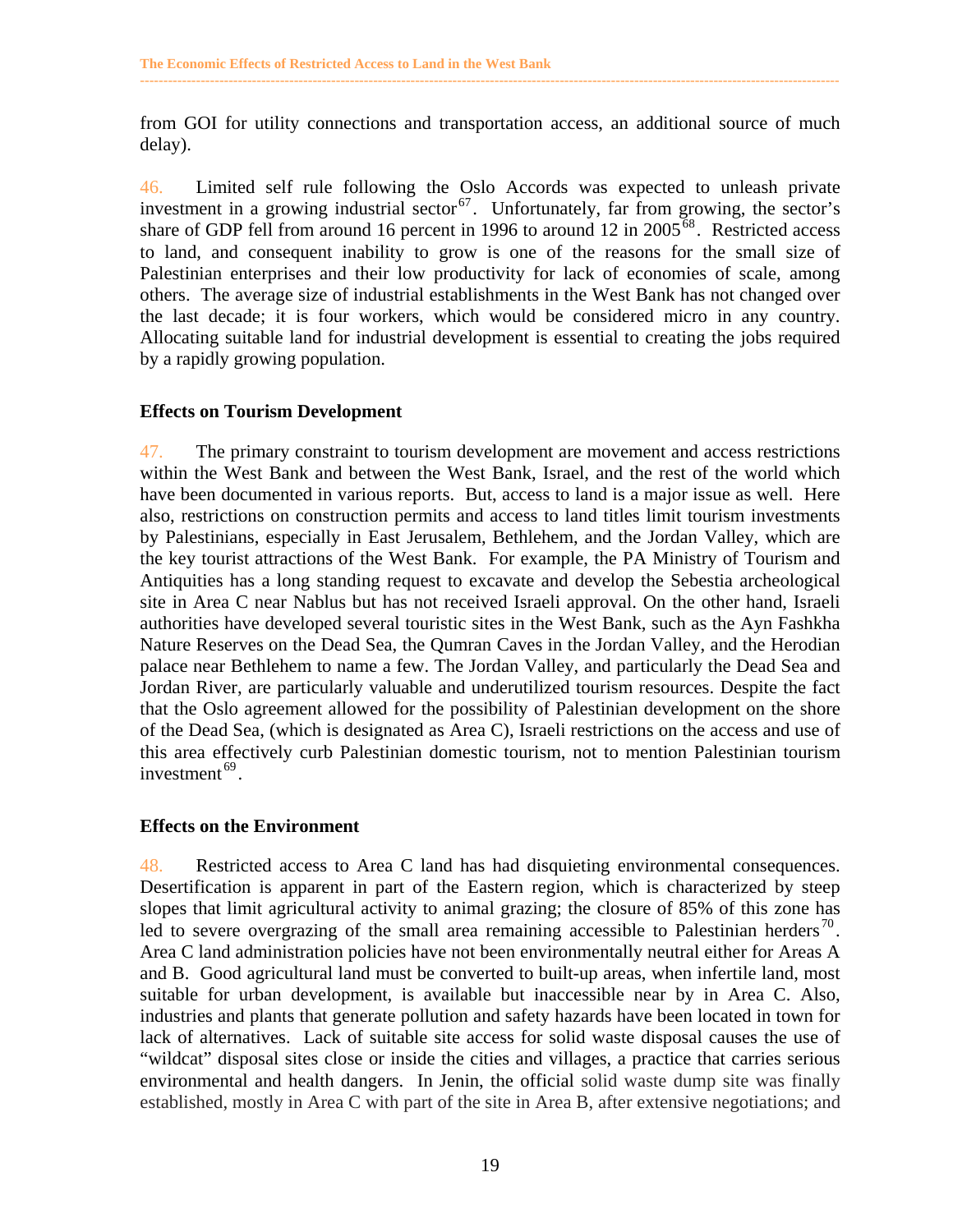from GOI for utility connections and transportation access, an additional source of much delay).

46. Limited self rule following the Oslo Accords was expected to unleash private investment in a growing industrial sector[67]. Unfortunately, far from growing, the sector's share of GDP fell from around 16 percent in 1996 to around 12 in 2005[68]. Restricted access to land, and consequent inability to grow is one of the reasons for the small size of Palestinian enterprises and their low productivity for lack of economies of scale, among others. The average size of industrial establishments in the West Bank has not changed over the last decade; it is four workers, which would be considered micro in any country. Allocating suitable land for industrial development is essential to creating the jobs required by a rapidly growing population.

**Effects on Tourism Development**

47. The primary constraint to tourism development are movement and access restrictions within the West Bank and between the West Bank, Israel, and the rest of the world which have been documented in various reports. But, access to land is a major issue as well. Here also, restrictions on construction permits and access to land titles limit tourism investments by Palestinians, especially in East Jerusalem, Bethlehem, and the Jordan Valley, which are the key tourist attractions of the West Bank. For example, the PA Ministry of Tourism and Antiquities has a long standing request to excavate and develop the Sebestia archeological site in Area C near Nablus but has not received Israeli approval. On the other hand, Israeli authorities have developed several touristic sites in the West Bank, such as the Ayn Fashkha Nature Reserves on the Dead Sea, the Qumran Caves in the Jordan Valley, and the Herodian palace near Bethlehem to name a few. The Jordan Valley, and particularly the Dead Sea and Jordan River, are particularly valuable and underutilized tourism resources. Despite the fact that the Oslo agreement allowed for the possibility of Palestinian development on the shore of the Dead Sea, (which is designated as Area C), Israeli restrictions on the access and use of this area effectively curb Palestinian domestic tourism, not to mention Palestinian tourism investment[69].

**Effects on the Environment**

48. Restricted access to Area C land has had disquieting environmental consequences. Desertification is apparent in part of the Eastern region, which is characterized by steep slopes that limit agricultural activity to animal grazing; the closure of 85% of this zone has led to severe overgrazing of the small area remaining accessible to Palestinian herders[70]. Area C land administration policies have not been environmentally neutral either for Areas A and B. Good agricultural land must be converted to built-up areas, when infertile land, most suitable for urban development, is available but inaccessible near by in Area C. Also, industries and plants that generate pollution and safety hazards have been located in town for lack of alternatives. Lack of suitable site access for solid waste disposal causes the use of "wildcat" disposal sites close or inside the cities and villages, a practice that carries serious environmental and health dangers. In Jenin, the official solid waste dump site was finally established, mostly in Area C with part of the site in Area B, after extensive negotiations; and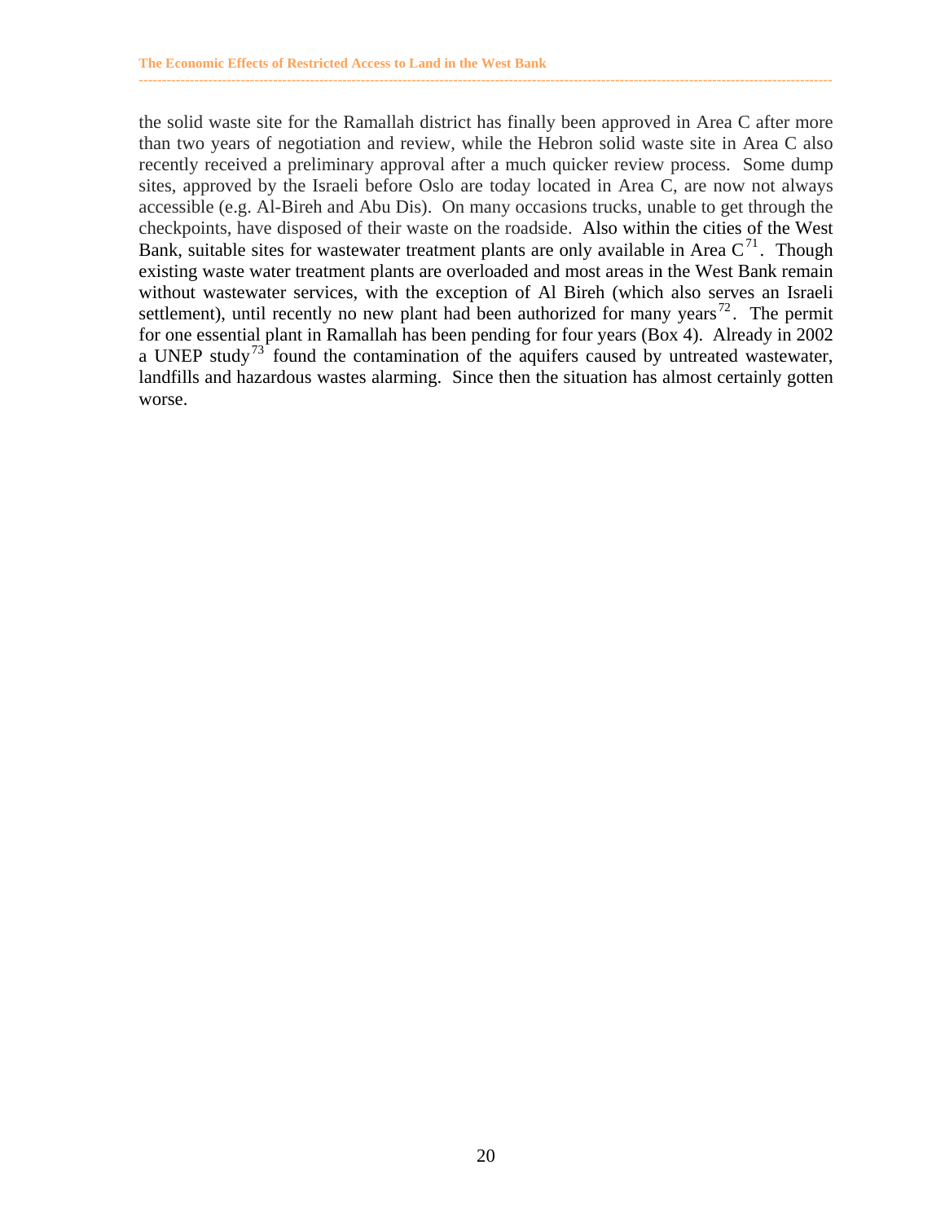the solid waste site for the Ramallah district has finally been approved in Area C after more than two years of negotiation and review, while the Hebron solid waste site in Area C also recently received a preliminary approval after a much quicker review process. Some dump sites, approved by the Israeli before Oslo are today located in Area C, are now not always accessible (e.g. Al-Bireh and Abu Dis). On many occasions trucks, unable to get through the checkpoints, have disposed of their waste on the roadside. Also within the cities of the West Bank, suitable sites for wastewater treatment plants are only available in Area C[71]. Though existing waste water treatment plants are overloaded and most areas in the West Bank remain without wastewater services, with the exception of Al Bireh (which also serves an Israeli settlement), until recently no new plant had been authorized for many years[72]. The permit for one essential plant in Ramallah has been pending for four years (Box 4). Already in 2002 a UNEP study[73] found the contamination of the aquifers caused by untreated wastewater, landfills and hazardous wastes alarming. Since then the situation has almost certainly gotten worse.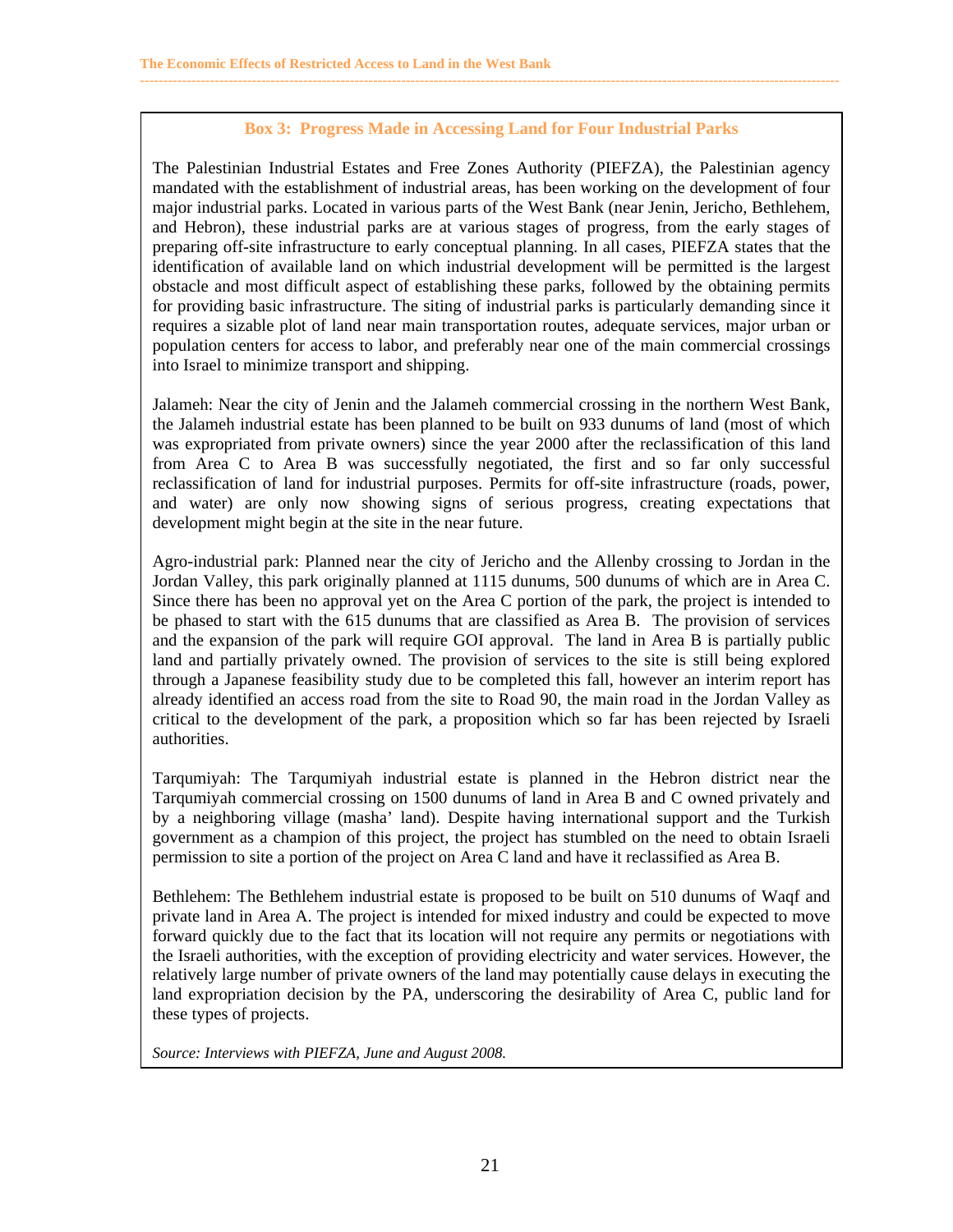### Box 3: Progress Made in Accessing Land for Four Industrial Parks

The Palestinian Industrial Estates and Free Zones Authority (PIEFZA), the Palestinian agency mandated with the establishment of industrial areas, has been working on the development of four major industrial parks. Located in various parts of the West Bank (near Jenin, Jericho, Bethlehem, and Hebron), these industrial parks are at various stages of progress, from the early stages of preparing off-site infrastructure to early conceptual planning. In all cases, PIEFZA states that the identification of available land on which industrial development will be permitted is the largest obstacle and most difficult aspect of establishing these parks, followed by the obtaining permits for providing basic infrastructure. The siting of industrial parks is particularly demanding since it requires a sizable plot of land near main transportation routes, adequate services, major urban or population centers for access to labor, and preferably near one of the main commercial crossings into Israel to minimize transport and shipping.

Jalameh: Near the city of Jenin and the Jalameh commercial crossing in the northern West Bank, the Jalameh industrial estate has been planned to be built on 933 dunums of land (most of which was expropriated from private owners) since the year 2000 after the reclassification of this land from Area C to Area B was successfully negotiated, the first and so far only successful reclassification of land for industrial purposes. Permits for off-site infrastructure (roads, power, and water) are only now showing signs of serious progress, creating expectations that development might begin at the site in the near future.

Agro-industrial park: Planned near the city of Jericho and the Allenby crossing to Jordan in the Jordan Valley, this park originally planned at 1115 dunums, 500 dunums of which are in Area C. Since there has been no approval yet on the Area C portion of the park, the project is intended to be phased to start with the 615 dunums that are classified as Area B. The provision of services and the expansion of the park will require GOI approval. The land in Area B is partially public land and partially privately owned. The provision of services to the site is still being explored through a Japanese feasibility study due to be completed this fall, however an interim report has already identified an access road from the site to Road 90, the main road in the Jordan Valley as critical to the development of the park, a proposition which so far has been rejected by Israeli authorities.

Tarqumiyah: The Tarqumiyah industrial estate is planned in the Hebron district near the Tarqumiyah commercial crossing on 1500 dunums of land in Area B and C owned privately and by a neighboring village (masha' land). Despite having international support and the Turkish government as a champion of this project, the project has stumbled on the need to obtain Israeli permission to site a portion of the project on Area C land and have it reclassified as Area B.

Bethlehem: The Bethlehem industrial estate is proposed to be built on 510 dunums of Waqf and private land in Area A. The project is intended for mixed industry and could be expected to move forward quickly due to the fact that its location will not require any permits or negotiations with the Israeli authorities, with the exception of providing electricity and water services. However, the relatively large number of private owners of the land may potentially cause delays in executing the land expropriation decision by the PA, underscoring the desirability of Area C, public land for these types of projects.

*Source: Interviews with PIEFZA, June and August 2008.*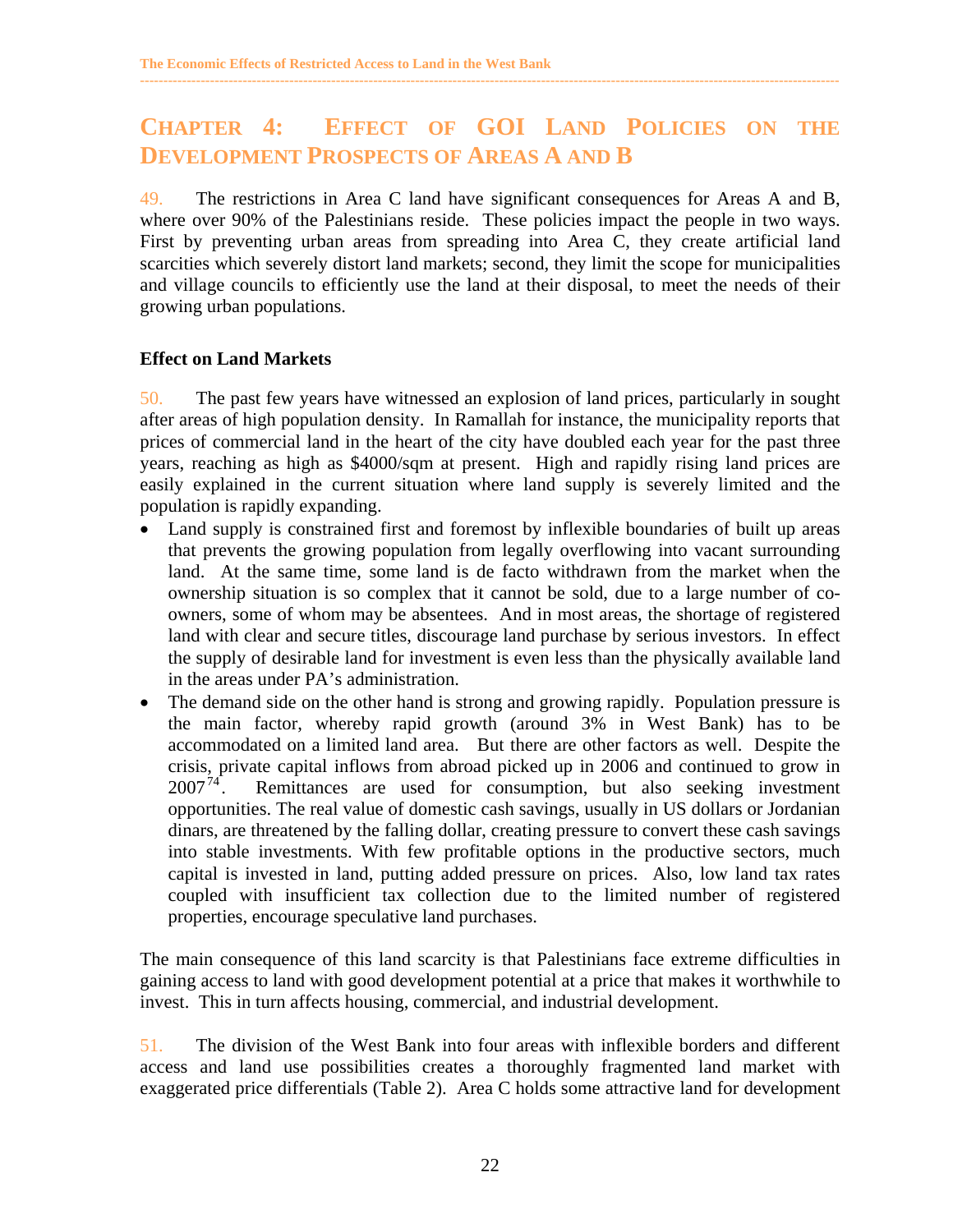# CHAPTER 4: EFFECT OF GOI LAND POLICIES ON THE DEVELOPMENT PROSPECTS OF AREAS A AND B

49. The restrictions in Area C land have significant consequences for Areas A and B, where over 90% of the Palestinians reside. These policies impact the people in two ways. First by preventing urban areas from spreading into Area C, they create artificial land scarcities which severely distort land markets; second, they limit the scope for municipalities and village councils to efficiently use the land at their disposal, to meet the needs of their growing urban populations.

**Effect on Land Markets**

50. The past few years have witnessed an explosion of land prices, particularly in sought after areas of high population density. In Ramallah for instance, the municipality reports that prices of commercial land in the heart of the city have doubled each year for the past three years, reaching as high as $4000/sqm at present. High and rapidly rising land prices are easily explained in the current situation where land supply is severely limited and the population is rapidly expanding.

- Land supply is constrained first and foremost by inflexible boundaries of built up areas that prevents the growing population from legally overflowing into vacant surrounding land. At the same time, some land is de facto withdrawn from the market when the ownership situation is so complex that it cannot be sold, due to a large number of co-owners, some of whom may be absentees. And in most areas, the shortage of registered land with clear and secure titles, discourage land purchase by serious investors. In effect the supply of desirable land for investment is even less than the physically available land in the areas under PA's administration.
- The demand side on the other hand is strong and growing rapidly. Population pressure is the main factor, whereby rapid growth (around 3% in West Bank) has to be accommodated on a limited land area. But there are other factors as well. Despite the crisis, private capital inflows from abroad picked up in 2006 and continued to grow in 2007[74]. Remittances are used for consumption, but also seeking investment opportunities. The real value of domestic cash savings, usually in US dollars or Jordanian dinars, are threatened by the falling dollar, creating pressure to convert these cash savings into stable investments. With few profitable options in the productive sectors, much capital is invested in land, putting added pressure on prices. Also, low land tax rates coupled with insufficient tax collection due to the limited number of registered properties, encourage speculative land purchases.

The main consequence of this land scarcity is that Palestinians face extreme difficulties in gaining access to land with good development potential at a price that makes it worthwhile to invest. This in turn affects housing, commercial, and industrial development.

51. The division of the West Bank into four areas with inflexible borders and different access and land use possibilities creates a thoroughly fragmented land market with exaggerated price differentials (Table 2). Area C holds some attractive land for development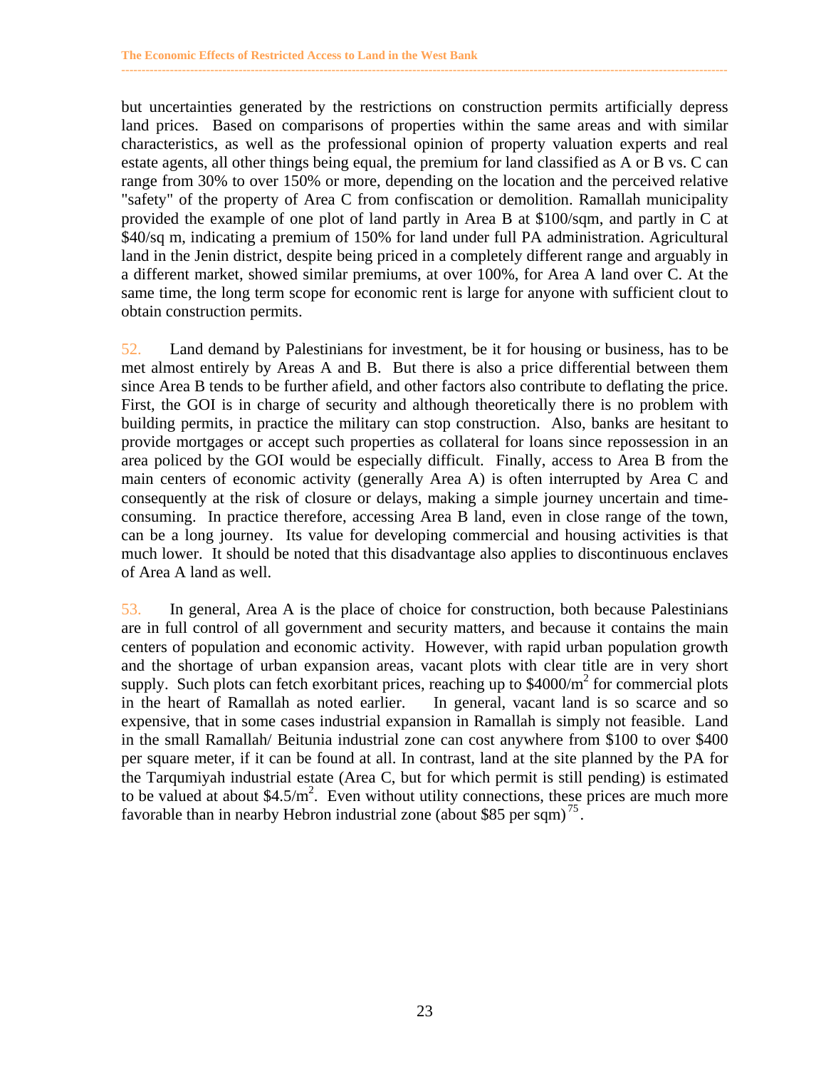but uncertainties generated by the restrictions on construction permits artificially depress land prices. Based on comparisons of properties within the same areas and with similar characteristics, as well as the professional opinion of property valuation experts and real estate agents, all other things being equal, the premium for land classified as A or B vs. C can range from 30% to over 150% or more, depending on the location and the perceived relative "safety" of the property of Area C from confiscation or demolition. Ramallah municipality provided the example of one plot of land partly in Area B at \$100/sqm, and partly in C at \$40/sq m, indicating a premium of 150% for land under full PA administration. Agricultural land in the Jenin district, despite being priced in a completely different range and arguably in a different market, showed similar premiums, at over 100%, for Area A land over C. At the same time, the long term scope for economic rent is large for anyone with sufficient clout to obtain construction permits.

52. Land demand by Palestinians for investment, be it for housing or business, has to be met almost entirely by Areas A and B. But there is also a price differential between them since Area B tends to be further afield, and other factors also contribute to deflating the price. First, the GOI is in charge of security and although theoretically there is no problem with building permits, in practice the military can stop construction. Also, banks are hesitant to provide mortgages or accept such properties as collateral for loans since repossession in an area policed by the GOI would be especially difficult. Finally, access to Area B from the main centers of economic activity (generally Area A) is often interrupted by Area C and consequently at the risk of closure or delays, making a simple journey uncertain and time-consuming. In practice therefore, accessing Area B land, even in close range of the town, can be a long journey. Its value for developing commercial and housing activities is that much lower. It should be noted that this disadvantage also applies to discontinuous enclaves of Area A land as well.

53. In general, Area A is the place of choice for construction, both because Palestinians are in full control of all government and security matters, and because it contains the main centers of population and economic activity. However, with rapid urban population growth and the shortage of urban expansion areas, vacant plots with clear title are in very short supply. Such plots can fetch exorbitant prices, reaching up to \$4000/m$^2$ for commercial plots in the heart of Ramallah as noted earlier. In general, vacant land is so scarce and so expensive, that in some cases industrial expansion in Ramallah is simply not feasible. Land in the small Ramallah/ Beitunia industrial zone can cost anywhere from \$100 to over \$400 per square meter, if it can be found at all. In contrast, land at the site planned by the PA for the Tarqumiyah industrial estate (Area C, but for which permit is still pending) is estimated to be valued at about \$4.5/m$^2$. Even without utility connections, these prices are much more favorable than in nearby Hebron industrial zone (about \$85 per sqm)[75].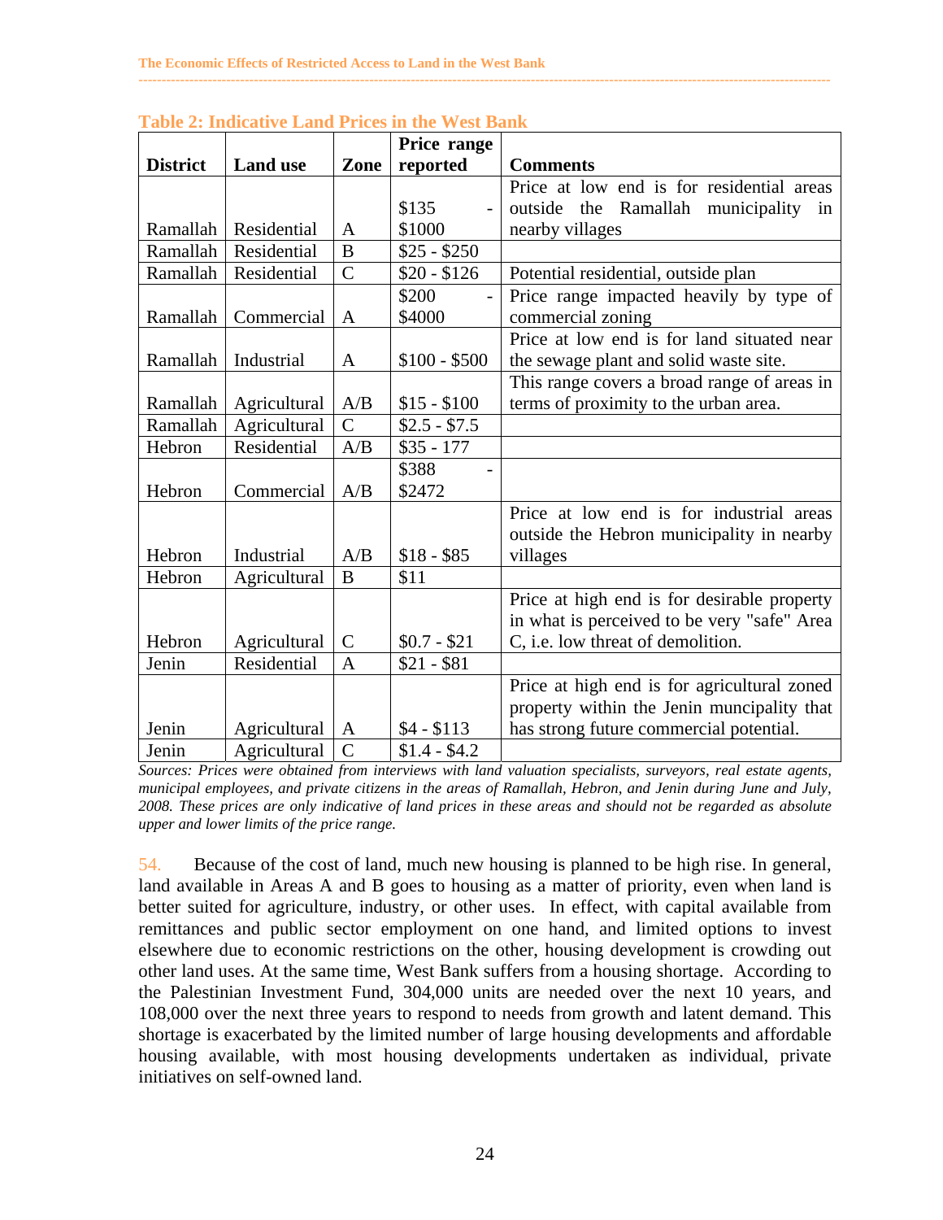**Table 2: Indicative Land Prices in the West Bank**

| District | Land use | Zone | Price range reported | Comments |
|---|---|---|---|---|
| Ramallah | Residential | A | $135 - $1000 | Price at low end is for residential areas outside the Ramallah municipality in nearby villages |
| Ramallah | Residential | B | $25 - $250 | |
| Ramallah | Residential | C | $20 - $126 | Potential residential, outside plan |
| Ramallah | Commercial | A | $200 - $4000 | Price range impacted heavily by type of commercial zoning |
| Ramallah | Industrial | A | $100 - $500 | Price at low end is for land situated near the sewage plant and solid waste site. |
| Ramallah | Agricultural | A/B | $15 - $100 | This range covers a broad range of areas in terms of proximity to the urban area. |
| Ramallah | Agricultural | C | $2.5 - $7.5 | |
| Hebron | Residential | A/B | $35 - 177 | |
| Hebron | Commercial | A/B | $388 - $2472 | |
| Hebron | Industrial | A/B | $18 - $85 | Price at low end is for industrial areas outside the Hebron municipality in nearby villages |
| Hebron | Agricultural | B | $11 | |
| Hebron | Agricultural | C | $0.7 - $21 | Price at high end is for desirable property in what is perceived to be very "safe" Area C, i.e. low threat of demolition. |
| Jenin | Residential | A | $21 - $81 | |
| Jenin | Agricultural | A | $4 - $113 | Price at high end is for agricultural zoned property within the Jenin muncipality that has strong future commercial potential. |
| Jenin | Agricultural | C | $1.4 - $4.2 | |

*Sources: Prices were obtained from interviews with land valuation specialists, surveyors, real estate agents, municipal employees, and private citizens in the areas of Ramallah, Hebron, and Jenin during June and July, 2008. These prices are only indicative of land prices in these areas and should not be regarded as absolute upper and lower limits of the price range.*

54. Because of the cost of land, much new housing is planned to be high rise. In general, land available in Areas A and B goes to housing as a matter of priority, even when land is better suited for agriculture, industry, or other uses. In effect, with capital available from remittances and public sector employment on one hand, and limited options to invest elsewhere due to economic restrictions on the other, housing development is crowding out other land uses. At the same time, West Bank suffers from a housing shortage. According to the Palestinian Investment Fund, 304,000 units are needed over the next 10 years, and 108,000 over the next three years to respond to needs from growth and latent demand. This shortage is exacerbated by the limited number of large housing developments and affordable housing available, with most housing developments undertaken as individual, private initiatives on self-owned land.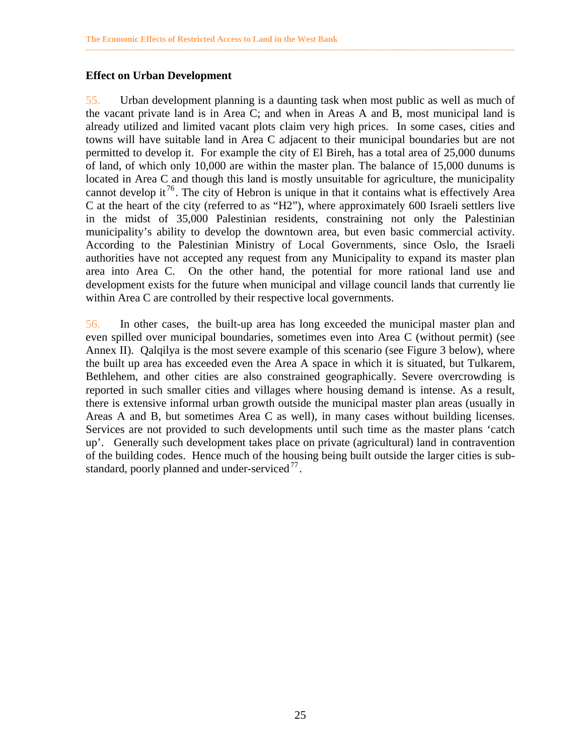### Effect on Urban Development

55. Urban development planning is a daunting task when most public as well as much of the vacant private land is in Area C; and when in Areas A and B, most municipal land is already utilized and limited vacant plots claim very high prices. In some cases, cities and towns will have suitable land in Area C adjacent to their municipal boundaries but are not permitted to develop it. For example the city of El Bireh, has a total area of 25,000 dunums of land, of which only 10,000 are within the master plan. The balance of 15,000 dunums is located in Area C and though this land is mostly unsuitable for agriculture, the municipality cannot develop it[76]. The city of Hebron is unique in that it contains what is effectively Area C at the heart of the city (referred to as "H2"), where approximately 600 Israeli settlers live in the midst of 35,000 Palestinian residents, constraining not only the Palestinian municipality's ability to develop the downtown area, but even basic commercial activity. According to the Palestinian Ministry of Local Governments, since Oslo, the Israeli authorities have not accepted any request from any Municipality to expand its master plan area into Area C. On the other hand, the potential for more rational land use and development exists for the future when municipal and village council lands that currently lie within Area C are controlled by their respective local governments.

56. In other cases, the built-up area has long exceeded the municipal master plan and even spilled over municipal boundaries, sometimes even into Area C (without permit) (see Annex II). Qalqilya is the most severe example of this scenario (see Figure 3 below), where the built up area has exceeded even the Area A space in which it is situated, but Tulkarem, Bethlehem, and other cities are also constrained geographically. Severe overcrowding is reported in such smaller cities and villages where housing demand is intense. As a result, there is extensive informal urban growth outside the municipal master plan areas (usually in Areas A and B, but sometimes Area C as well), in many cases without building licenses. Services are not provided to such developments until such time as the master plans 'catch up'. Generally such development takes place on private (agricultural) land in contravention of the building codes. Hence much of the housing being built outside the larger cities is sub-standard, poorly planned and under-serviced[77].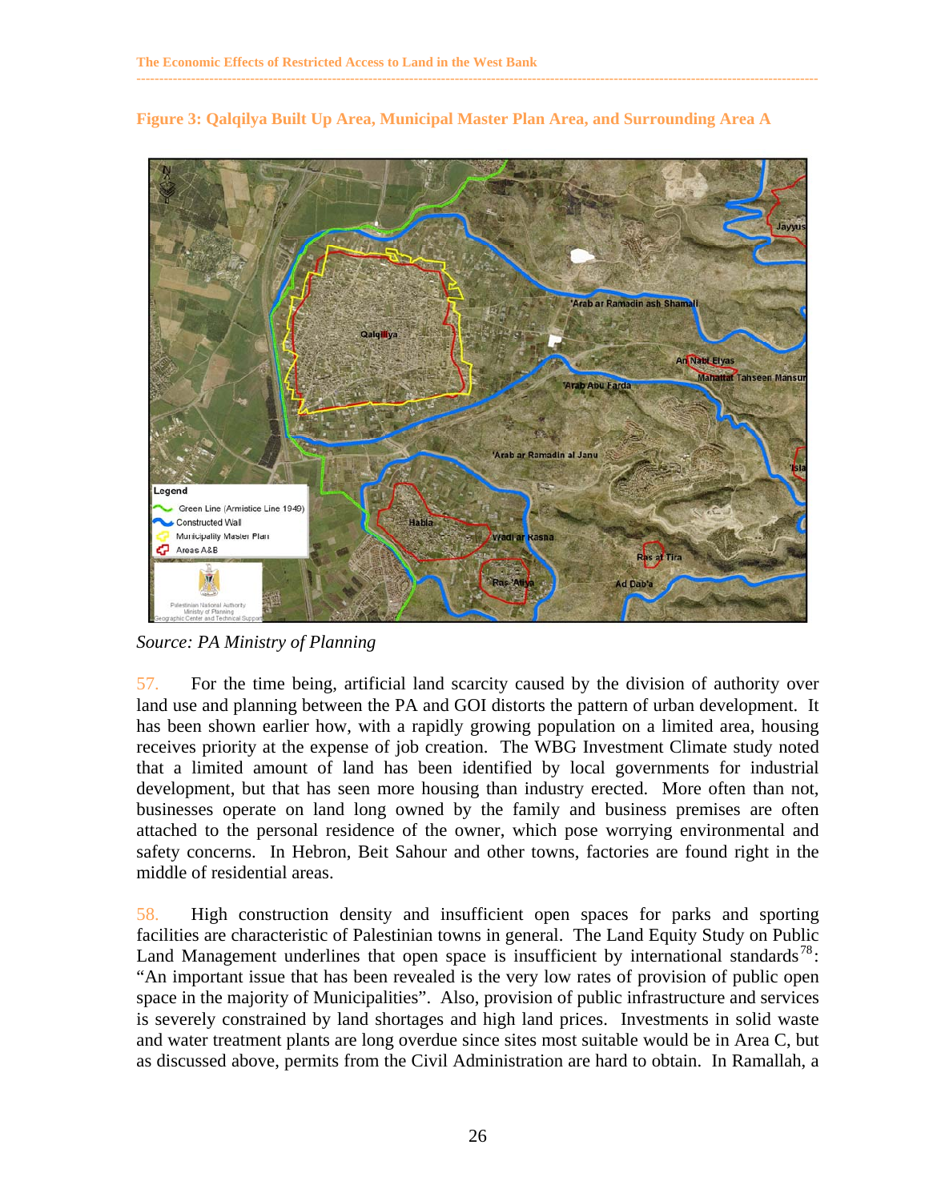**Figure 3: Qalqilya Built Up Area, Municipal Master Plan Area, and Surrounding Area A**

*Source: PA Ministry of Planning*

57. For the time being, artificial land scarcity caused by the division of authority over land use and planning between the PA and GOI distorts the pattern of urban development. It has been shown earlier how, with a rapidly growing population on a limited area, housing receives priority at the expense of job creation. The WBG Investment Climate study noted that a limited amount of land has been identified by local governments for industrial development, but that has seen more housing than industry erected. More often than not, businesses operate on land long owned by the family and business premises are often attached to the personal residence of the owner, which pose worrying environmental and safety concerns. In Hebron, Beit Sahour and other towns, factories are found right in the middle of residential areas.

58. High construction density and insufficient open spaces for parks and sporting facilities are characteristic of Palestinian towns in general. The Land Equity Study on Public Land Management underlines that open space is insufficient by international standards[78]: "An important issue that has been revealed is the very low rates of provision of public open space in the majority of Municipalities". Also, provision of public infrastructure and services is severely constrained by land shortages and high land prices. Investments in solid waste and water treatment plants are long overdue since sites most suitable would be in Area C, but as discussed above, permits from the Civil Administration are hard to obtain. In Ramallah, a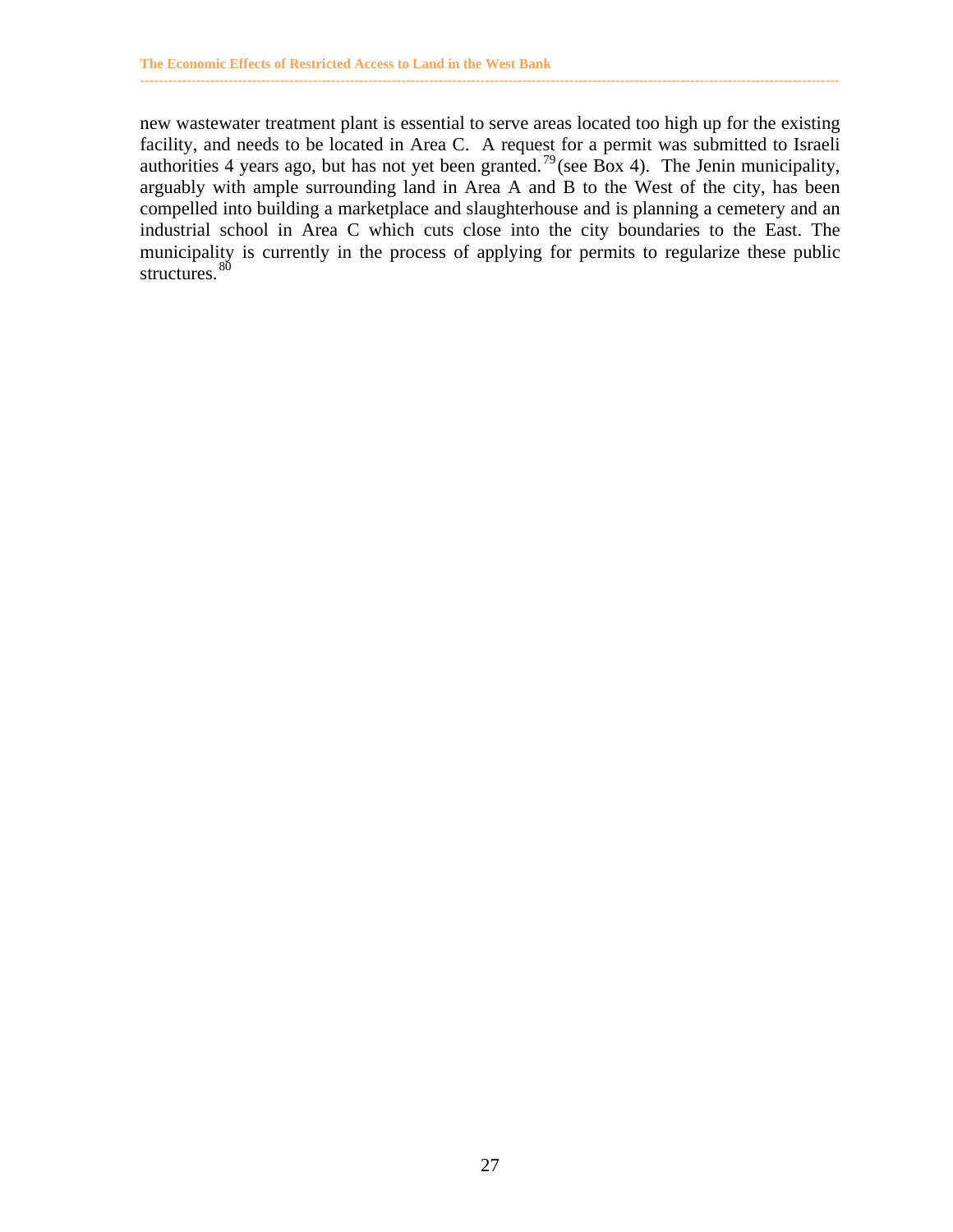new wastewater treatment plant is essential to serve areas located too high up for the existing facility, and needs to be located in Area C. A request for a permit was submitted to Israeli authorities 4 years ago, but has not yet been granted.[79] (see Box 4). The Jenin municipality, arguably with ample surrounding land in Area A and B to the West of the city, has been compelled into building a marketplace and slaughterhouse and is planning a cemetery and an industrial school in Area C which cuts close into the city boundaries to the East. The municipality is currently in the process of applying for permits to regularize these public structures.[80]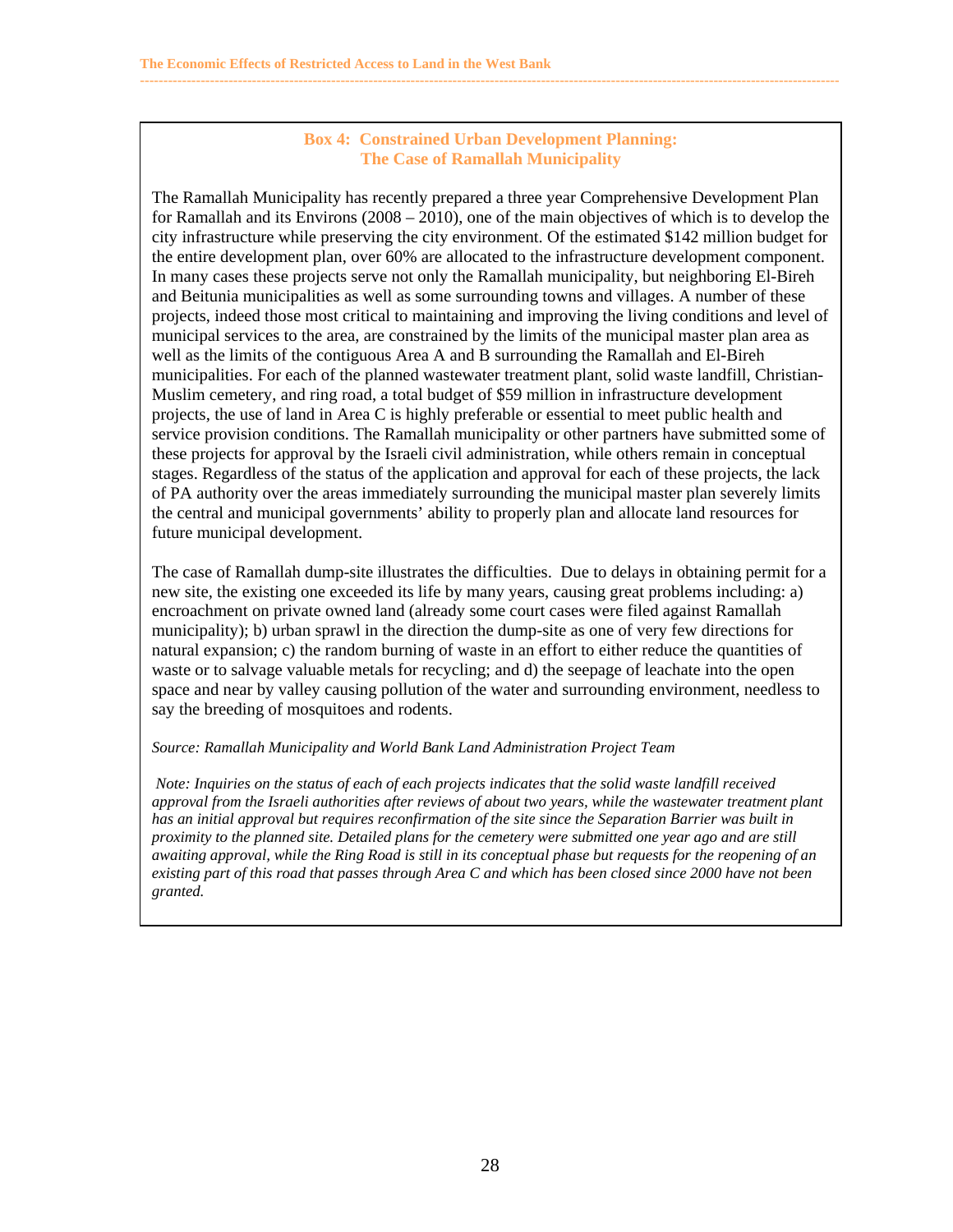### Box 4: Constrained Urban Development Planning: The Case of Ramallah Municipality

The Ramallah Municipality has recently prepared a three year Comprehensive Development Plan for Ramallah and its Environs (2008 – 2010), one of the main objectives of which is to develop the city infrastructure while preserving the city environment. Of the estimated $142 million budget for the entire development plan, over 60% are allocated to the infrastructure development component. In many cases these projects serve not only the Ramallah municipality, but neighboring El-Bireh and Beitunia municipalities as well as some surrounding towns and villages. A number of these projects, indeed those most critical to maintaining and improving the living conditions and level of municipal services to the area, are constrained by the limits of the municipal master plan area as well as the limits of the contiguous Area A and B surrounding the Ramallah and El-Bireh municipalities. For each of the planned wastewater treatment plant, solid waste landfill, Christian-Muslim cemetery, and ring road, a total budget of $59 million in infrastructure development projects, the use of land in Area C is highly preferable or essential to meet public health and service provision conditions. The Ramallah municipality or other partners have submitted some of these projects for approval by the Israeli civil administration, while others remain in conceptual stages. Regardless of the status of the application and approval for each of these projects, the lack of PA authority over the areas immediately surrounding the municipal master plan severely limits the central and municipal governments' ability to properly plan and allocate land resources for future municipal development.

The case of Ramallah dump-site illustrates the difficulties. Due to delays in obtaining permit for a new site, the existing one exceeded its life by many years, causing great problems including: a) encroachment on private owned land (already some court cases were filed against Ramallah municipality); b) urban sprawl in the direction the dump-site as one of very few directions for natural expansion; c) the random burning of waste in an effort to either reduce the quantities of waste or to salvage valuable metals for recycling; and d) the seepage of leachate into the open space and near by valley causing pollution of the water and surrounding environment, needless to say the breeding of mosquitoes and rodents.

*Source: Ramallah Municipality and World Bank Land Administration Project Team*

*Note: Inquiries on the status of each of each projects indicates that the solid waste landfill received approval from the Israeli authorities after reviews of about two years, while the wastewater treatment plant has an initial approval but requires reconfirmation of the site since the Separation Barrier was built in proximity to the planned site. Detailed plans for the cemetery were submitted one year ago and are still awaiting approval, while the Ring Road is still in its conceptual phase but requests for the reopening of an existing part of this road that passes through Area C and which has been closed since 2000 have not been granted.*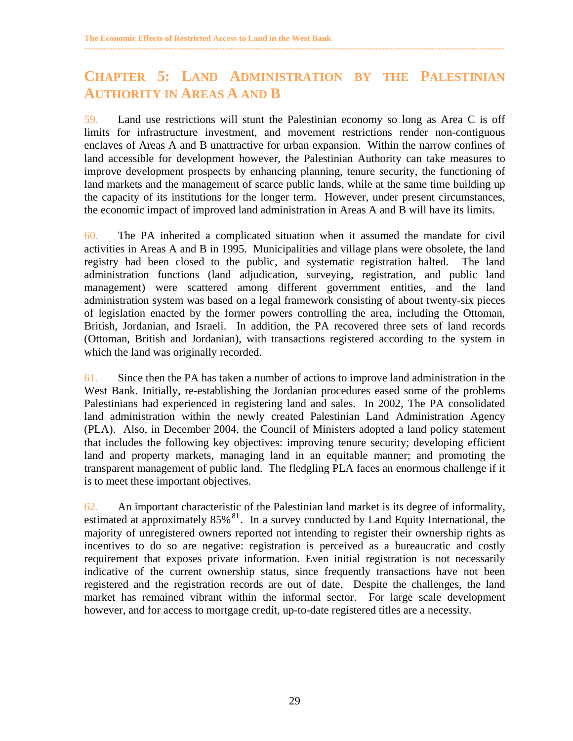# Chapter 5: Land Administration by the Palestinian Authority in Areas A and B

59. Land use restrictions will stunt the Palestinian economy so long as Area C is off limits for infrastructure investment, and movement restrictions render non-contiguous enclaves of Areas A and B unattractive for urban expansion. Within the narrow confines of land accessible for development however, the Palestinian Authority can take measures to improve development prospects by enhancing planning, tenure security, the functioning of land markets and the management of scarce public lands, while at the same time building up the capacity of its institutions for the longer term. However, under present circumstances, the economic impact of improved land administration in Areas A and B will have its limits.

60. The PA inherited a complicated situation when it assumed the mandate for civil activities in Areas A and B in 1995. Municipalities and village plans were obsolete, the land registry had been closed to the public, and systematic registration halted. The land administration functions (land adjudication, surveying, registration, and public land management) were scattered among different government entities, and the land administration system was based on a legal framework consisting of about twenty-six pieces of legislation enacted by the former powers controlling the area, including the Ottoman, British, Jordanian, and Israeli. In addition, the PA recovered three sets of land records (Ottoman, British and Jordanian), with transactions registered according to the system in which the land was originally recorded.

61. Since then the PA has taken a number of actions to improve land administration in the West Bank. Initially, re-establishing the Jordanian procedures eased some of the problems Palestinians had experienced in registering land and sales. In 2002, The PA consolidated land administration within the newly created Palestinian Land Administration Agency (PLA). Also, in December 2004, the Council of Ministers adopted a land policy statement that includes the following key objectives: improving tenure security; developing efficient land and property markets, managing land in an equitable manner; and promoting the transparent management of public land. The fledgling PLA faces an enormous challenge if it is to meet these important objectives.

62. An important characteristic of the Palestinian land market is its degree of informality, estimated at approximately 85%[81]. In a survey conducted by Land Equity International, the majority of unregistered owners reported not intending to register their ownership rights as incentives to do so are negative: registration is perceived as a bureaucratic and costly requirement that exposes private information. Even initial registration is not necessarily indicative of the current ownership status, since frequently transactions have not been registered and the registration records are out of date. Despite the challenges, the land market has remained vibrant within the informal sector. For large scale development however, and for access to mortgage credit, up-to-date registered titles are a necessity.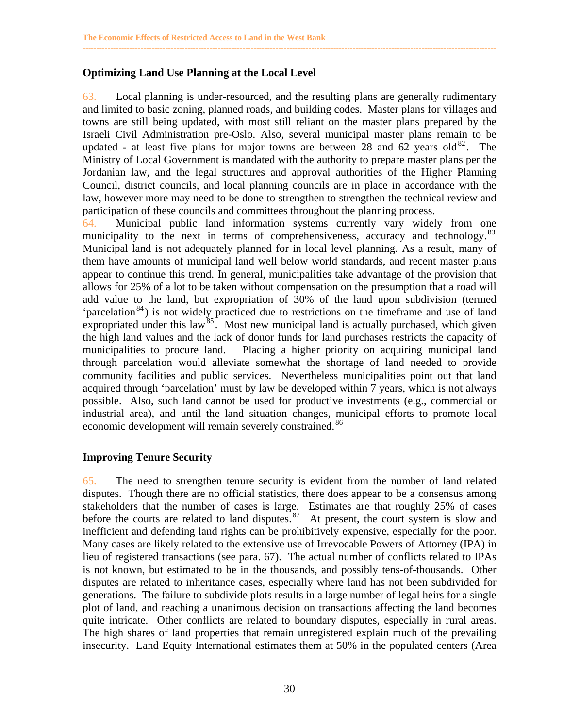### Optimizing Land Use Planning at the Local Level

63. Local planning is under-resourced, and the resulting plans are generally rudimentary and limited to basic zoning, planned roads, and building codes. Master plans for villages and towns are still being updated, with most still reliant on the master plans prepared by the Israeli Civil Administration pre-Oslo. Also, several municipal master plans remain to be updated - at least five plans for major towns are between 28 and 62 years old[82]. The Ministry of Local Government is mandated with the authority to prepare master plans per the Jordanian law, and the legal structures and approval authorities of the Higher Planning Council, district councils, and local planning councils are in place in accordance with the law, however more may need to be done to strengthen to strengthen the technical review and participation of these councils and committees throughout the planning process.

64. Municipal public land information systems currently vary widely from one municipality to the next in terms of comprehensiveness, accuracy and technology.[83] Municipal land is not adequately planned for in local level planning. As a result, many of them have amounts of municipal land well below world standards, and recent master plans appear to continue this trend. In general, municipalities take advantage of the provision that allows for 25% of a lot to be taken without compensation on the presumption that a road will add value to the land, but expropriation of 30% of the land upon subdivision (termed 'parcelation[84]) is not widely practiced due to restrictions on the timeframe and use of land expropriated under this law[85]. Most new municipal land is actually purchased, which given the high land values and the lack of donor funds for land purchases restricts the capacity of municipalities to procure land. Placing a higher priority on acquiring municipal land through parcelation would alleviate somewhat the shortage of land needed to provide community facilities and public services. Nevertheless municipalities point out that land acquired through 'parcelation' must by law be developed within 7 years, which is not always possible. Also, such land cannot be used for productive investments (e.g., commercial or industrial area), and until the land situation changes, municipal efforts to promote local economic development will remain severely constrained.[86]

### Improving Tenure Security

65. The need to strengthen tenure security is evident from the number of land related disputes. Though there are no official statistics, there does appear to be a consensus among stakeholders that the number of cases is large. Estimates are that roughly 25% of cases before the courts are related to land disputes.[87] At present, the court system is slow and inefficient and defending land rights can be prohibitively expensive, especially for the poor. Many cases are likely related to the extensive use of Irrevocable Powers of Attorney (IPA) in lieu of registered transactions (see para. 67). The actual number of conflicts related to IPAs is not known, but estimated to be in the thousands, and possibly tens-of-thousands. Other disputes are related to inheritance cases, especially where land has not been subdivided for generations. The failure to subdivide plots results in a large number of legal heirs for a single plot of land, and reaching a unanimous decision on transactions affecting the land becomes quite intricate. Other conflicts are related to boundary disputes, especially in rural areas. The high shares of land properties that remain unregistered explain much of the prevailing insecurity. Land Equity International estimates them at 50% in the populated centers (Area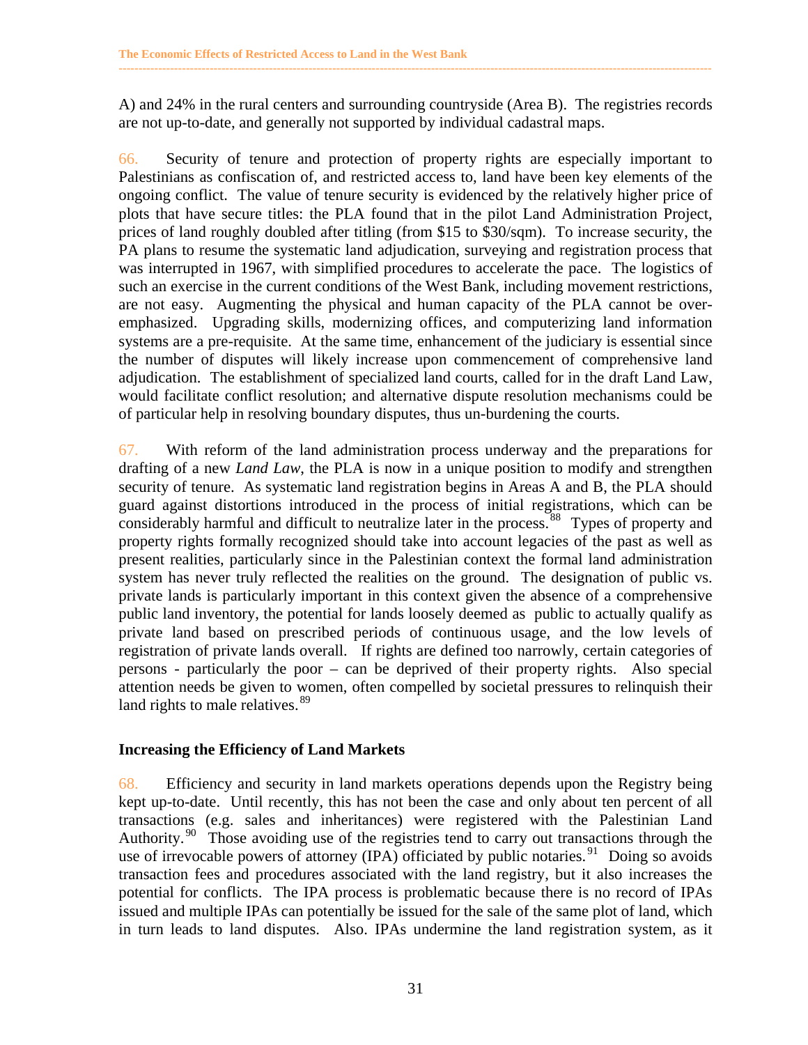A) and 24% in the rural centers and surrounding countryside (Area B). The registries records are not up-to-date, and generally not supported by individual cadastral maps.

66. Security of tenure and protection of property rights are especially important to Palestinians as confiscation of, and restricted access to, land have been key elements of the ongoing conflict. The value of tenure security is evidenced by the relatively higher price of plots that have secure titles: the PLA found that in the pilot Land Administration Project, prices of land roughly doubled after titling (from $15 to $30/sqm). To increase security, the PA plans to resume the systematic land adjudication, surveying and registration process that was interrupted in 1967, with simplified procedures to accelerate the pace. The logistics of such an exercise in the current conditions of the West Bank, including movement restrictions, are not easy. Augmenting the physical and human capacity of the PLA cannot be over-emphasized. Upgrading skills, modernizing offices, and computerizing land information systems are a pre-requisite. At the same time, enhancement of the judiciary is essential since the number of disputes will likely increase upon commencement of comprehensive land adjudication. The establishment of specialized land courts, called for in the draft Land Law, would facilitate conflict resolution; and alternative dispute resolution mechanisms could be of particular help in resolving boundary disputes, thus un-burdening the courts.

67. With reform of the land administration process underway and the preparations for drafting of a new *Land Law*, the PLA is now in a unique position to modify and strengthen security of tenure. As systematic land registration begins in Areas A and B, the PLA should guard against distortions introduced in the process of initial registrations, which can be considerably harmful and difficult to neutralize later in the process.[88] Types of property and property rights formally recognized should take into account legacies of the past as well as present realities, particularly since in the Palestinian context the formal land administration system has never truly reflected the realities on the ground. The designation of public vs. private lands is particularly important in this context given the absence of a comprehensive public land inventory, the potential for lands loosely deemed as public to actually qualify as private land based on prescribed periods of continuous usage, and the low levels of registration of private lands overall. If rights are defined too narrowly, certain categories of persons - particularly the poor – can be deprived of their property rights. Also special attention needs be given to women, often compelled by societal pressures to relinquish their land rights to male relatives.[89]

### Increasing the Efficiency of Land Markets

68. Efficiency and security in land markets operations depends upon the Registry being kept up-to-date. Until recently, this has not been the case and only about ten percent of all transactions (e.g. sales and inheritances) were registered with the Palestinian Land Authority.[90] Those avoiding use of the registries tend to carry out transactions through the use of irrevocable powers of attorney (IPA) officiated by public notaries.[91] Doing so avoids transaction fees and procedures associated with the land registry, but it also increases the potential for conflicts. The IPA process is problematic because there is no record of IPAs issued and multiple IPAs can potentially be issued for the sale of the same plot of land, which in turn leads to land disputes. Also. IPAs undermine the land registration system, as it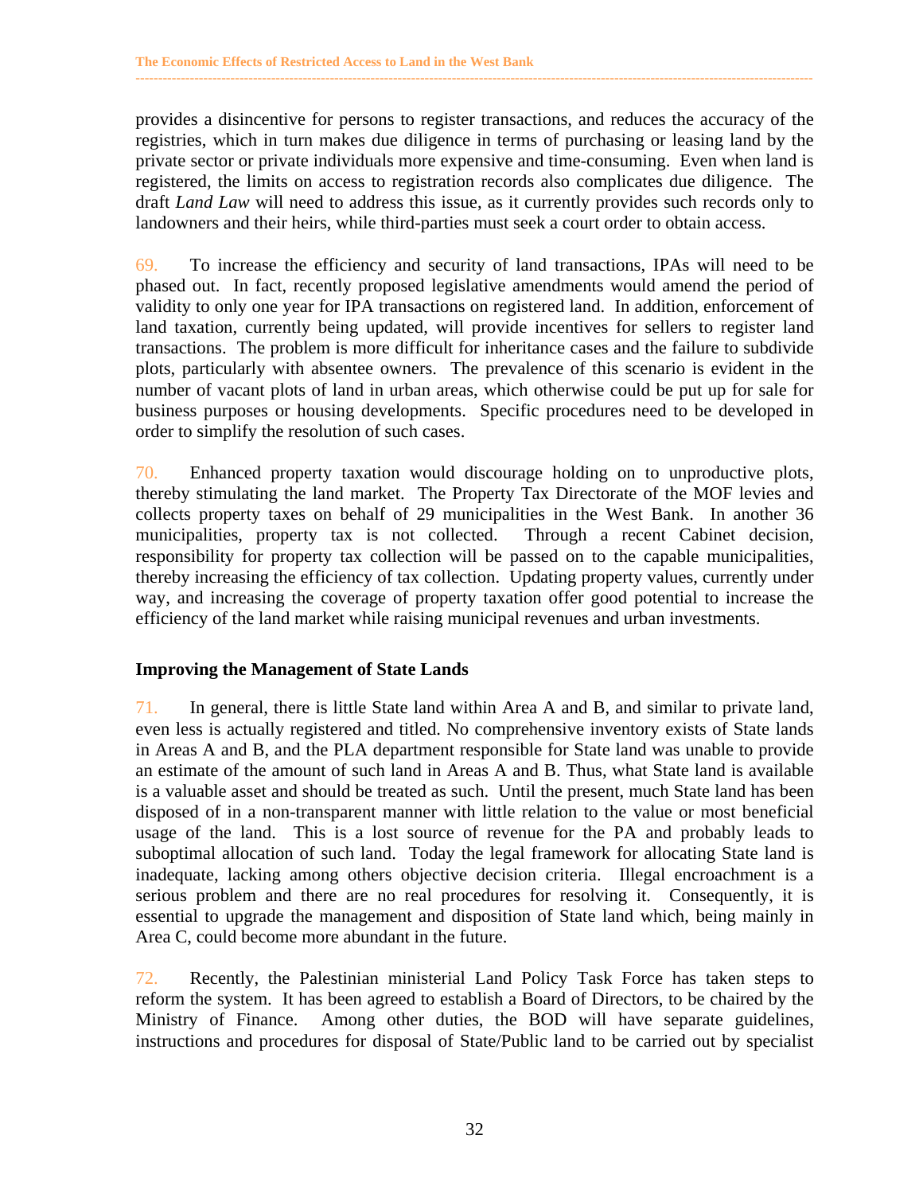provides a disincentive for persons to register transactions, and reduces the accuracy of the registries, which in turn makes due diligence in terms of purchasing or leasing land by the private sector or private individuals more expensive and time-consuming. Even when land is registered, the limits on access to registration records also complicates due diligence. The draft *Land Law* will need to address this issue, as it currently provides such records only to landowners and their heirs, while third-parties must seek a court order to obtain access.

69. To increase the efficiency and security of land transactions, IPAs will need to be phased out. In fact, recently proposed legislative amendments would amend the period of validity to only one year for IPA transactions on registered land. In addition, enforcement of land taxation, currently being updated, will provide incentives for sellers to register land transactions. The problem is more difficult for inheritance cases and the failure to subdivide plots, particularly with absentee owners. The prevalence of this scenario is evident in the number of vacant plots of land in urban areas, which otherwise could be put up for sale for business purposes or housing developments. Specific procedures need to be developed in order to simplify the resolution of such cases.

70. Enhanced property taxation would discourage holding on to unproductive plots, thereby stimulating the land market. The Property Tax Directorate of the MOF levies and collects property taxes on behalf of 29 municipalities in the West Bank. In another 36 municipalities, property tax is not collected. Through a recent Cabinet decision, responsibility for property tax collection will be passed on to the capable municipalities, thereby increasing the efficiency of tax collection. Updating property values, currently under way, and increasing the coverage of property taxation offer good potential to increase the efficiency of the land market while raising municipal revenues and urban investments.

**Improving the Management of State Lands**

71. In general, there is little State land within Area A and B, and similar to private land, even less is actually registered and titled. No comprehensive inventory exists of State lands in Areas A and B, and the PLA department responsible for State land was unable to provide an estimate of the amount of such land in Areas A and B. Thus, what State land is available is a valuable asset and should be treated as such. Until the present, much State land has been disposed of in a non-transparent manner with little relation to the value or most beneficial usage of the land. This is a lost source of revenue for the PA and probably leads to suboptimal allocation of such land. Today the legal framework for allocating State land is inadequate, lacking among others objective decision criteria. Illegal encroachment is a serious problem and there are no real procedures for resolving it. Consequently, it is essential to upgrade the management and disposition of State land which, being mainly in Area C, could become more abundant in the future.

72. Recently, the Palestinian ministerial Land Policy Task Force has taken steps to reform the system. It has been agreed to establish a Board of Directors, to be chaired by the Ministry of Finance. Among other duties, the BOD will have separate guidelines, instructions and procedures for disposal of State/Public land to be carried out by specialist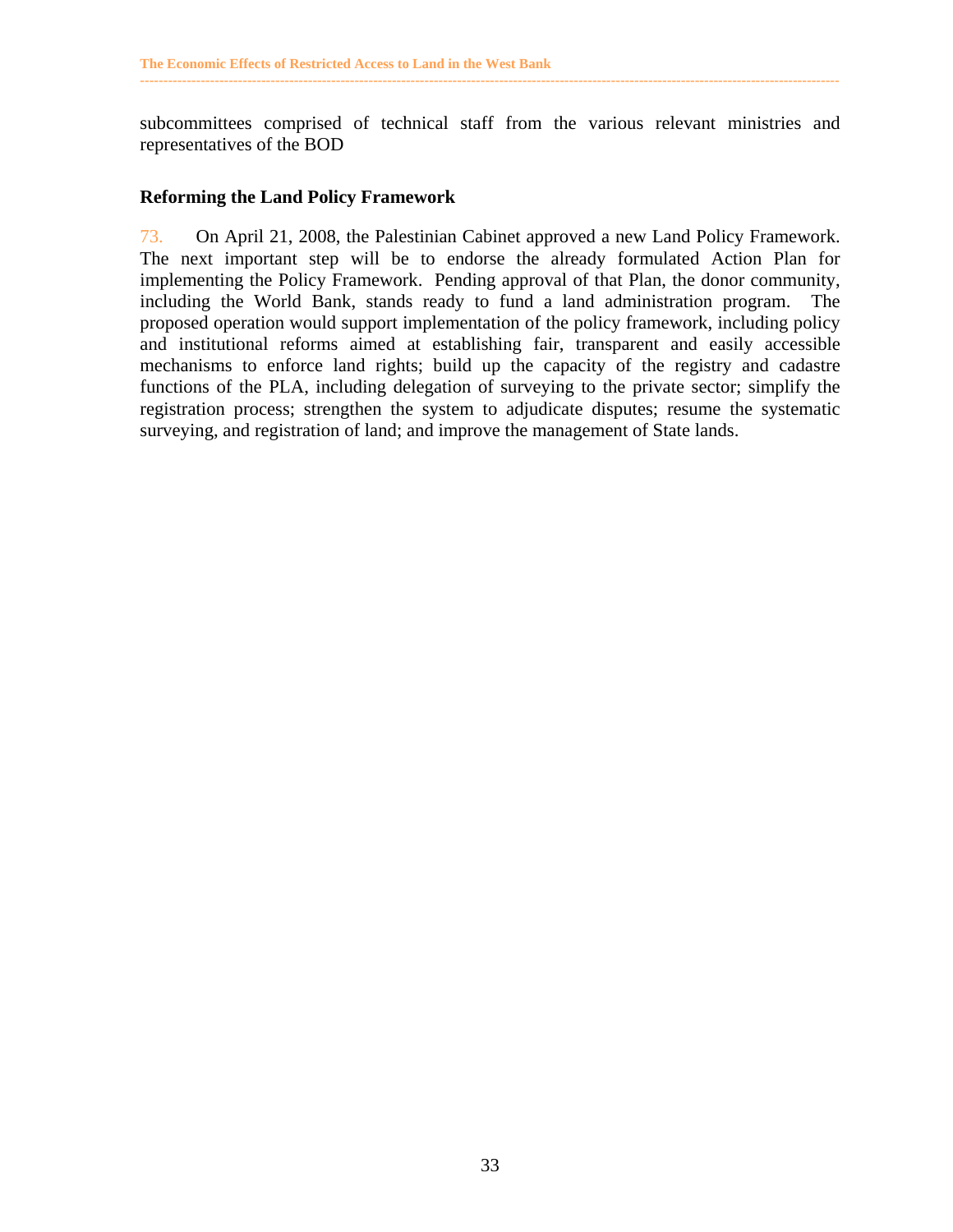subcommittees comprised of technical staff from the various relevant ministries and representatives of the BOD

### Reforming the Land Policy Framework

73. On April 21, 2008, the Palestinian Cabinet approved a new Land Policy Framework. The next important step will be to endorse the already formulated Action Plan for implementing the Policy Framework. Pending approval of that Plan, the donor community, including the World Bank, stands ready to fund a land administration program. The proposed operation would support implementation of the policy framework, including policy and institutional reforms aimed at establishing fair, transparent and easily accessible mechanisms to enforce land rights; build up the capacity of the registry and cadastre functions of the PLA, including delegation of surveying to the private sector; simplify the registration process; strengthen the system to adjudicate disputes; resume the systematic surveying, and registration of land; and improve the management of State lands.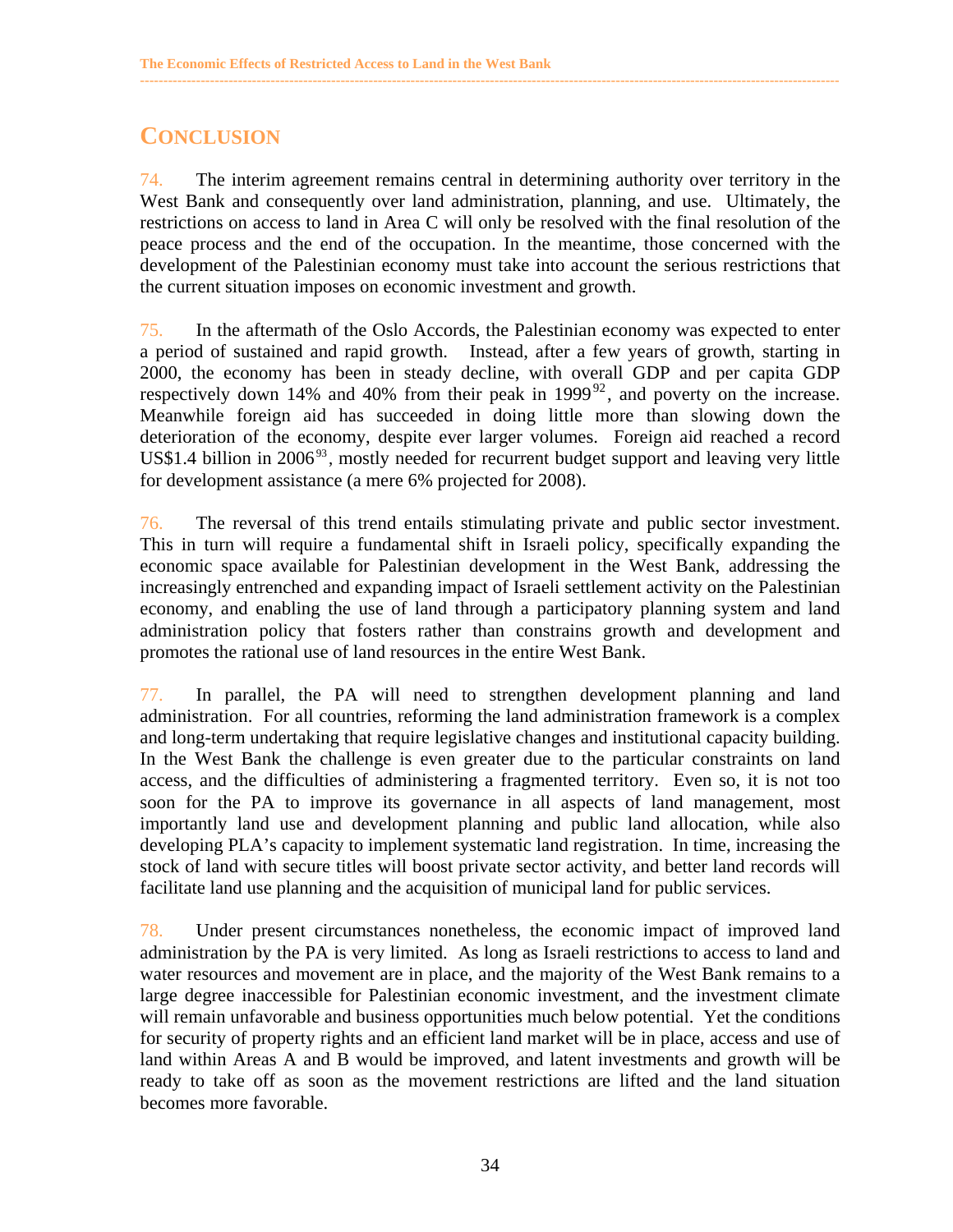# CONCLUSION

74. The interim agreement remains central in determining authority over territory in the West Bank and consequently over land administration, planning, and use. Ultimately, the restrictions on access to land in Area C will only be resolved with the final resolution of the peace process and the end of the occupation. In the meantime, those concerned with the development of the Palestinian economy must take into account the serious restrictions that the current situation imposes on economic investment and growth.

75. In the aftermath of the Oslo Accords, the Palestinian economy was expected to enter a period of sustained and rapid growth. Instead, after a few years of growth, starting in 2000, the economy has been in steady decline, with overall GDP and per capita GDP respectively down 14% and 40% from their peak in 1999[92], and poverty on the increase. Meanwhile foreign aid has succeeded in doing little more than slowing down the deterioration of the economy, despite ever larger volumes. Foreign aid reached a record US$1.4 billion in 2006[93], mostly needed for recurrent budget support and leaving very little for development assistance (a mere 6% projected for 2008).

76. The reversal of this trend entails stimulating private and public sector investment. This in turn will require a fundamental shift in Israeli policy, specifically expanding the economic space available for Palestinian development in the West Bank, addressing the increasingly entrenched and expanding impact of Israeli settlement activity on the Palestinian economy, and enabling the use of land through a participatory planning system and land administration policy that fosters rather than constrains growth and development and promotes the rational use of land resources in the entire West Bank.

77. In parallel, the PA will need to strengthen development planning and land administration. For all countries, reforming the land administration framework is a complex and long-term undertaking that require legislative changes and institutional capacity building. In the West Bank the challenge is even greater due to the particular constraints on land access, and the difficulties of administering a fragmented territory. Even so, it is not too soon for the PA to improve its governance in all aspects of land management, most importantly land use and development planning and public land allocation, while also developing PLA's capacity to implement systematic land registration. In time, increasing the stock of land with secure titles will boost private sector activity, and better land records will facilitate land use planning and the acquisition of municipal land for public services.

78. Under present circumstances nonetheless, the economic impact of improved land administration by the PA is very limited. As long as Israeli restrictions to access to land and water resources and movement are in place, and the majority of the West Bank remains to a large degree inaccessible for Palestinian economic investment, and the investment climate will remain unfavorable and business opportunities much below potential. Yet the conditions for security of property rights and an efficient land market will be in place, access and use of land within Areas A and B would be improved, and latent investments and growth will be ready to take off as soon as the movement restrictions are lifted and the land situation becomes more favorable.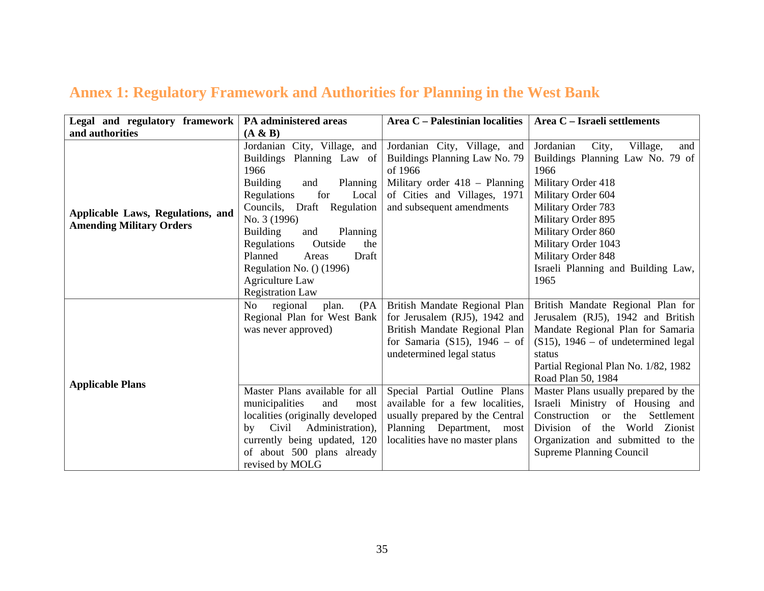## Annex 1: Regulatory Framework and Authorities for Planning in the West Bank

| Legal and regulatory framework and authorities | PA administered areas (A & B) | Area C – Palestinian localities | Area C – Israeli settlements |
|---|---|---|---|
| **Applicable Laws, Regulations, and Amending Military Orders** | Jordanian City, Village, and Buildings Planning Law of 1966<br>Building and Planning Regulations for Local Councils, Draft Regulation No. 3 (1996)<br>Building and Planning Regulations Outside the Planned Areas Draft Regulation No. () (1996)<br>Agriculture Law<br>Registration Law | Jordanian City, Village, and Buildings Planning Law No. 79 of 1966<br>Military order 418 – Planning of Cities and Villages, 1971 and subsequent amendments | Jordanian City, Village, and Buildings Planning Law No. 79 of 1966<br>Military Order 418<br>Military Order 604<br>Military Order 783<br>Military Order 895<br>Military Order 860<br>Military Order 1043<br>Military Order 848<br>Israeli Planning and Building Law, 1965 |
| **Applicable Plans** | No regional plan. (PA Regional Plan for West Bank was never approved) | British Mandate Regional Plan for Jerusalem (RJ5), 1942 and British Mandate Regional Plan for Samaria (S15), 1946 – of undetermined legal status | British Mandate Regional Plan for Jerusalem (RJ5), 1942 and British Mandate Regional Plan for Samaria (S15), 1946 – of undetermined legal status<br>Partial Regional Plan No. 1/82, 1982<br>Road Plan 50, 1984 |
| | Master Plans available for all municipalities and most localities (originally developed by Civil Administration), currently being updated, 120 of about 500 plans already revised by MOLG | Special Partial Outline Plans available for a few localities, usually prepared by the Central Planning Department, most localities have no master plans | Master Plans usually prepared by the Israeli Ministry of Housing and Construction or the Settlement Division of the World Zionist Organization and submitted to the Supreme Planning Council |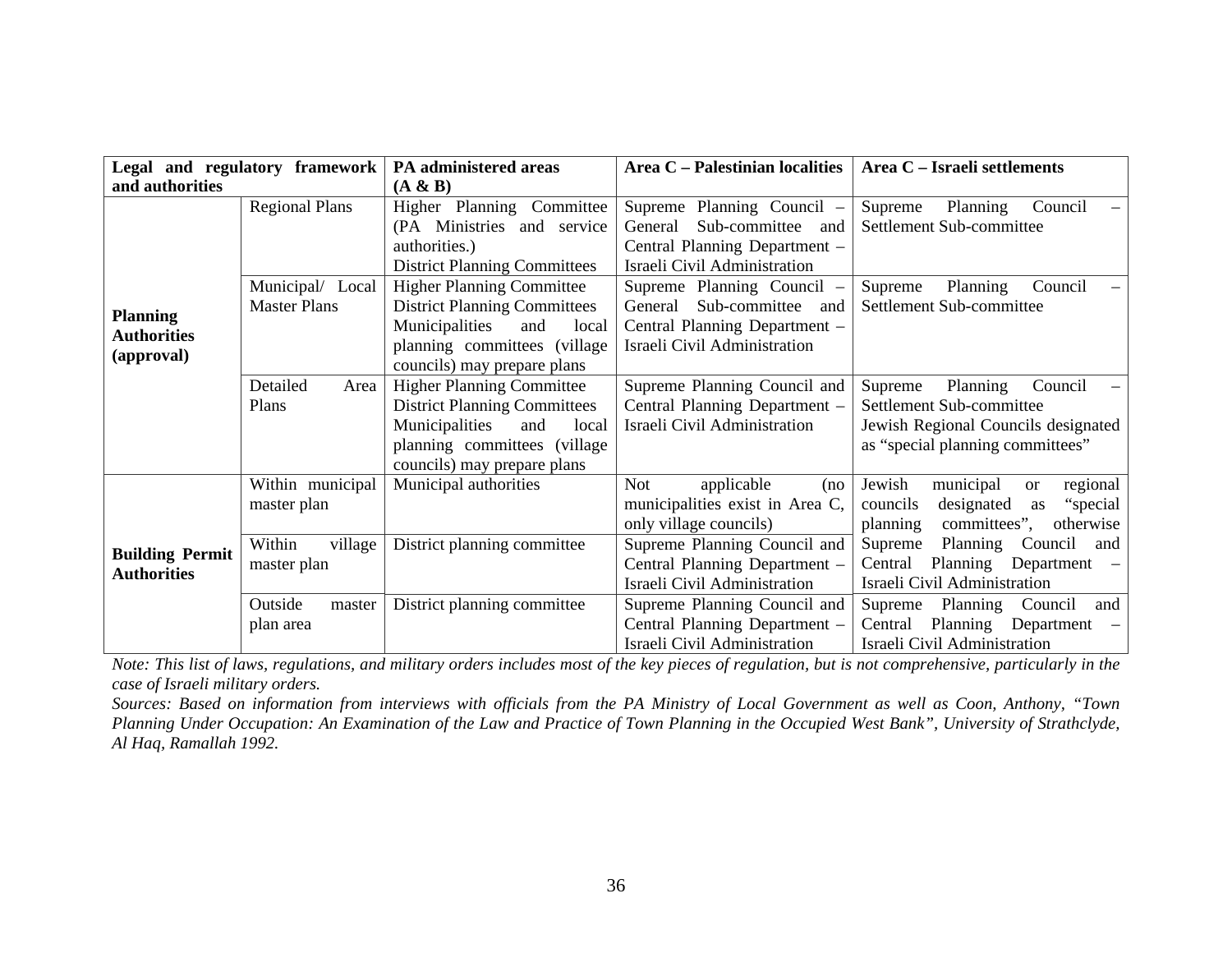| Legal and regulatory framework and authorities | | PA administered areas (A & B) | Area C – Palestinian localities | Area C – Israeli settlements |
|---|---|---|---|---|
| **Planning Authorities (approval)** | Regional Plans | Higher Planning Committee (PA Ministries and service authorities.)<br>District Planning Committees | Supreme Planning Council – General Sub-committee and Central Planning Department – Israeli Civil Administration | Supreme Planning Council – Settlement Sub-committee |
| | Municipal/ Local Master Plans | Higher Planning Committee<br>District Planning Committees<br>Municipalities and local planning committees (village councils) may prepare plans | Supreme Planning Council – General Sub-committee and Central Planning Department – Israeli Civil Administration | Supreme Planning Council – Settlement Sub-committee |
| | Detailed Area Plans | Higher Planning Committee<br>District Planning Committees<br>Municipalities and local planning committees (village councils) may prepare plans | Supreme Planning Council and Central Planning Department – Israeli Civil Administration | Supreme Planning Council – Settlement Sub-committee<br>Jewish Regional Councils designated as "special planning committees" |
| **Building Permit Authorities** | Within municipal master plan | Municipal authorities | Not applicable (no municipalities exist in Area C, only village councils) | Jewish municipal or regional councils designated as "special planning committees", otherwise Supreme Planning Council and Central Planning Department – Israeli Civil Administration |
| | Within village master plan | District planning committee | Supreme Planning Council and Central Planning Department – Israeli Civil Administration | |
| | Outside master plan area | District planning committee | Supreme Planning Council and Central Planning Department – Israeli Civil Administration | Supreme Planning Council and Central Planning Department – Israeli Civil Administration |

*Note: This list of laws, regulations, and military orders includes most of the key pieces of regulation, but is not comprehensive, particularly in the case of Israeli military orders.*

*Sources: Based on information from interviews with officials from the PA Ministry of Local Government as well as Coon, Anthony, "Town Planning Under Occupation: An Examination of the Law and Practice of Town Planning in the Occupied West Bank", University of Strathclyde, Al Haq, Ramallah 1992.*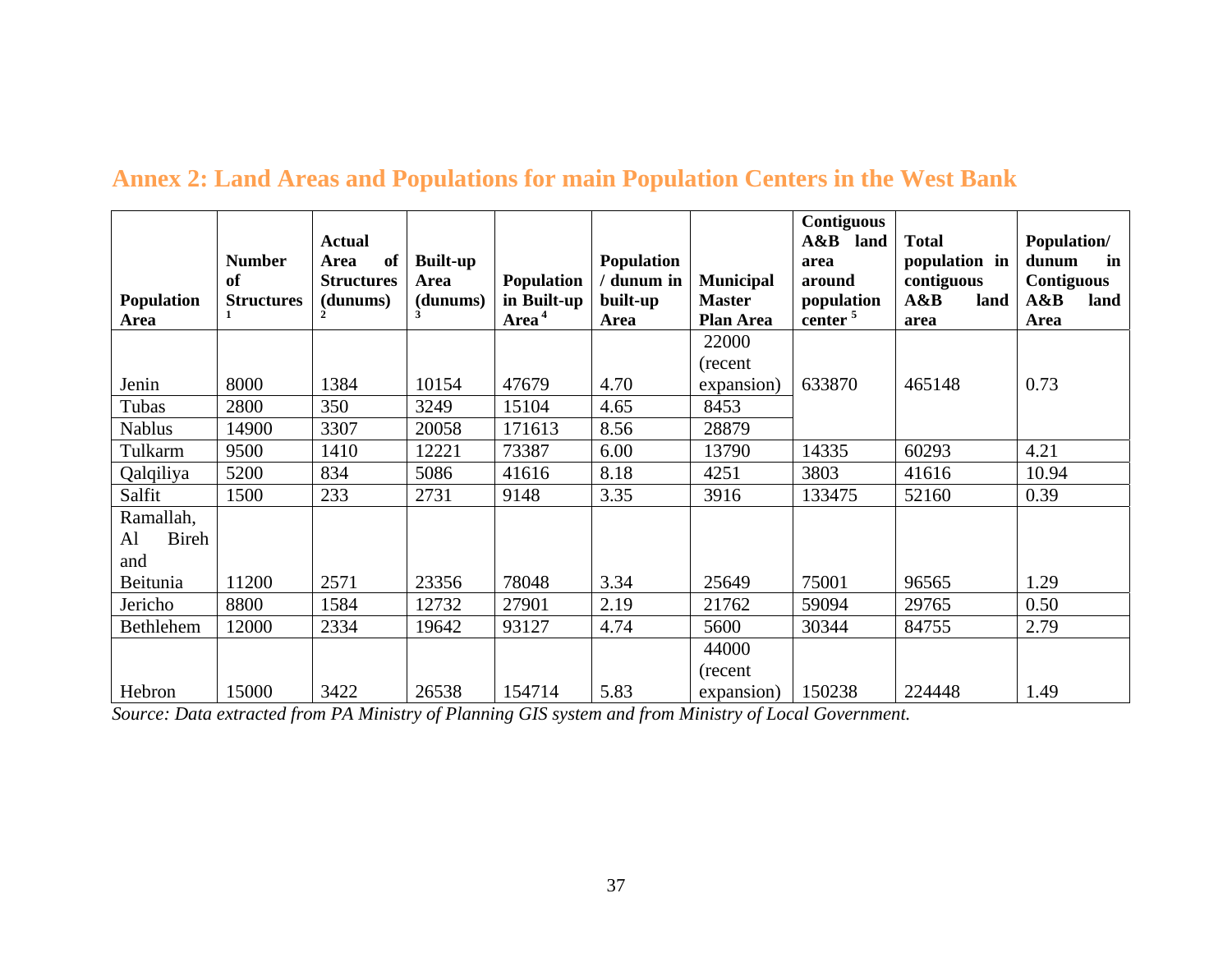## Annex 2: Land Areas and Populations for main Population Centers in the West Bank

| Population Area | Number of Structures [1] | Actual Area of Structures (dunums) [2] | Built-up Area (dunums) [3] | Population in Built-up Area [4] | Population / dunum in built-up Area | Municipal Master Plan Area | Contiguous A&B land area around population center [5] | Total population in contiguous A&B land area | Population/ dunum in Contiguous A&B land Area |
|---|---|---|---|---|---|---|---|---|---|
| Jenin | 8000 | 1384 | 10154 | 47679 | 4.70 | 22000 (recent expansion) | 633870 | 465148 | 0.73 |
| Tubas | 2800 | 350 | 3249 | 15104 | 4.65 | 8453 | | | |
| Nablus | 14900 | 3307 | 20058 | 171613 | 8.56 | 28879 | | | |
| Tulkarm | 9500 | 1410 | 12221 | 73387 | 6.00 | 13790 | 14335 | 60293 | 4.21 |
| Qalqiliya | 5200 | 834 | 5086 | 41616 | 8.18 | 4251 | 3803 | 41616 | 10.94 |
| Salfit | 1500 | 233 | 2731 | 9148 | 3.35 | 3916 | 133475 | 52160 | 0.39 |
| Ramallah, Al Bireh and Beitunia | 11200 | 2571 | 23356 | 78048 | 3.34 | 25649 | 75001 | 96565 | 1.29 |
| Jericho | 8800 | 1584 | 12732 | 27901 | 2.19 | 21762 | 59094 | 29765 | 0.50 |
| Bethlehem | 12000 | 2334 | 19642 | 93127 | 4.74 | 5600 | 30344 | 84755 | 2.79 |
| Hebron | 15000 | 3422 | 26538 | 154714 | 5.83 | 44000 (recent expansion) | 150238 | 224448 | 1.49 |

*Source: Data extracted from PA Ministry of Planning GIS system and from Ministry of Local Government.*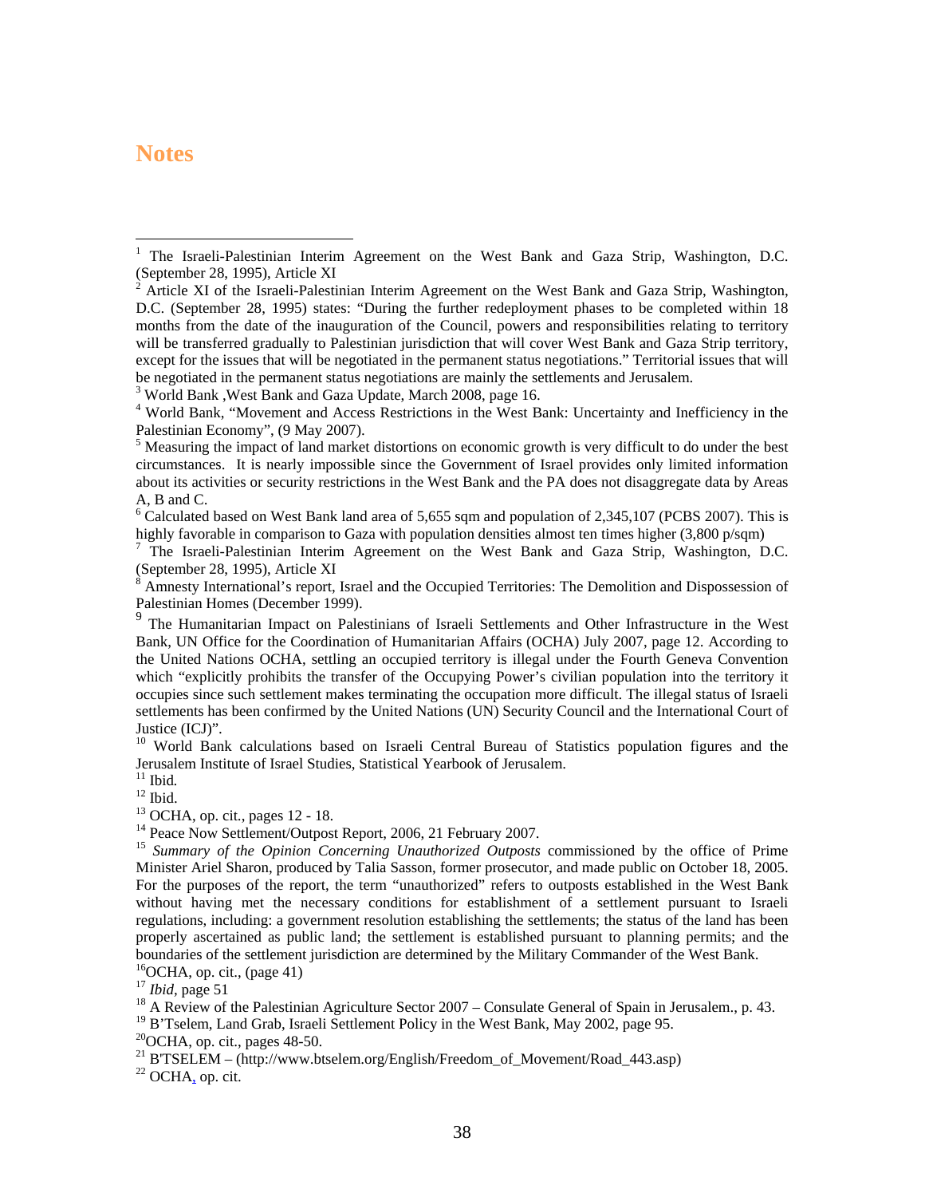## Notes

[1] The Israeli-Palestinian Interim Agreement on the West Bank and Gaza Strip, Washington, D.C. (September 28, 1995), Article XI

[2] Article XI of the Israeli-Palestinian Interim Agreement on the West Bank and Gaza Strip, Washington, D.C. (September 28, 1995) states: "During the further redeployment phases to be completed within 18 months from the date of the inauguration of the Council, powers and responsibilities relating to territory will be transferred gradually to Palestinian jurisdiction that will cover West Bank and Gaza Strip territory, except for the issues that will be negotiated in the permanent status negotiations." Territorial issues that will be negotiated in the permanent status negotiations are mainly the settlements and Jerusalem.

[3] World Bank ,West Bank and Gaza Update, March 2008, page 16.

[4] World Bank, "Movement and Access Restrictions in the West Bank: Uncertainty and Inefficiency in the Palestinian Economy", (9 May 2007).

[5] Measuring the impact of land market distortions on economic growth is very difficult to do under the best circumstances. It is nearly impossible since the Government of Israel provides only limited information about its activities or security restrictions in the West Bank and the PA does not disaggregate data by Areas A, B and C.

[6] Calculated based on West Bank land area of 5,655 sqm and population of 2,345,107 (PCBS 2007). This is highly favorable in comparison to Gaza with population densities almost ten times higher (3,800 p/sqm)

[7] The Israeli-Palestinian Interim Agreement on the West Bank and Gaza Strip, Washington, D.C. (September 28, 1995), Article XI

[8] Amnesty International's report, Israel and the Occupied Territories: The Demolition and Dispossession of Palestinian Homes (December 1999).

[9] The Humanitarian Impact on Palestinians of Israeli Settlements and Other Infrastructure in the West Bank, UN Office for the Coordination of Humanitarian Affairs (OCHA) July 2007, page 12. According to the United Nations OCHA, settling an occupied territory is illegal under the Fourth Geneva Convention which "explicitly prohibits the transfer of the Occupying Power's civilian population into the territory it occupies since such settlement makes terminating the occupation more difficult. The illegal status of Israeli settlements has been confirmed by the United Nations (UN) Security Council and the International Court of Justice (ICJ)".

[10] World Bank calculations based on Israeli Central Bureau of Statistics population figures and the Jerusalem Institute of Israel Studies, Statistical Yearbook of Jerusalem.

[11] Ibid.

[12] Ibid.

[13] OCHA, op. cit., pages 12 - 18.

[14] Peace Now Settlement/Outpost Report, 2006, 21 February 2007.

[15] *Summary of the Opinion Concerning Unauthorized Outposts* commissioned by the office of Prime Minister Ariel Sharon, produced by Talia Sasson, former prosecutor, and made public on October 18, 2005. For the purposes of the report, the term "unauthorized" refers to outposts established in the West Bank without having met the necessary conditions for establishment of a settlement pursuant to Israeli regulations, including: a government resolution establishing the settlements; the status of the land has been properly ascertained as public land; the settlement is established pursuant to planning permits; and the boundaries of the settlement jurisdiction are determined by the Military Commander of the West Bank.

[16] OCHA, op. cit., (page 41)

[17] *Ibid*, page 51

[18] A Review of the Palestinian Agriculture Sector 2007 – Consulate General of Spain in Jerusalem., p. 43.

[19] B'Tselem, Land Grab, Israeli Settlement Policy in the West Bank, May 2002, page 95.

[20] OCHA, op. cit., pages 48-50.

[21] B'TSELEM – (http://www.btselem.org/English/Freedom_of_Movement/Road_443.asp)

[22] OCHA, op. cit.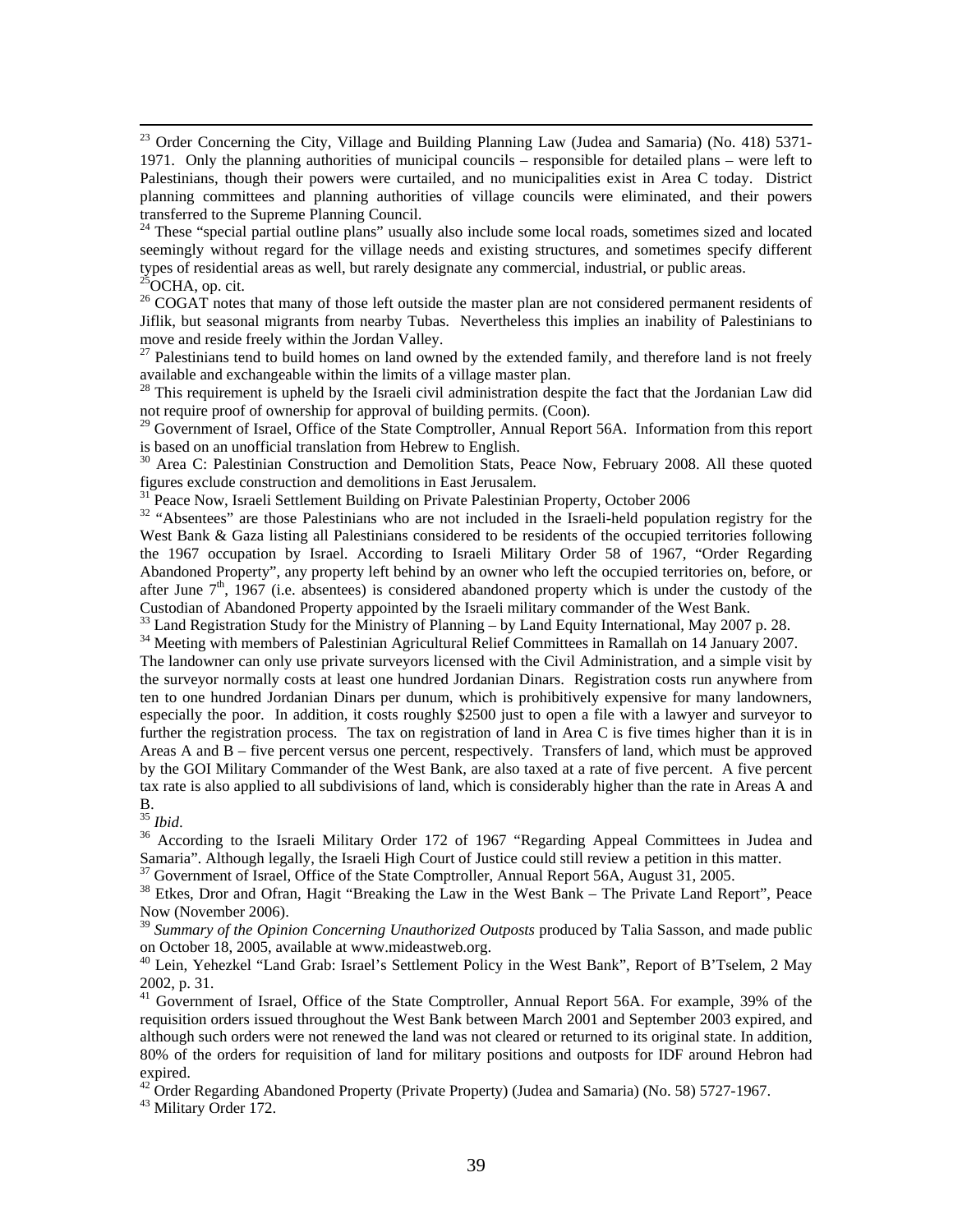[23] Order Concerning the City, Village and Building Planning Law (Judea and Samaria) (No. 418) 5371-1971. Only the planning authorities of municipal councils – responsible for detailed plans – were left to Palestinians, though their powers were curtailed, and no municipalities exist in Area C today. District planning committees and planning authorities of village councils were eliminated, and their powers transferred to the Supreme Planning Council.

[24] These "special partial outline plans" usually also include some local roads, sometimes sized and located seemingly without regard for the village needs and existing structures, and sometimes specify different types of residential areas as well, but rarely designate any commercial, industrial, or public areas.

[25] OCHA, op. cit.

[26] COGAT notes that many of those left outside the master plan are not considered permanent residents of Jiflik, but seasonal migrants from nearby Tubas. Nevertheless this implies an inability of Palestinians to move and reside freely within the Jordan Valley.

[27] Palestinians tend to build homes on land owned by the extended family, and therefore land is not freely available and exchangeable within the limits of a village master plan.

[28] This requirement is upheld by the Israeli civil administration despite the fact that the Jordanian Law did not require proof of ownership for approval of building permits. (Coon).

[29] Government of Israel, Office of the State Comptroller, Annual Report 56A. Information from this report is based on an unofficial translation from Hebrew to English.

[30] Area C: Palestinian Construction and Demolition Stats, Peace Now, February 2008. All these quoted figures exclude construction and demolitions in East Jerusalem.

[31] Peace Now, Israeli Settlement Building on Private Palestinian Property, October 2006

[32] "Absentees" are those Palestinians who are not included in the Israeli-held population registry for the West Bank & Gaza listing all Palestinians considered to be residents of the occupied territories following the 1967 occupation by Israel. According to Israeli Military Order 58 of 1967, "Order Regarding Abandoned Property", any property left behind by an owner who left the occupied territories on, before, or after June 7th, 1967 (i.e. absentees) is considered abandoned property which is under the custody of the Custodian of Abandoned Property appointed by the Israeli military commander of the West Bank.

[33] Land Registration Study for the Ministry of Planning – by Land Equity International, May 2007 p. 28.

[34] Meeting with members of Palestinian Agricultural Relief Committees in Ramallah on 14 January 2007. The landowner can only use private surveyors licensed with the Civil Administration, and a simple visit by the surveyor normally costs at least one hundred Jordanian Dinars. Registration costs run anywhere from ten to one hundred Jordanian Dinars per dunum, which is prohibitively expensive for many landowners, especially the poor. In addition, it costs roughly $2500 just to open a file with a lawyer and surveyor to further the registration process. The tax on registration of land in Area C is five times higher than it is in Areas A and B – five percent versus one percent, respectively. Transfers of land, which must be approved by the GOI Military Commander of the West Bank, are also taxed at a rate of five percent. A five percent tax rate is also applied to all subdivisions of land, which is considerably higher than the rate in Areas A and B.

[35] *Ibid*.

[36] According to the Israeli Military Order 172 of 1967 "Regarding Appeal Committees in Judea and Samaria". Although legally, the Israeli High Court of Justice could still review a petition in this matter.

[37] Government of Israel, Office of the State Comptroller, Annual Report 56A, August 31, 2005.

[38] Etkes, Dror and Ofran, Hagit "Breaking the Law in the West Bank – The Private Land Report", Peace Now (November 2006).

[39] *Summary of the Opinion Concerning Unauthorized Outposts* produced by Talia Sasson, and made public on October 18, 2005, available at www.mideastweb.org.

[40] Lein, Yehezkel "Land Grab: Israel's Settlement Policy in the West Bank", Report of B'Tselem, 2 May 2002, p. 31.

[41] Government of Israel, Office of the State Comptroller, Annual Report 56A. For example, 39% of the requisition orders issued throughout the West Bank between March 2001 and September 2003 expired, and although such orders were not renewed the land was not cleared or returned to its original state. In addition, 80% of the orders for requisition of land for military positions and outposts for IDF around Hebron had expired.

[42] Order Regarding Abandoned Property (Private Property) (Judea and Samaria) (No. 58) 5727-1967.

[43] Military Order 172.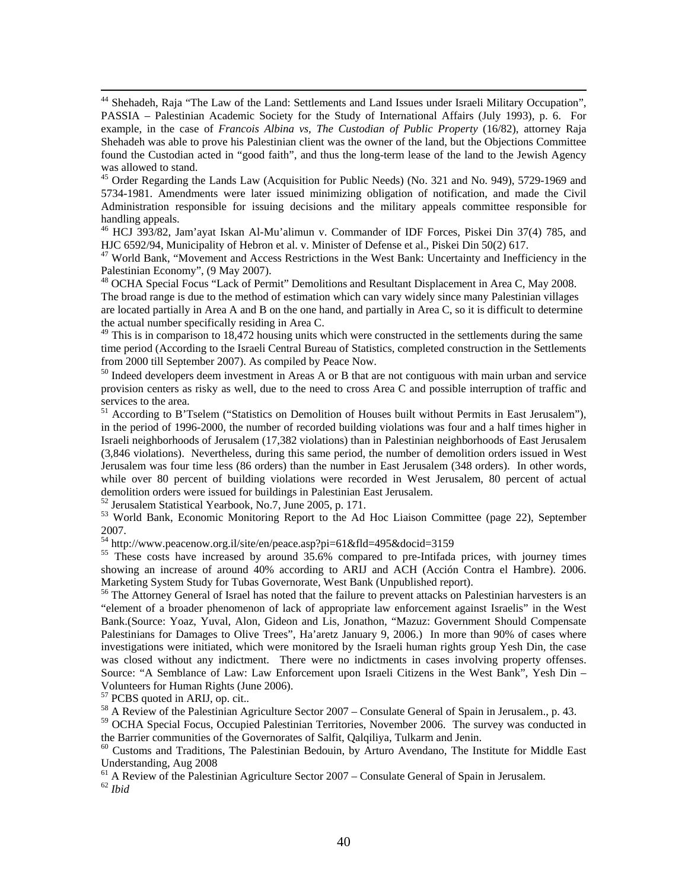[44] Shehadeh, Raja "The Law of the Land: Settlements and Land Issues under Israeli Military Occupation", PASSIA – Palestinian Academic Society for the Study of International Affairs (July 1993), p. 6. For example, in the case of *Francois Albina vs, The Custodian of Public Property* (16/82), attorney Raja Shehadeh was able to prove his Palestinian client was the owner of the land, but the Objections Committee found the Custodian acted in "good faith", and thus the long-term lease of the land to the Jewish Agency was allowed to stand.

[45] Order Regarding the Lands Law (Acquisition for Public Needs) (No. 321 and No. 949), 5729-1969 and 5734-1981. Amendments were later issued minimizing obligation of notification, and made the Civil Administration responsible for issuing decisions and the military appeals committee responsible for handling appeals.

[46] HCJ 393/82, Jam'ayat Iskan Al-Mu'alimun v. Commander of IDF Forces, Piskei Din 37(4) 785, and HJC 6592/94, Municipality of Hebron et al. v. Minister of Defense et al., Piskei Din 50(2) 617.

[47] World Bank, "Movement and Access Restrictions in the West Bank: Uncertainty and Inefficiency in the Palestinian Economy", (9 May 2007).

[48] OCHA Special Focus "Lack of Permit" Demolitions and Resultant Displacement in Area C, May 2008. The broad range is due to the method of estimation which can vary widely since many Palestinian villages are located partially in Area A and B on the one hand, and partially in Area C, so it is difficult to determine the actual number specifically residing in Area C.

[49] This is in comparison to 18,472 housing units which were constructed in the settlements during the same time period (According to the Israeli Central Bureau of Statistics, completed construction in the Settlements from 2000 till September 2007). As compiled by Peace Now.

[50] Indeed developers deem investment in Areas A or B that are not contiguous with main urban and service provision centers as risky as well, due to the need to cross Area C and possible interruption of traffic and services to the area.

[51] According to B'Tselem ("Statistics on Demolition of Houses built without Permits in East Jerusalem"), in the period of 1996-2000, the number of recorded building violations was four and a half times higher in Israeli neighborhoods of Jerusalem (17,382 violations) than in Palestinian neighborhoods of East Jerusalem (3,846 violations). Nevertheless, during this same period, the number of demolition orders issued in West Jerusalem was four time less (86 orders) than the number in East Jerusalem (348 orders). In other words, while over 80 percent of building violations were recorded in West Jerusalem, 80 percent of actual demolition orders were issued for buildings in Palestinian East Jerusalem.

[52] Jerusalem Statistical Yearbook, No.7, June 2005, p. 171.

[53] World Bank, Economic Monitoring Report to the Ad Hoc Liaison Committee (page 22), September 2007.

[54] http://www.peacenow.org.il/site/en/peace.asp?pi=61&fld=495&docid=3159

[55] These costs have increased by around 35.6% compared to pre-Intifada prices, with journey times showing an increase of around 40% according to ARIJ and ACH (Acción Contra el Hambre). 2006. Marketing System Study for Tubas Governorate, West Bank (Unpublished report).

[56] The Attorney General of Israel has noted that the failure to prevent attacks on Palestinian harvesters is an "element of a broader phenomenon of lack of appropriate law enforcement against Israelis" in the West Bank.(Source: Yoaz, Yuval, Alon, Gideon and Lis, Jonathon, "Mazuz: Government Should Compensate Palestinians for Damages to Olive Trees", Ha'aretz January 9, 2006.) In more than 90% of cases where investigations were initiated, which were monitored by the Israeli human rights group Yesh Din, the case was closed without any indictment. There were no indictments in cases involving property offenses. Source: "A Semblance of Law: Law Enforcement upon Israeli Citizens in the West Bank", Yesh Din – Volunteers for Human Rights (June 2006).

[57] PCBS quoted in ARIJ, op. cit..

[58] A Review of the Palestinian Agriculture Sector 2007 – Consulate General of Spain in Jerusalem., p. 43.

[59] OCHA Special Focus, Occupied Palestinian Territories, November 2006. The survey was conducted in the Barrier communities of the Governorates of Salfit, Qalqiliya, Tulkarm and Jenin.

[60] Customs and Traditions, The Palestinian Bedouin, by Arturo Avendano, The Institute for Middle East Understanding, Aug 2008

[61] A Review of the Palestinian Agriculture Sector 2007 – Consulate General of Spain in Jerusalem.

[62] *Ibid*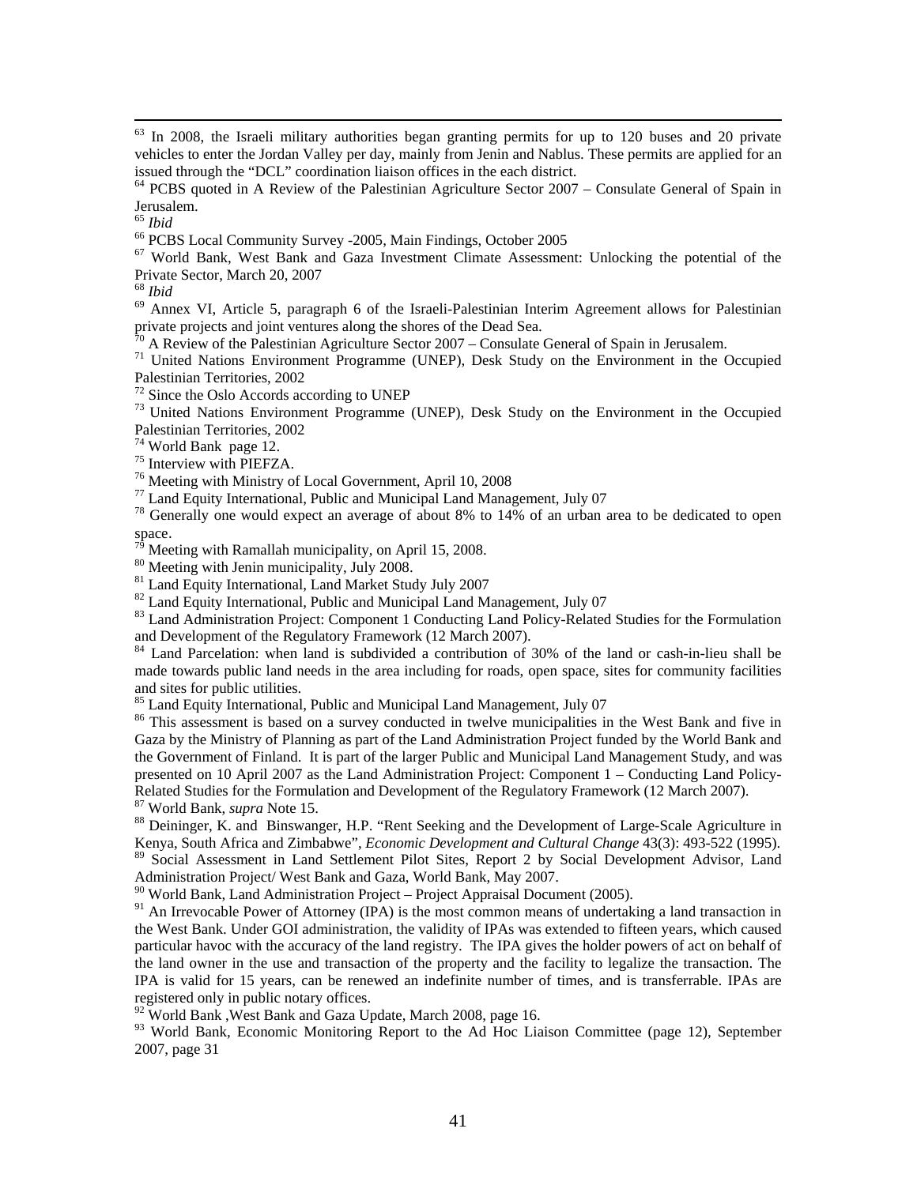[63] In 2008, the Israeli military authorities began granting permits for up to 120 buses and 20 private vehicles to enter the Jordan Valley per day, mainly from Jenin and Nablus. These permits are applied for an issued through the "DCL" coordination liaison offices in the each district.

[64] PCBS quoted in A Review of the Palestinian Agriculture Sector 2007 – Consulate General of Spain in Jerusalem.

[65] *Ibid*

[66] PCBS Local Community Survey -2005, Main Findings, October 2005

[67] World Bank, West Bank and Gaza Investment Climate Assessment: Unlocking the potential of the Private Sector, March 20, 2007

[68] *Ibid*

[69] Annex VI, Article 5, paragraph 6 of the Israeli-Palestinian Interim Agreement allows for Palestinian private projects and joint ventures along the shores of the Dead Sea.

[70] A Review of the Palestinian Agriculture Sector 2007 – Consulate General of Spain in Jerusalem.

[71] United Nations Environment Programme (UNEP), Desk Study on the Environment in the Occupied Palestinian Territories, 2002

[72] Since the Oslo Accords according to UNEP

[73] United Nations Environment Programme (UNEP), Desk Study on the Environment in the Occupied Palestinian Territories, 2002

[74] World Bank page 12.

[75] Interview with PIEFZA.

[76] Meeting with Ministry of Local Government, April 10, 2008

[77] Land Equity International, Public and Municipal Land Management, July 07

[78] Generally one would expect an average of about 8% to 14% of an urban area to be dedicated to open space.

[79] Meeting with Ramallah municipality, on April 15, 2008.

[80] Meeting with Jenin municipality, July 2008.

[81] Land Equity International, Land Market Study July 2007

[82] Land Equity International, Public and Municipal Land Management, July 07

[83] Land Administration Project: Component 1 Conducting Land Policy-Related Studies for the Formulation and Development of the Regulatory Framework (12 March 2007).

[84] Land Parcelation: when land is subdivided a contribution of 30% of the land or cash-in-lieu shall be made towards public land needs in the area including for roads, open space, sites for community facilities and sites for public utilities.

[85] Land Equity International, Public and Municipal Land Management, July 07

[86] This assessment is based on a survey conducted in twelve municipalities in the West Bank and five in Gaza by the Ministry of Planning as part of the Land Administration Project funded by the World Bank and the Government of Finland. It is part of the larger Public and Municipal Land Management Study, and was presented on 10 April 2007 as the Land Administration Project: Component 1 – Conducting Land Policy-Related Studies for the Formulation and Development of the Regulatory Framework (12 March 2007).

[87] World Bank, *supra* Note 15.

[88] Deininger, K. and Binswanger, H.P. "Rent Seeking and the Development of Large-Scale Agriculture in Kenya, South Africa and Zimbabwe", *Economic Development and Cultural Change* 43(3): 493-522 (1995).

[89] Social Assessment in Land Settlement Pilot Sites, Report 2 by Social Development Advisor, Land Administration Project/ West Bank and Gaza, World Bank, May 2007.

[90] World Bank, Land Administration Project – Project Appraisal Document (2005).

[91] An Irrevocable Power of Attorney (IPA) is the most common means of undertaking a land transaction in the West Bank. Under GOI administration, the validity of IPAs was extended to fifteen years, which caused particular havoc with the accuracy of the land registry. The IPA gives the holder powers of act on behalf of the land owner in the use and transaction of the property and the facility to legalize the transaction. The IPA is valid for 15 years, can be renewed an indefinite number of times, and is transferrable. IPAs are registered only in public notary offices.

[92] World Bank ,West Bank and Gaza Update, March 2008, page 16.

[93] World Bank, Economic Monitoring Report to the Ad Hoc Liaison Committee (page 12), September 2007, page 31